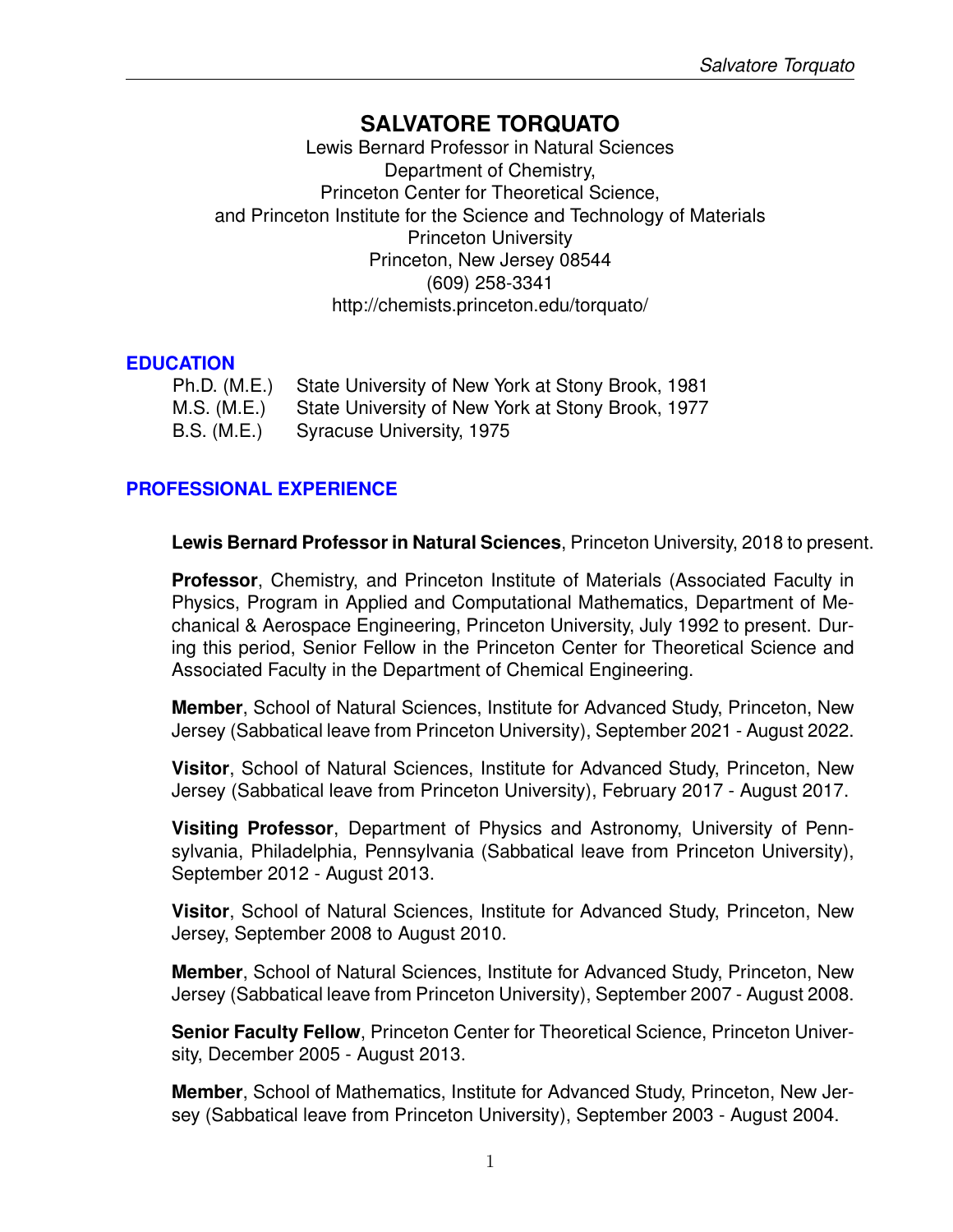# SALVATORE TORQUATO

Lewis Bernard Professor in Natural Sciences
Department of Chemistry,
Princeton Center for Theoretical Science,
and Princeton Institute for the Science and Technology of Materials
Princeton University
Princeton, New Jersey 08544
(609) 258-3341
http://chemists.princeton.edu/torquato/

## EDUCATION

| | |
|---|---|
| Ph.D. (M.E.) | State University of New York at Stony Brook, 1981 |
| M.S. (M.E.) | State University of New York at Stony Brook, 1977 |
| B.S. (M.E.) | Syracuse University, 1975 |

## PROFESSIONAL EXPERIENCE

**Lewis Bernard Professor in Natural Sciences**, Princeton University, 2018 to present.

**Professor**, Chemistry, and Princeton Institute of Materials (Associated Faculty in Physics, Program in Applied and Computational Mathematics, Department of Mechanical & Aerospace Engineering, Princeton University, July 1992 to present. During this period, Senior Fellow in the Princeton Center for Theoretical Science and Associated Faculty in the Department of Chemical Engineering.

**Member**, School of Natural Sciences, Institute for Advanced Study, Princeton, New Jersey (Sabbatical leave from Princeton University), September 2021 - August 2022.

**Visitor**, School of Natural Sciences, Institute for Advanced Study, Princeton, New Jersey (Sabbatical leave from Princeton University), February 2017 - August 2017.

**Visiting Professor**, Department of Physics and Astronomy, University of Pennsylvania, Philadelphia, Pennsylvania (Sabbatical leave from Princeton University), September 2012 - August 2013.

**Visitor**, School of Natural Sciences, Institute for Advanced Study, Princeton, New Jersey, September 2008 to August 2010.

**Member**, School of Natural Sciences, Institute for Advanced Study, Princeton, New Jersey (Sabbatical leave from Princeton University), September 2007 - August 2008.

**Senior Faculty Fellow**, Princeton Center for Theoretical Science, Princeton University, December 2005 - August 2013.

**Member**, School of Mathematics, Institute for Advanced Study, Princeton, New Jersey (Sabbatical leave from Princeton University), September 2003 - August 2004.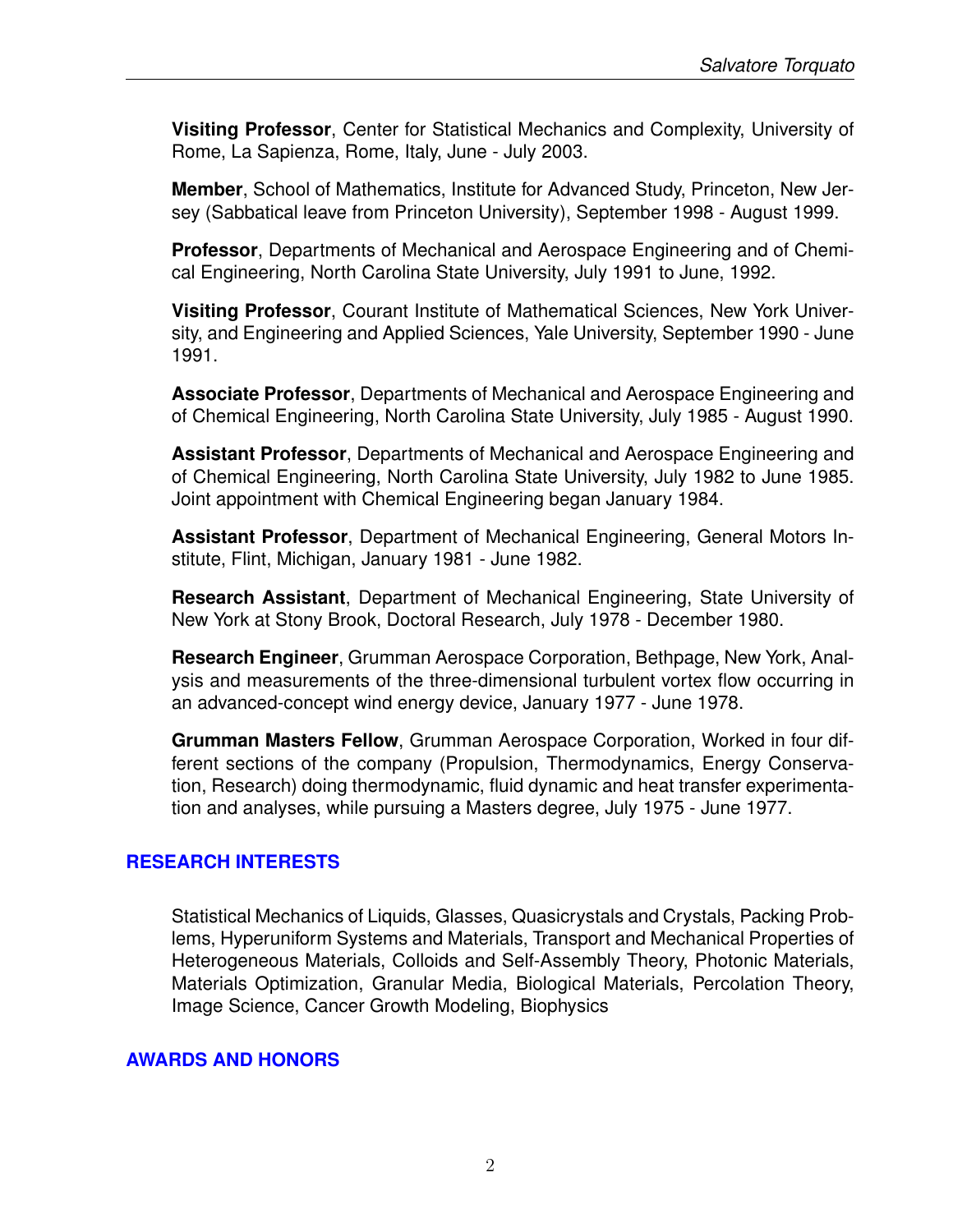**Visiting Professor**, Center for Statistical Mechanics and Complexity, University of Rome, La Sapienza, Rome, Italy, June - July 2003.

**Member**, School of Mathematics, Institute for Advanced Study, Princeton, New Jersey (Sabbatical leave from Princeton University), September 1998 - August 1999.

**Professor**, Departments of Mechanical and Aerospace Engineering and of Chemical Engineering, North Carolina State University, July 1991 to June, 1992.

**Visiting Professor**, Courant Institute of Mathematical Sciences, New York University, and Engineering and Applied Sciences, Yale University, September 1990 - June 1991.

**Associate Professor**, Departments of Mechanical and Aerospace Engineering and of Chemical Engineering, North Carolina State University, July 1985 - August 1990.

**Assistant Professor**, Departments of Mechanical and Aerospace Engineering and of Chemical Engineering, North Carolina State University, July 1982 to June 1985. Joint appointment with Chemical Engineering began January 1984.

**Assistant Professor**, Department of Mechanical Engineering, General Motors Institute, Flint, Michigan, January 1981 - June 1982.

**Research Assistant**, Department of Mechanical Engineering, State University of New York at Stony Brook, Doctoral Research, July 1978 - December 1980.

**Research Engineer**, Grumman Aerospace Corporation, Bethpage, New York, Analysis and measurements of the three-dimensional turbulent vortex flow occurring in an advanced-concept wind energy device, January 1977 - June 1978.

**Grumman Masters Fellow**, Grumman Aerospace Corporation, Worked in four different sections of the company (Propulsion, Thermodynamics, Energy Conservation, Research) doing thermodynamic, fluid dynamic and heat transfer experimentation and analyses, while pursuing a Masters degree, July 1975 - June 1977.

## RESEARCH INTERESTS

Statistical Mechanics of Liquids, Glasses, Quasicrystals and Crystals, Packing Problems, Hyperuniform Systems and Materials, Transport and Mechanical Properties of Heterogeneous Materials, Colloids and Self-Assembly Theory, Photonic Materials, Materials Optimization, Granular Media, Biological Materials, Percolation Theory, Image Science, Cancer Growth Modeling, Biophysics

## AWARDS AND HONORS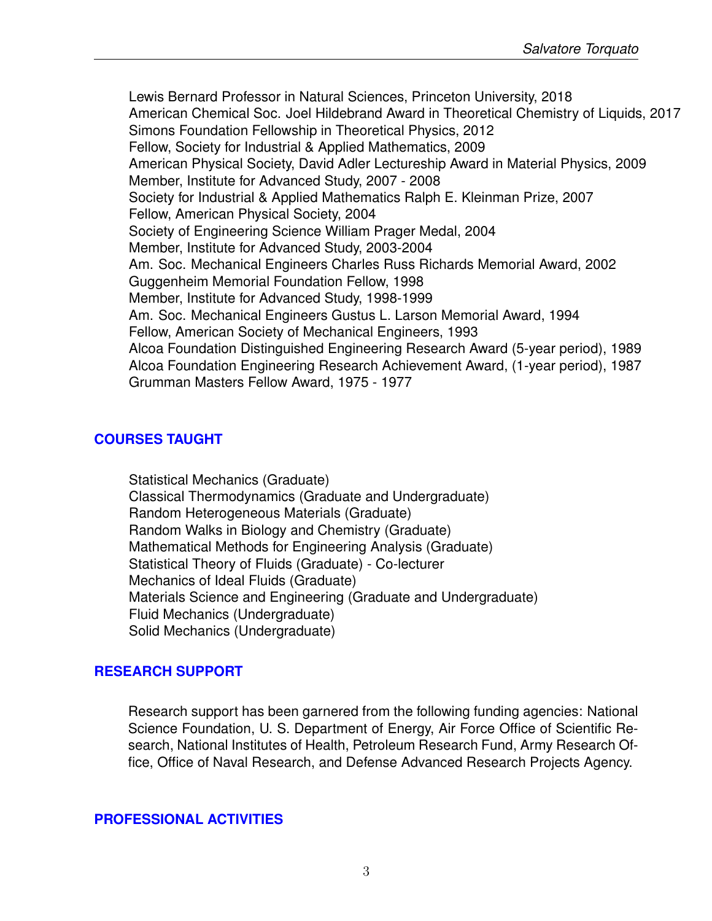Lewis Bernard Professor in Natural Sciences, Princeton University, 2018
American Chemical Soc. Joel Hildebrand Award in Theoretical Chemistry of Liquids, 2017
Simons Foundation Fellowship in Theoretical Physics, 2012
Fellow, Society for Industrial & Applied Mathematics, 2009
American Physical Society, David Adler Lectureship Award in Material Physics, 2009
Member, Institute for Advanced Study, 2007 - 2008
Society for Industrial & Applied Mathematics Ralph E. Kleinman Prize, 2007
Fellow, American Physical Society, 2004
Society of Engineering Science William Prager Medal, 2004
Member, Institute for Advanced Study, 2003-2004
Am. Soc. Mechanical Engineers Charles Russ Richards Memorial Award, 2002
Guggenheim Memorial Foundation Fellow, 1998
Member, Institute for Advanced Study, 1998-1999
Am. Soc. Mechanical Engineers Gustus L. Larson Memorial Award, 1994
Fellow, American Society of Mechanical Engineers, 1993
Alcoa Foundation Distinguished Engineering Research Award (5-year period), 1989
Alcoa Foundation Engineering Research Achievement Award, (1-year period), 1987
Grumman Masters Fellow Award, 1975 - 1977

## COURSES TAUGHT

Statistical Mechanics (Graduate)
Classical Thermodynamics (Graduate and Undergraduate)
Random Heterogeneous Materials (Graduate)
Random Walks in Biology and Chemistry (Graduate)
Mathematical Methods for Engineering Analysis (Graduate)
Statistical Theory of Fluids (Graduate) - Co-lecturer
Mechanics of Ideal Fluids (Graduate)
Materials Science and Engineering (Graduate and Undergraduate)
Fluid Mechanics (Undergraduate)
Solid Mechanics (Undergraduate)

## RESEARCH SUPPORT

Research support has been garnered from the following funding agencies: National Science Foundation, U. S. Department of Energy, Air Force Office of Scientific Research, National Institutes of Health, Petroleum Research Fund, Army Research Office, Office of Naval Research, and Defense Advanced Research Projects Agency.

## PROFESSIONAL ACTIVITIES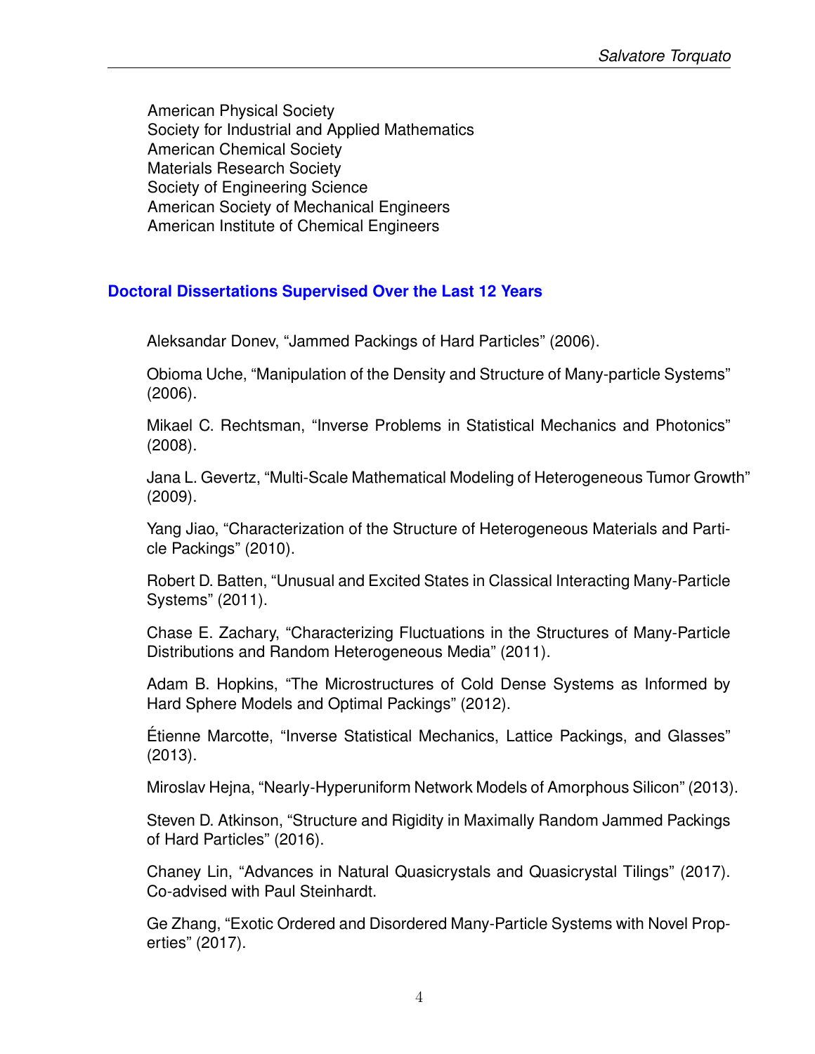American Physical Society
Society for Industrial and Applied Mathematics
American Chemical Society
Materials Research Society
Society of Engineering Science
American Society of Mechanical Engineers
American Institute of Chemical Engineers

## Doctoral Dissertations Supervised Over the Last 12 Years

Aleksandar Donev, "Jammed Packings of Hard Particles" (2006).

Obioma Uche, "Manipulation of the Density and Structure of Many-particle Systems" (2006).

Mikael C. Rechtsman, "Inverse Problems in Statistical Mechanics and Photonics" (2008).

Jana L. Gevertz, "Multi-Scale Mathematical Modeling of Heterogeneous Tumor Growth" (2009).

Yang Jiao, "Characterization of the Structure of Heterogeneous Materials and Particle Packings" (2010).

Robert D. Batten, "Unusual and Excited States in Classical Interacting Many-Particle Systems" (2011).

Chase E. Zachary, "Characterizing Fluctuations in the Structures of Many-Particle Distributions and Random Heterogeneous Media" (2011).

Adam B. Hopkins, "The Microstructures of Cold Dense Systems as Informed by Hard Sphere Models and Optimal Packings" (2012).

Étienne Marcotte, "Inverse Statistical Mechanics, Lattice Packings, and Glasses" (2013).

Miroslav Hejna, "Nearly-Hyperuniform Network Models of Amorphous Silicon" (2013).

Steven D. Atkinson, "Structure and Rigidity in Maximally Random Jammed Packings of Hard Particles" (2016).

Chaney Lin, "Advances in Natural Quasicrystals and Quasicrystal Tilings" (2017). Co-advised with Paul Steinhardt.

Ge Zhang, "Exotic Ordered and Disordered Many-Particle Systems with Novel Properties" (2017).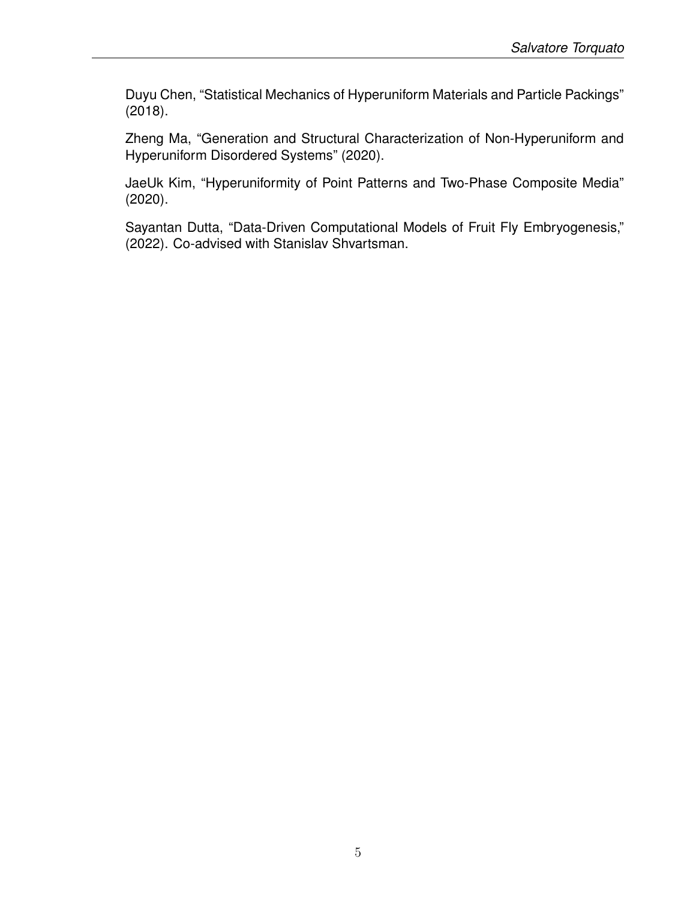Duyu Chen, "Statistical Mechanics of Hyperuniform Materials and Particle Packings" (2018).

Zheng Ma, "Generation and Structural Characterization of Non-Hyperuniform and Hyperuniform Disordered Systems" (2020).

JaeUk Kim, "Hyperuniformity of Point Patterns and Two-Phase Composite Media" (2020).

Sayantan Dutta, "Data-Driven Computational Models of Fruit Fly Embryogenesis," (2022). Co-advised with Stanislav Shvartsman.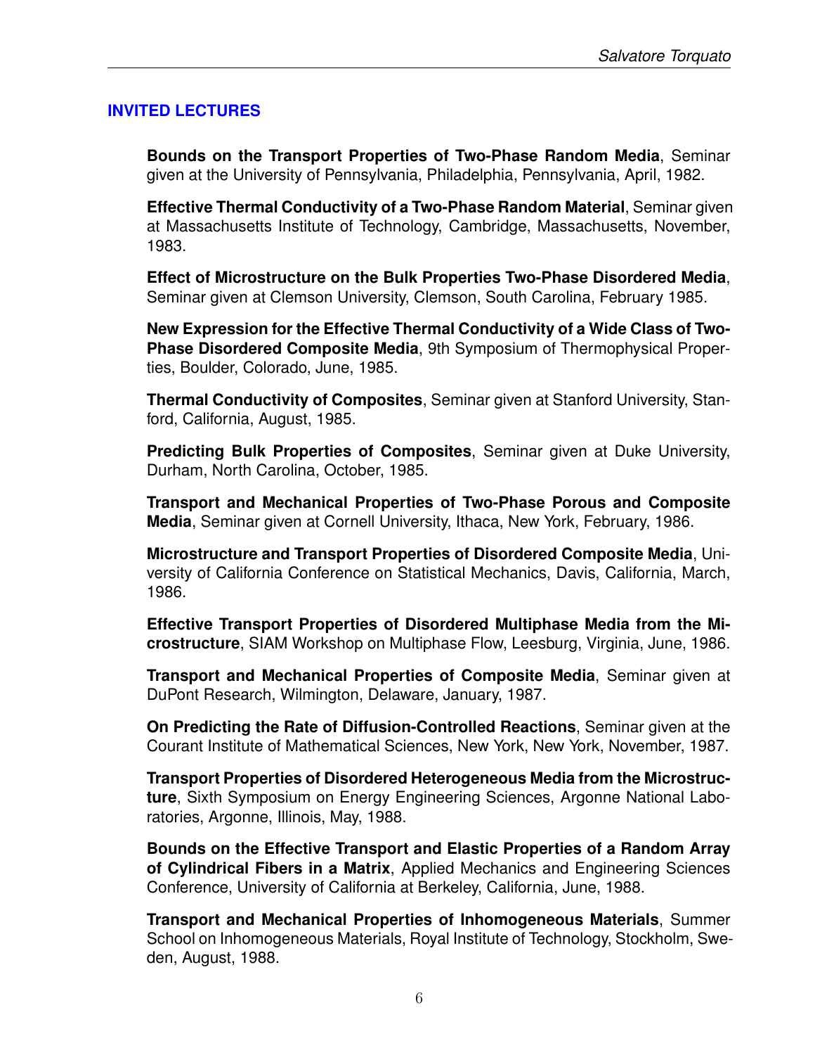## INVITED LECTURES

**Bounds on the Transport Properties of Two-Phase Random Media**, Seminar given at the University of Pennsylvania, Philadelphia, Pennsylvania, April, 1982.

**Effective Thermal Conductivity of a Two-Phase Random Material**, Seminar given at Massachusetts Institute of Technology, Cambridge, Massachusetts, November, 1983.

**Effect of Microstructure on the Bulk Properties Two-Phase Disordered Media**, Seminar given at Clemson University, Clemson, South Carolina, February 1985.

**New Expression for the Effective Thermal Conductivity of a Wide Class of Two-Phase Disordered Composite Media**, 9th Symposium of Thermophysical Properties, Boulder, Colorado, June, 1985.

**Thermal Conductivity of Composites**, Seminar given at Stanford University, Stanford, California, August, 1985.

**Predicting Bulk Properties of Composites**, Seminar given at Duke University, Durham, North Carolina, October, 1985.

**Transport and Mechanical Properties of Two-Phase Porous and Composite Media**, Seminar given at Cornell University, Ithaca, New York, February, 1986.

**Microstructure and Transport Properties of Disordered Composite Media**, University of California Conference on Statistical Mechanics, Davis, California, March, 1986.

**Effective Transport Properties of Disordered Multiphase Media from the Microstructure**, SIAM Workshop on Multiphase Flow, Leesburg, Virginia, June, 1986.

**Transport and Mechanical Properties of Composite Media**, Seminar given at DuPont Research, Wilmington, Delaware, January, 1987.

**On Predicting the Rate of Diffusion-Controlled Reactions**, Seminar given at the Courant Institute of Mathematical Sciences, New York, New York, November, 1987.

**Transport Properties of Disordered Heterogeneous Media from the Microstructure**, Sixth Symposium on Energy Engineering Sciences, Argonne National Laboratories, Argonne, Illinois, May, 1988.

**Bounds on the Effective Transport and Elastic Properties of a Random Array of Cylindrical Fibers in a Matrix**, Applied Mechanics and Engineering Sciences Conference, University of California at Berkeley, California, June, 1988.

**Transport and Mechanical Properties of Inhomogeneous Materials**, Summer School on Inhomogeneous Materials, Royal Institute of Technology, Stockholm, Sweden, August, 1988.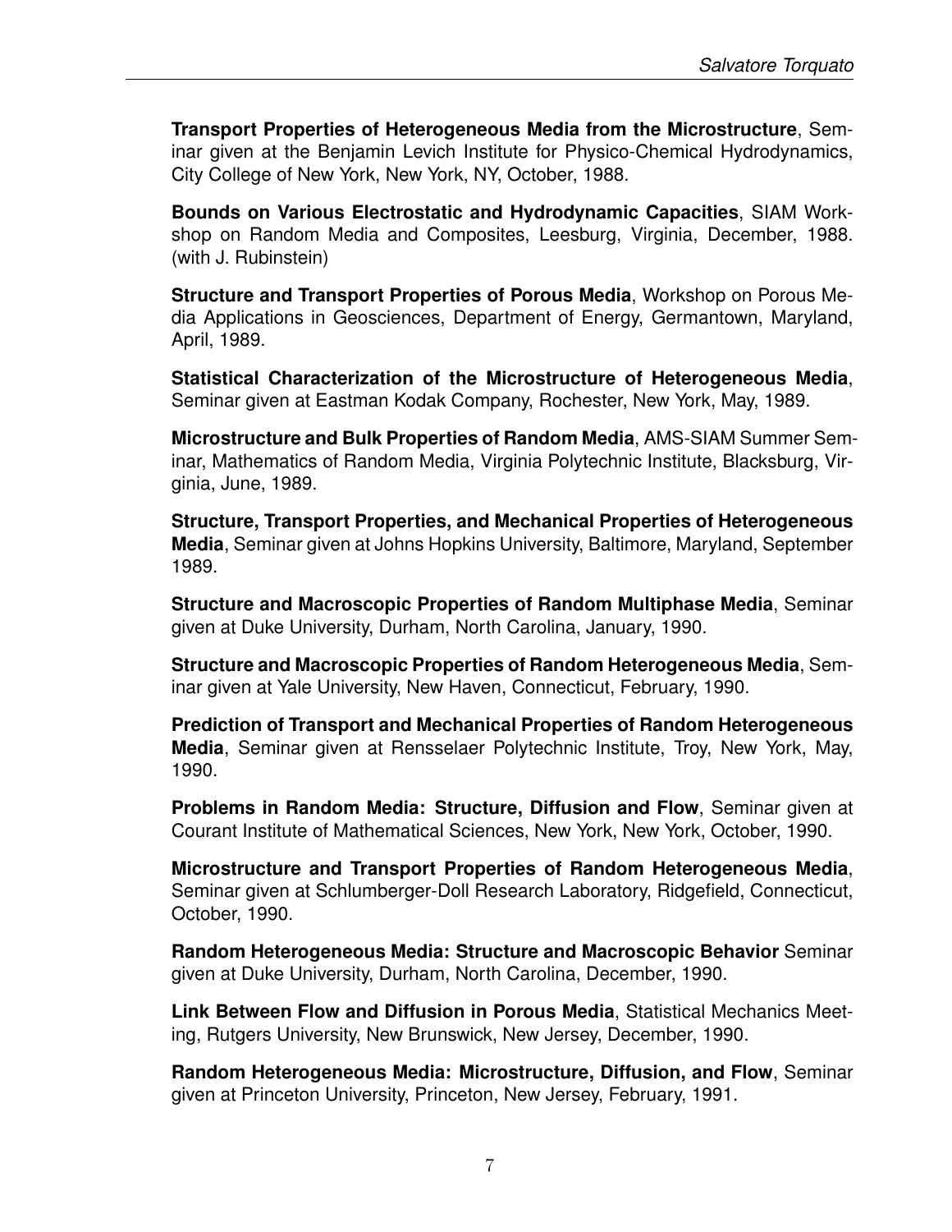**Transport Properties of Heterogeneous Media from the Microstructure**, Seminar given at the Benjamin Levich Institute for Physico-Chemical Hydrodynamics, City College of New York, New York, NY, October, 1988.

**Bounds on Various Electrostatic and Hydrodynamic Capacities**, SIAM Workshop on Random Media and Composites, Leesburg, Virginia, December, 1988. (with J. Rubinstein)

**Structure and Transport Properties of Porous Media**, Workshop on Porous Media Applications in Geosciences, Department of Energy, Germantown, Maryland, April, 1989.

**Statistical Characterization of the Microstructure of Heterogeneous Media**, Seminar given at Eastman Kodak Company, Rochester, New York, May, 1989.

**Microstructure and Bulk Properties of Random Media**, AMS-SIAM Summer Seminar, Mathematics of Random Media, Virginia Polytechnic Institute, Blacksburg, Virginia, June, 1989.

**Structure, Transport Properties, and Mechanical Properties of Heterogeneous Media**, Seminar given at Johns Hopkins University, Baltimore, Maryland, September 1989.

**Structure and Macroscopic Properties of Random Multiphase Media**, Seminar given at Duke University, Durham, North Carolina, January, 1990.

**Structure and Macroscopic Properties of Random Heterogeneous Media**, Seminar given at Yale University, New Haven, Connecticut, February, 1990.

**Prediction of Transport and Mechanical Properties of Random Heterogeneous Media**, Seminar given at Rensselaer Polytechnic Institute, Troy, New York, May, 1990.

**Problems in Random Media: Structure, Diffusion and Flow**, Seminar given at Courant Institute of Mathematical Sciences, New York, New York, October, 1990.

**Microstructure and Transport Properties of Random Heterogeneous Media**, Seminar given at Schlumberger-Doll Research Laboratory, Ridgefield, Connecticut, October, 1990.

**Random Heterogeneous Media: Structure and Macroscopic Behavior** Seminar given at Duke University, Durham, North Carolina, December, 1990.

**Link Between Flow and Diffusion in Porous Media**, Statistical Mechanics Meeting, Rutgers University, New Brunswick, New Jersey, December, 1990.

**Random Heterogeneous Media: Microstructure, Diffusion, and Flow**, Seminar given at Princeton University, Princeton, New Jersey, February, 1991.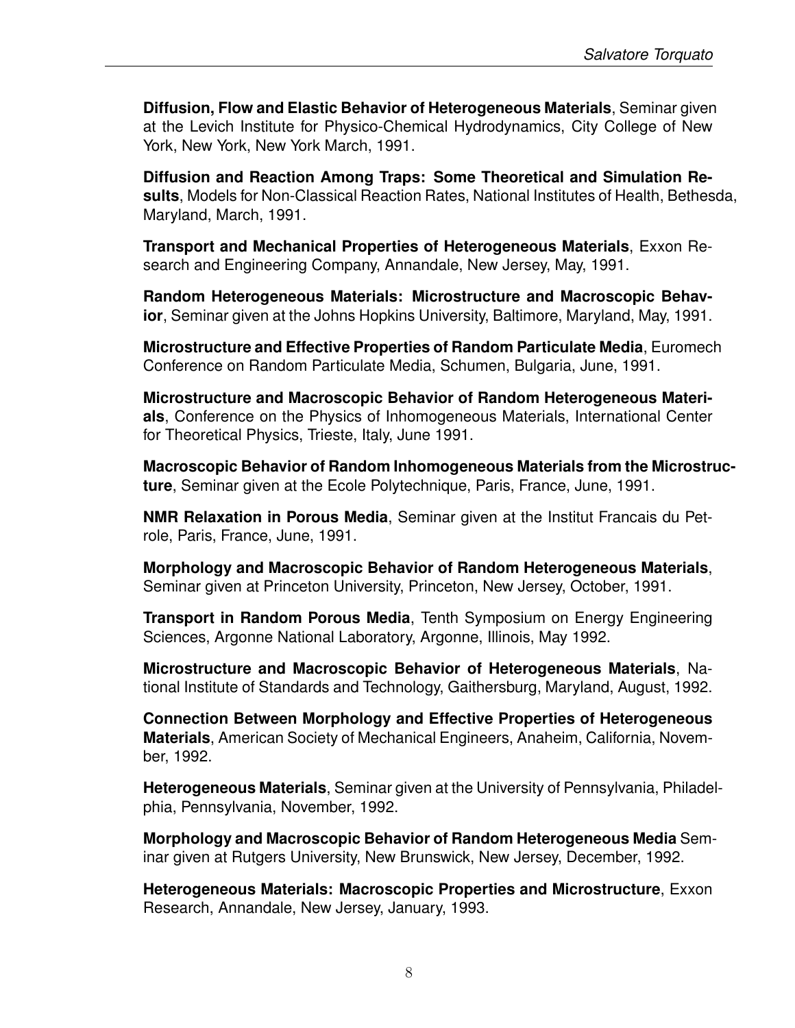**Diffusion, Flow and Elastic Behavior of Heterogeneous Materials**, Seminar given at the Levich Institute for Physico-Chemical Hydrodynamics, City College of New York, New York, New York March, 1991.

**Diffusion and Reaction Among Traps: Some Theoretical and Simulation Results**, Models for Non-Classical Reaction Rates, National Institutes of Health, Bethesda, Maryland, March, 1991.

**Transport and Mechanical Properties of Heterogeneous Materials**, Exxon Research and Engineering Company, Annandale, New Jersey, May, 1991.

**Random Heterogeneous Materials: Microstructure and Macroscopic Behavior**, Seminar given at the Johns Hopkins University, Baltimore, Maryland, May, 1991.

**Microstructure and Effective Properties of Random Particulate Media**, Euromech Conference on Random Particulate Media, Schumen, Bulgaria, June, 1991.

**Microstructure and Macroscopic Behavior of Random Heterogeneous Materials**, Conference on the Physics of Inhomogeneous Materials, International Center for Theoretical Physics, Trieste, Italy, June 1991.

**Macroscopic Behavior of Random Inhomogeneous Materials from the Microstructure**, Seminar given at the Ecole Polytechnique, Paris, France, June, 1991.

**NMR Relaxation in Porous Media**, Seminar given at the Institut Francais du Petrole, Paris, France, June, 1991.

**Morphology and Macroscopic Behavior of Random Heterogeneous Materials**, Seminar given at Princeton University, Princeton, New Jersey, October, 1991.

**Transport in Random Porous Media**, Tenth Symposium on Energy Engineering Sciences, Argonne National Laboratory, Argonne, Illinois, May 1992.

**Microstructure and Macroscopic Behavior of Heterogeneous Materials**, National Institute of Standards and Technology, Gaithersburg, Maryland, August, 1992.

**Connection Between Morphology and Effective Properties of Heterogeneous Materials**, American Society of Mechanical Engineers, Anaheim, California, November, 1992.

**Heterogeneous Materials**, Seminar given at the University of Pennsylvania, Philadelphia, Pennsylvania, November, 1992.

**Morphology and Macroscopic Behavior of Random Heterogeneous Media** Seminar given at Rutgers University, New Brunswick, New Jersey, December, 1992.

**Heterogeneous Materials: Macroscopic Properties and Microstructure**, Exxon Research, Annandale, New Jersey, January, 1993.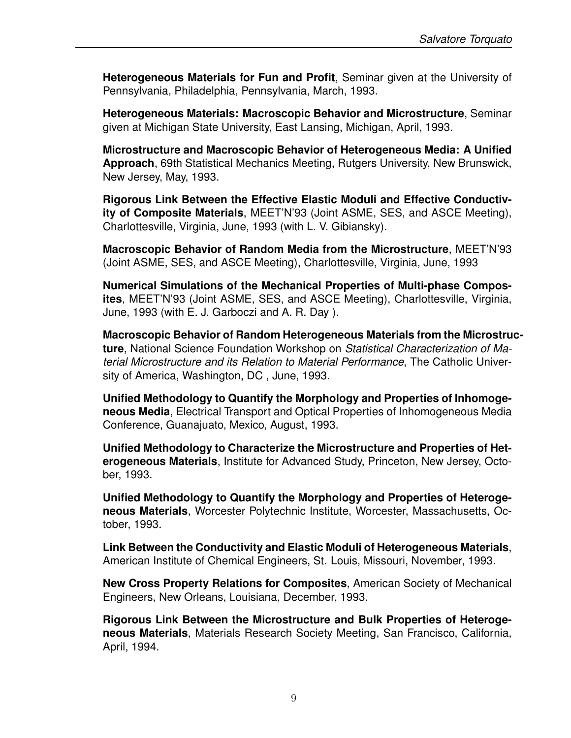**Heterogeneous Materials for Fun and Profit**, Seminar given at the University of Pennsylvania, Philadelphia, Pennsylvania, March, 1993.

**Heterogeneous Materials: Macroscopic Behavior and Microstructure**, Seminar given at Michigan State University, East Lansing, Michigan, April, 1993.

**Microstructure and Macroscopic Behavior of Heterogeneous Media: A Unified Approach**, 69th Statistical Mechanics Meeting, Rutgers University, New Brunswick, New Jersey, May, 1993.

**Rigorous Link Between the Effective Elastic Moduli and Effective Conductivity of Composite Materials**, MEET'N'93 (Joint ASME, SES, and ASCE Meeting), Charlottesville, Virginia, June, 1993 (with L. V. Gibiansky).

**Macroscopic Behavior of Random Media from the Microstructure**, MEET'N'93 (Joint ASME, SES, and ASCE Meeting), Charlottesville, Virginia, June, 1993

**Numerical Simulations of the Mechanical Properties of Multi-phase Composites**, MEET'N'93 (Joint ASME, SES, and ASCE Meeting), Charlottesville, Virginia, June, 1993 (with E. J. Garboczi and A. R. Day ).

**Macroscopic Behavior of Random Heterogeneous Materials from the Microstructure**, National Science Foundation Workshop on *Statistical Characterization of Material Microstructure and its Relation to Material Performance*, The Catholic University of America, Washington, DC , June, 1993.

**Unified Methodology to Quantify the Morphology and Properties of Inhomogeneous Media**, Electrical Transport and Optical Properties of Inhomogeneous Media Conference, Guanajuato, Mexico, August, 1993.

**Unified Methodology to Characterize the Microstructure and Properties of Heterogeneous Materials**, Institute for Advanced Study, Princeton, New Jersey, October, 1993.

**Unified Methodology to Quantify the Morphology and Properties of Heterogeneous Materials**, Worcester Polytechnic Institute, Worcester, Massachusetts, October, 1993.

**Link Between the Conductivity and Elastic Moduli of Heterogeneous Materials**, American Institute of Chemical Engineers, St. Louis, Missouri, November, 1993.

**New Cross Property Relations for Composites**, American Society of Mechanical Engineers, New Orleans, Louisiana, December, 1993.

**Rigorous Link Between the Microstructure and Bulk Properties of Heterogeneous Materials**, Materials Research Society Meeting, San Francisco, California, April, 1994.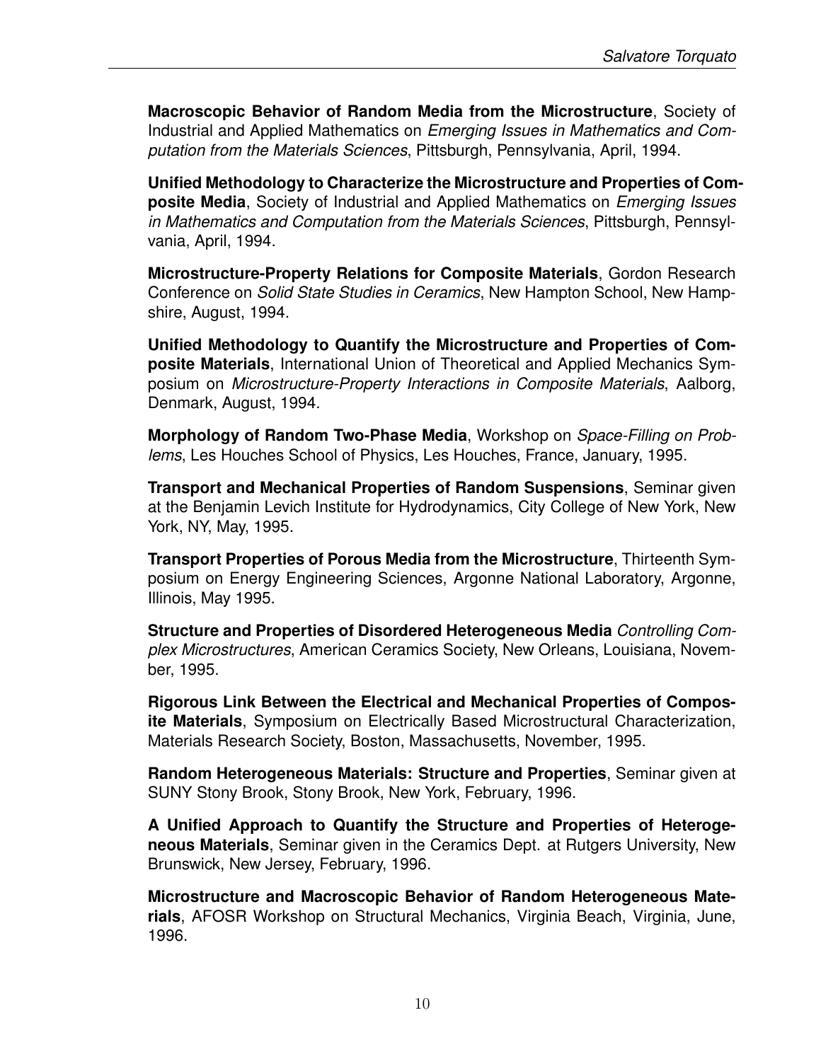**Macroscopic Behavior of Random Media from the Microstructure**, Society of Industrial and Applied Mathematics on *Emerging Issues in Mathematics and Computation from the Materials Sciences*, Pittsburgh, Pennsylvania, April, 1994.

**Unified Methodology to Characterize the Microstructure and Properties of Composite Media**, Society of Industrial and Applied Mathematics on *Emerging Issues in Mathematics and Computation from the Materials Sciences*, Pittsburgh, Pennsylvania, April, 1994.

**Microstructure-Property Relations for Composite Materials**, Gordon Research Conference on *Solid State Studies in Ceramics*, New Hampton School, New Hampshire, August, 1994.

**Unified Methodology to Quantify the Microstructure and Properties of Composite Materials**, International Union of Theoretical and Applied Mechanics Symposium on *Microstructure-Property Interactions in Composite Materials*, Aalborg, Denmark, August, 1994.

**Morphology of Random Two-Phase Media**, Workshop on *Space-Filling on Problems*, Les Houches School of Physics, Les Houches, France, January, 1995.

**Transport and Mechanical Properties of Random Suspensions**, Seminar given at the Benjamin Levich Institute for Hydrodynamics, City College of New York, New York, NY, May, 1995.

**Transport Properties of Porous Media from the Microstructure**, Thirteenth Symposium on Energy Engineering Sciences, Argonne National Laboratory, Argonne, Illinois, May 1995.

**Structure and Properties of Disordered Heterogeneous Media** *Controlling Complex Microstructures*, American Ceramics Society, New Orleans, Louisiana, November, 1995.

**Rigorous Link Between the Electrical and Mechanical Properties of Composite Materials**, Symposium on Electrically Based Microstructural Characterization, Materials Research Society, Boston, Massachusetts, November, 1995.

**Random Heterogeneous Materials: Structure and Properties**, Seminar given at SUNY Stony Brook, Stony Brook, New York, February, 1996.

**A Unified Approach to Quantify the Structure and Properties of Heterogeneous Materials**, Seminar given in the Ceramics Dept. at Rutgers University, New Brunswick, New Jersey, February, 1996.

**Microstructure and Macroscopic Behavior of Random Heterogeneous Materials**, AFOSR Workshop on Structural Mechanics, Virginia Beach, Virginia, June, 1996.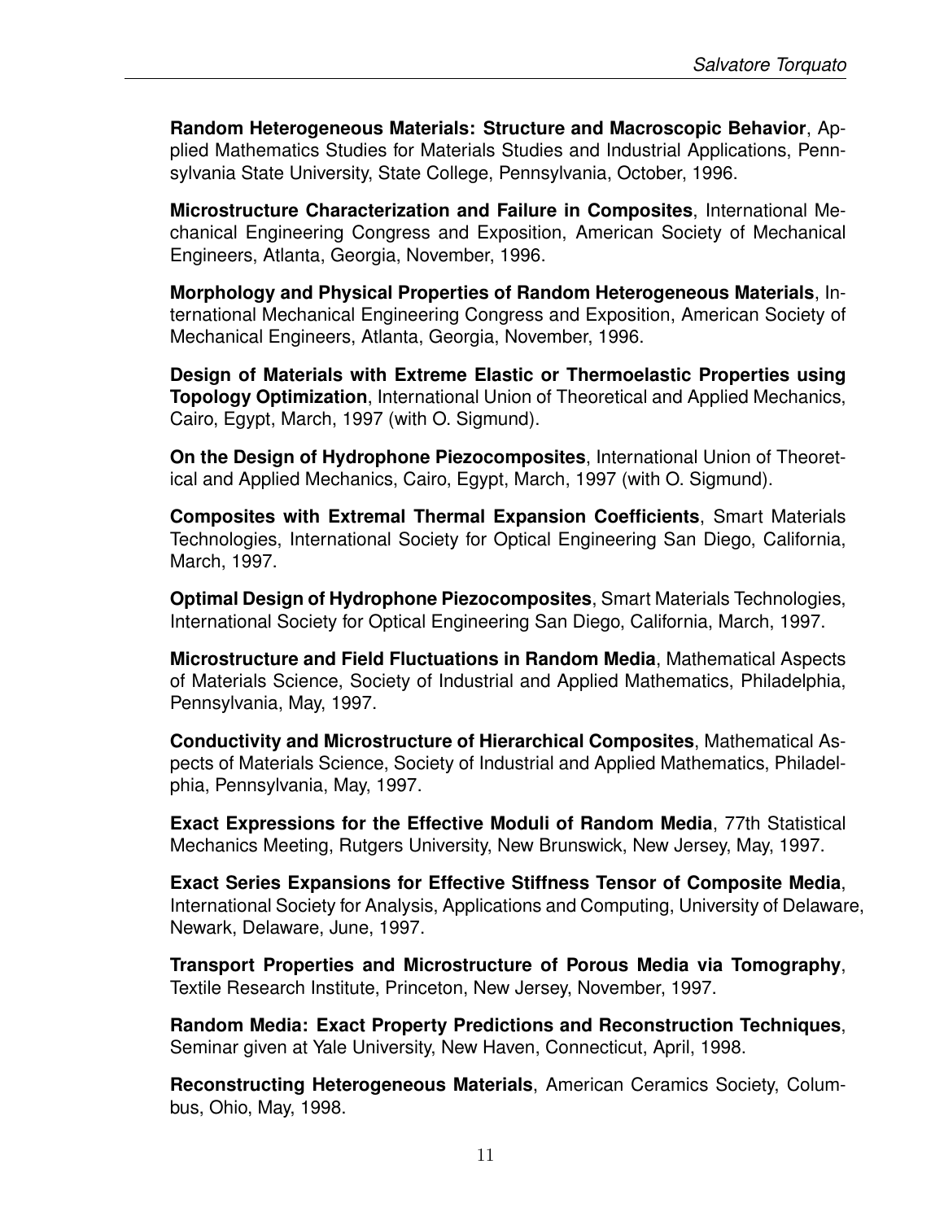**Random Heterogeneous Materials: Structure and Macroscopic Behavior**, Applied Mathematics Studies for Materials Studies and Industrial Applications, Pennsylvania State University, State College, Pennsylvania, October, 1996.

**Microstructure Characterization and Failure in Composites**, International Mechanical Engineering Congress and Exposition, American Society of Mechanical Engineers, Atlanta, Georgia, November, 1996.

**Morphology and Physical Properties of Random Heterogeneous Materials**, International Mechanical Engineering Congress and Exposition, American Society of Mechanical Engineers, Atlanta, Georgia, November, 1996.

**Design of Materials with Extreme Elastic or Thermoelastic Properties using Topology Optimization**, International Union of Theoretical and Applied Mechanics, Cairo, Egypt, March, 1997 (with O. Sigmund).

**On the Design of Hydrophone Piezocomposites**, International Union of Theoretical and Applied Mechanics, Cairo, Egypt, March, 1997 (with O. Sigmund).

**Composites with Extremal Thermal Expansion Coefficients**, Smart Materials Technologies, International Society for Optical Engineering San Diego, California, March, 1997.

**Optimal Design of Hydrophone Piezocomposites**, Smart Materials Technologies, International Society for Optical Engineering San Diego, California, March, 1997.

**Microstructure and Field Fluctuations in Random Media**, Mathematical Aspects of Materials Science, Society of Industrial and Applied Mathematics, Philadelphia, Pennsylvania, May, 1997.

**Conductivity and Microstructure of Hierarchical Composites**, Mathematical Aspects of Materials Science, Society of Industrial and Applied Mathematics, Philadelphia, Pennsylvania, May, 1997.

**Exact Expressions for the Effective Moduli of Random Media**, 77th Statistical Mechanics Meeting, Rutgers University, New Brunswick, New Jersey, May, 1997.

**Exact Series Expansions for Effective Stiffness Tensor of Composite Media**, International Society for Analysis, Applications and Computing, University of Delaware, Newark, Delaware, June, 1997.

**Transport Properties and Microstructure of Porous Media via Tomography**, Textile Research Institute, Princeton, New Jersey, November, 1997.

**Random Media: Exact Property Predictions and Reconstruction Techniques**, Seminar given at Yale University, New Haven, Connecticut, April, 1998.

**Reconstructing Heterogeneous Materials**, American Ceramics Society, Columbus, Ohio, May, 1998.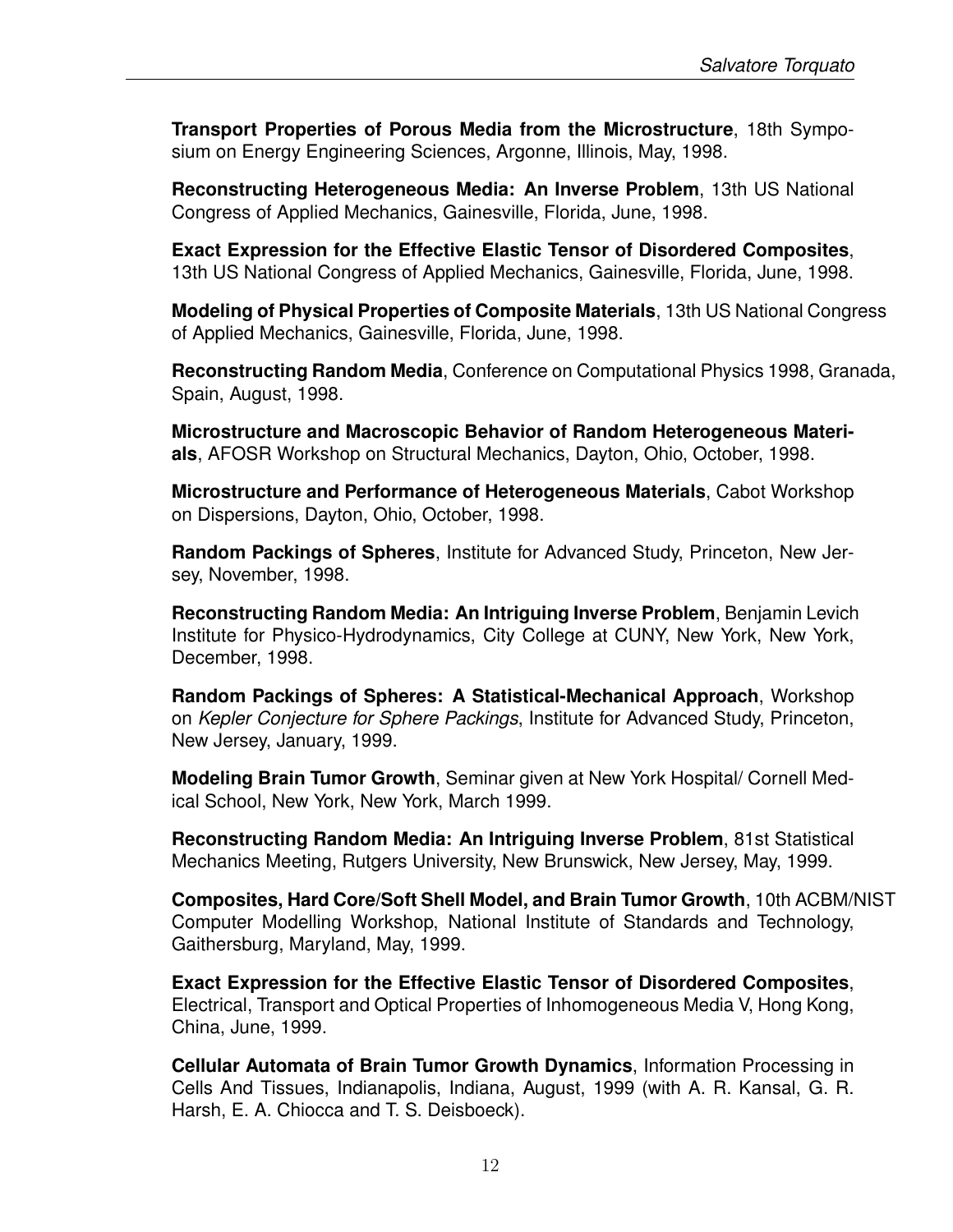**Transport Properties of Porous Media from the Microstructure**, 18th Symposium on Energy Engineering Sciences, Argonne, Illinois, May, 1998.

**Reconstructing Heterogeneous Media: An Inverse Problem**, 13th US National Congress of Applied Mechanics, Gainesville, Florida, June, 1998.

**Exact Expression for the Effective Elastic Tensor of Disordered Composites**, 13th US National Congress of Applied Mechanics, Gainesville, Florida, June, 1998.

**Modeling of Physical Properties of Composite Materials**, 13th US National Congress of Applied Mechanics, Gainesville, Florida, June, 1998.

**Reconstructing Random Media**, Conference on Computational Physics 1998, Granada, Spain, August, 1998.

**Microstructure and Macroscopic Behavior of Random Heterogeneous Materials**, AFOSR Workshop on Structural Mechanics, Dayton, Ohio, October, 1998.

**Microstructure and Performance of Heterogeneous Materials**, Cabot Workshop on Dispersions, Dayton, Ohio, October, 1998.

**Random Packings of Spheres**, Institute for Advanced Study, Princeton, New Jersey, November, 1998.

**Reconstructing Random Media: An Intriguing Inverse Problem**, Benjamin Levich Institute for Physico-Hydrodynamics, City College at CUNY, New York, New York, December, 1998.

**Random Packings of Spheres: A Statistical-Mechanical Approach**, Workshop on *Kepler Conjecture for Sphere Packings*, Institute for Advanced Study, Princeton, New Jersey, January, 1999.

**Modeling Brain Tumor Growth**, Seminar given at New York Hospital/ Cornell Medical School, New York, New York, March 1999.

**Reconstructing Random Media: An Intriguing Inverse Problem**, 81st Statistical Mechanics Meeting, Rutgers University, New Brunswick, New Jersey, May, 1999.

**Composites, Hard Core/Soft Shell Model, and Brain Tumor Growth**, 10th ACBM/NIST Computer Modelling Workshop, National Institute of Standards and Technology, Gaithersburg, Maryland, May, 1999.

**Exact Expression for the Effective Elastic Tensor of Disordered Composites**, Electrical, Transport and Optical Properties of Inhomogeneous Media V, Hong Kong, China, June, 1999.

**Cellular Automata of Brain Tumor Growth Dynamics**, Information Processing in Cells And Tissues, Indianapolis, Indiana, August, 1999 (with A. R. Kansal, G. R. Harsh, E. A. Chiocca and T. S. Deisboeck).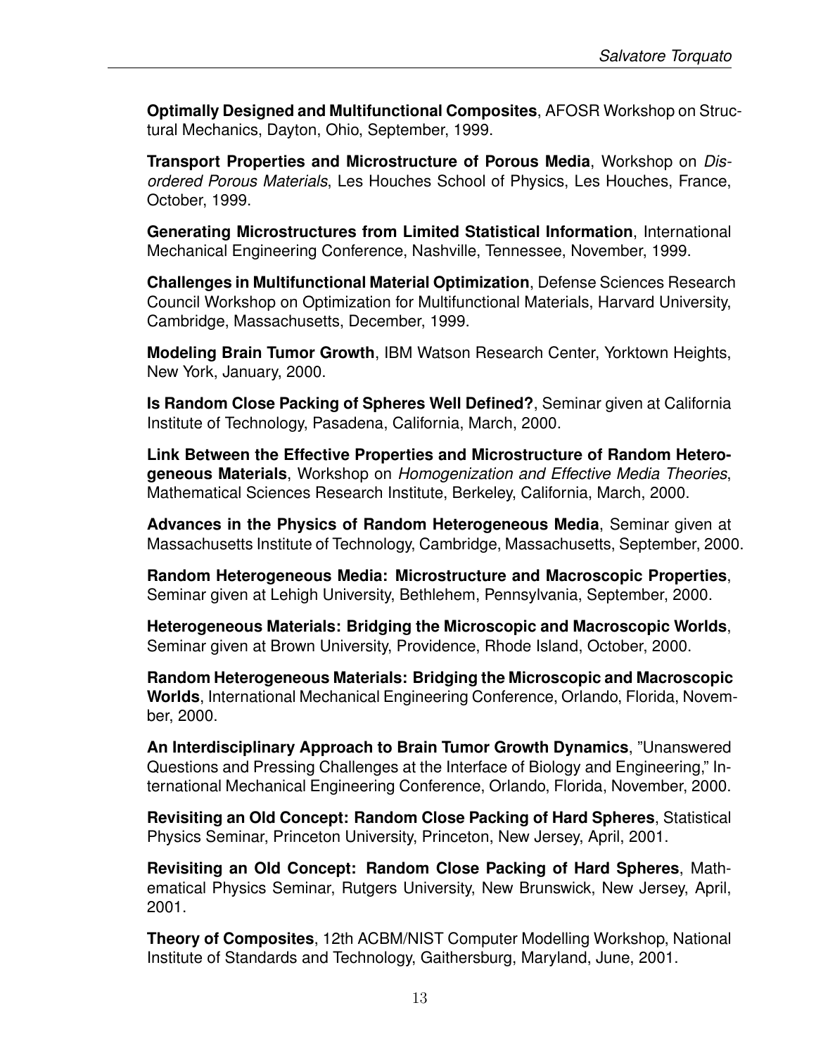**Optimally Designed and Multifunctional Composites**, AFOSR Workshop on Structural Mechanics, Dayton, Ohio, September, 1999.

**Transport Properties and Microstructure of Porous Media**, Workshop on *Disordered Porous Materials*, Les Houches School of Physics, Les Houches, France, October, 1999.

**Generating Microstructures from Limited Statistical Information**, International Mechanical Engineering Conference, Nashville, Tennessee, November, 1999.

**Challenges in Multifunctional Material Optimization**, Defense Sciences Research Council Workshop on Optimization for Multifunctional Materials, Harvard University, Cambridge, Massachusetts, December, 1999.

**Modeling Brain Tumor Growth**, IBM Watson Research Center, Yorktown Heights, New York, January, 2000.

**Is Random Close Packing of Spheres Well Defined?**, Seminar given at California Institute of Technology, Pasadena, California, March, 2000.

**Link Between the Effective Properties and Microstructure of Random Heterogeneous Materials**, Workshop on *Homogenization and Effective Media Theories*, Mathematical Sciences Research Institute, Berkeley, California, March, 2000.

**Advances in the Physics of Random Heterogeneous Media**, Seminar given at Massachusetts Institute of Technology, Cambridge, Massachusetts, September, 2000.

**Random Heterogeneous Media: Microstructure and Macroscopic Properties**, Seminar given at Lehigh University, Bethlehem, Pennsylvania, September, 2000.

**Heterogeneous Materials: Bridging the Microscopic and Macroscopic Worlds**, Seminar given at Brown University, Providence, Rhode Island, October, 2000.

**Random Heterogeneous Materials: Bridging the Microscopic and Macroscopic Worlds**, International Mechanical Engineering Conference, Orlando, Florida, November, 2000.

**An Interdisciplinary Approach to Brain Tumor Growth Dynamics**, "Unanswered Questions and Pressing Challenges at the Interface of Biology and Engineering," International Mechanical Engineering Conference, Orlando, Florida, November, 2000.

**Revisiting an Old Concept: Random Close Packing of Hard Spheres**, Statistical Physics Seminar, Princeton University, Princeton, New Jersey, April, 2001.

**Revisiting an Old Concept: Random Close Packing of Hard Spheres**, Mathematical Physics Seminar, Rutgers University, New Brunswick, New Jersey, April, 2001.

**Theory of Composites**, 12th ACBM/NIST Computer Modelling Workshop, National Institute of Standards and Technology, Gaithersburg, Maryland, June, 2001.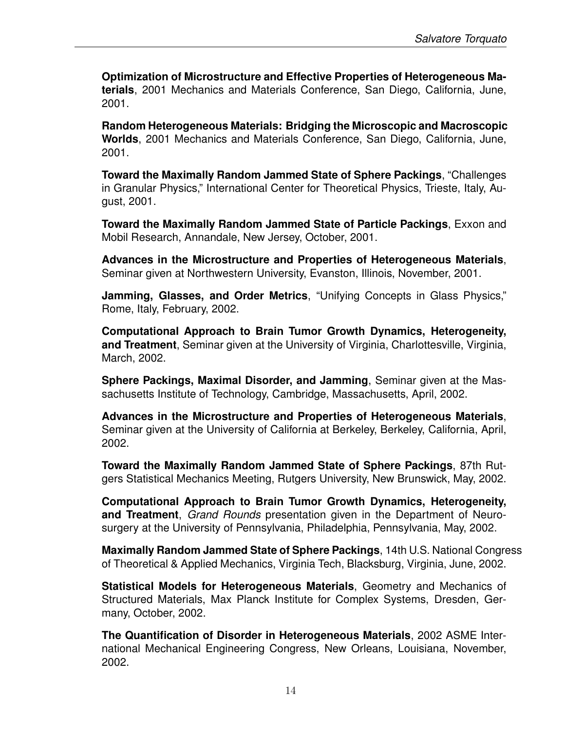**Optimization of Microstructure and Effective Properties of Heterogeneous Materials**, 2001 Mechanics and Materials Conference, San Diego, California, June, 2001.

**Random Heterogeneous Materials: Bridging the Microscopic and Macroscopic Worlds**, 2001 Mechanics and Materials Conference, San Diego, California, June, 2001.

**Toward the Maximally Random Jammed State of Sphere Packings**, "Challenges in Granular Physics," International Center for Theoretical Physics, Trieste, Italy, August, 2001.

**Toward the Maximally Random Jammed State of Particle Packings**, Exxon and Mobil Research, Annandale, New Jersey, October, 2001.

**Advances in the Microstructure and Properties of Heterogeneous Materials**, Seminar given at Northwestern University, Evanston, Illinois, November, 2001.

**Jamming, Glasses, and Order Metrics**, "Unifying Concepts in Glass Physics," Rome, Italy, February, 2002.

**Computational Approach to Brain Tumor Growth Dynamics, Heterogeneity, and Treatment**, Seminar given at the University of Virginia, Charlottesville, Virginia, March, 2002.

**Sphere Packings, Maximal Disorder, and Jamming**, Seminar given at the Massachusetts Institute of Technology, Cambridge, Massachusetts, April, 2002.

**Advances in the Microstructure and Properties of Heterogeneous Materials**, Seminar given at the University of California at Berkeley, Berkeley, California, April, 2002.

**Toward the Maximally Random Jammed State of Sphere Packings**, 87th Rutgers Statistical Mechanics Meeting, Rutgers University, New Brunswick, May, 2002.

**Computational Approach to Brain Tumor Growth Dynamics, Heterogeneity, and Treatment**, *Grand Rounds* presentation given in the Department of Neurosurgery at the University of Pennsylvania, Philadelphia, Pennsylvania, May, 2002.

**Maximally Random Jammed State of Sphere Packings**, 14th U.S. National Congress of Theoretical & Applied Mechanics, Virginia Tech, Blacksburg, Virginia, June, 2002.

**Statistical Models for Heterogeneous Materials**, Geometry and Mechanics of Structured Materials, Max Planck Institute for Complex Systems, Dresden, Germany, October, 2002.

**The Quantification of Disorder in Heterogeneous Materials**, 2002 ASME International Mechanical Engineering Congress, New Orleans, Louisiana, November, 2002.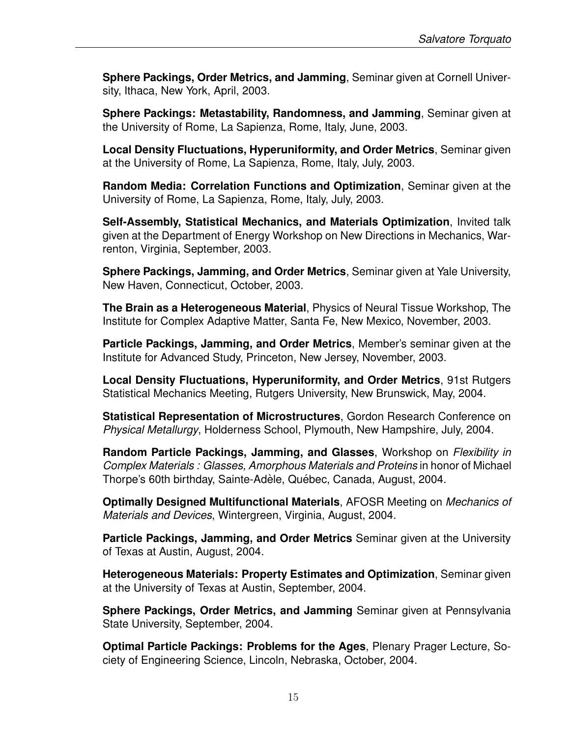**Sphere Packings, Order Metrics, and Jamming**, Seminar given at Cornell University, Ithaca, New York, April, 2003.

**Sphere Packings: Metastability, Randomness, and Jamming**, Seminar given at the University of Rome, La Sapienza, Rome, Italy, June, 2003.

**Local Density Fluctuations, Hyperuniformity, and Order Metrics**, Seminar given at the University of Rome, La Sapienza, Rome, Italy, July, 2003.

**Random Media: Correlation Functions and Optimization**, Seminar given at the University of Rome, La Sapienza, Rome, Italy, July, 2003.

**Self-Assembly, Statistical Mechanics, and Materials Optimization**, Invited talk given at the Department of Energy Workshop on New Directions in Mechanics, Warrenton, Virginia, September, 2003.

**Sphere Packings, Jamming, and Order Metrics**, Seminar given at Yale University, New Haven, Connecticut, October, 2003.

**The Brain as a Heterogeneous Material**, Physics of Neural Tissue Workshop, The Institute for Complex Adaptive Matter, Santa Fe, New Mexico, November, 2003.

**Particle Packings, Jamming, and Order Metrics**, Member's seminar given at the Institute for Advanced Study, Princeton, New Jersey, November, 2003.

**Local Density Fluctuations, Hyperuniformity, and Order Metrics**, 91st Rutgers Statistical Mechanics Meeting, Rutgers University, New Brunswick, May, 2004.

**Statistical Representation of Microstructures**, Gordon Research Conference on *Physical Metallurgy*, Holderness School, Plymouth, New Hampshire, July, 2004.

**Random Particle Packings, Jamming, and Glasses**, Workshop on *Flexibility in Complex Materials : Glasses, Amorphous Materials and Proteins* in honor of Michael Thorpe's 60th birthday, Sainte-Adèle, Québec, Canada, August, 2004.

**Optimally Designed Multifunctional Materials**, AFOSR Meeting on *Mechanics of Materials and Devices*, Wintergreen, Virginia, August, 2004.

**Particle Packings, Jamming, and Order Metrics** Seminar given at the University of Texas at Austin, August, 2004.

**Heterogeneous Materials: Property Estimates and Optimization**, Seminar given at the University of Texas at Austin, September, 2004.

**Sphere Packings, Order Metrics, and Jamming** Seminar given at Pennsylvania State University, September, 2004.

**Optimal Particle Packings: Problems for the Ages**, Plenary Prager Lecture, Society of Engineering Science, Lincoln, Nebraska, October, 2004.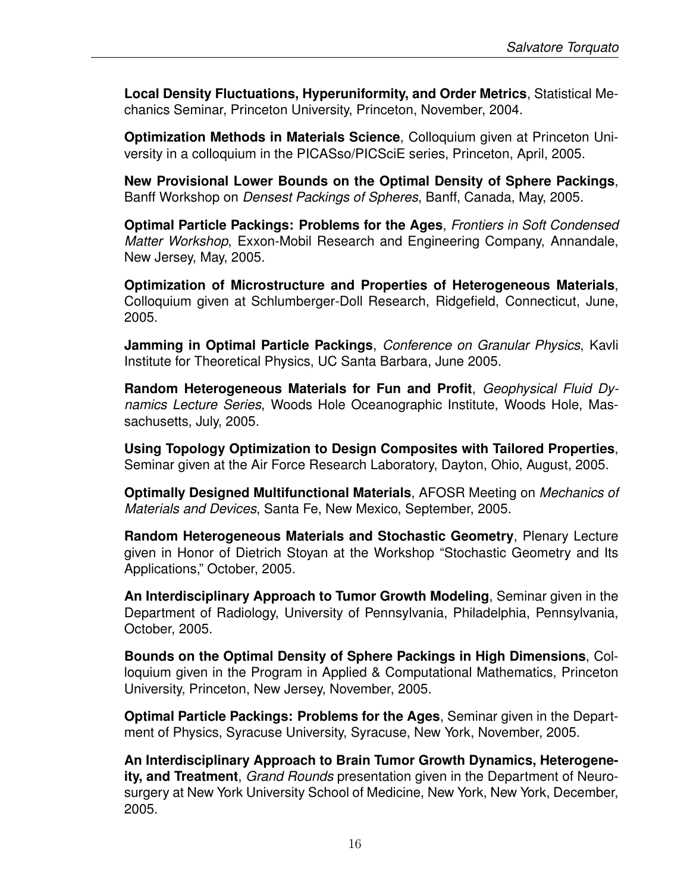**Local Density Fluctuations, Hyperuniformity, and Order Metrics**, Statistical Mechanics Seminar, Princeton University, Princeton, November, 2004.

**Optimization Methods in Materials Science**, Colloquium given at Princeton University in a colloquium in the PICASso/PICSciE series, Princeton, April, 2005.

**New Provisional Lower Bounds on the Optimal Density of Sphere Packings**, Banff Workshop on *Densest Packings of Spheres*, Banff, Canada, May, 2005.

**Optimal Particle Packings: Problems for the Ages**, *Frontiers in Soft Condensed Matter Workshop*, Exxon-Mobil Research and Engineering Company, Annandale, New Jersey, May, 2005.

**Optimization of Microstructure and Properties of Heterogeneous Materials**, Colloquium given at Schlumberger-Doll Research, Ridgefield, Connecticut, June, 2005.

**Jamming in Optimal Particle Packings**, *Conference on Granular Physics*, Kavli Institute for Theoretical Physics, UC Santa Barbara, June 2005.

**Random Heterogeneous Materials for Fun and Profit**, *Geophysical Fluid Dynamics Lecture Series*, Woods Hole Oceanographic Institute, Woods Hole, Massachusetts, July, 2005.

**Using Topology Optimization to Design Composites with Tailored Properties**, Seminar given at the Air Force Research Laboratory, Dayton, Ohio, August, 2005.

**Optimally Designed Multifunctional Materials**, AFOSR Meeting on *Mechanics of Materials and Devices*, Santa Fe, New Mexico, September, 2005.

**Random Heterogeneous Materials and Stochastic Geometry**, Plenary Lecture given in Honor of Dietrich Stoyan at the Workshop "Stochastic Geometry and Its Applications," October, 2005.

**An Interdisciplinary Approach to Tumor Growth Modeling**, Seminar given in the Department of Radiology, University of Pennsylvania, Philadelphia, Pennsylvania, October, 2005.

**Bounds on the Optimal Density of Sphere Packings in High Dimensions**, Colloquium given in the Program in Applied & Computational Mathematics, Princeton University, Princeton, New Jersey, November, 2005.

**Optimal Particle Packings: Problems for the Ages**, Seminar given in the Department of Physics, Syracuse University, Syracuse, New York, November, 2005.

**An Interdisciplinary Approach to Brain Tumor Growth Dynamics, Heterogeneity, and Treatment**, *Grand Rounds* presentation given in the Department of Neurosurgery at New York University School of Medicine, New York, New York, December, 2005.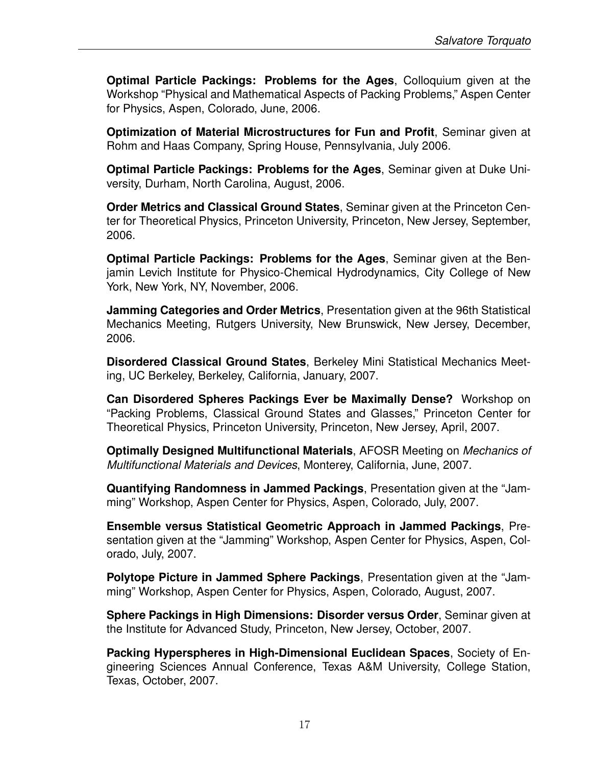**Optimal Particle Packings: Problems for the Ages**, Colloquium given at the Workshop "Physical and Mathematical Aspects of Packing Problems," Aspen Center for Physics, Aspen, Colorado, June, 2006.

**Optimization of Material Microstructures for Fun and Profit**, Seminar given at Rohm and Haas Company, Spring House, Pennsylvania, July 2006.

**Optimal Particle Packings: Problems for the Ages**, Seminar given at Duke University, Durham, North Carolina, August, 2006.

**Order Metrics and Classical Ground States**, Seminar given at the Princeton Center for Theoretical Physics, Princeton University, Princeton, New Jersey, September, 2006.

**Optimal Particle Packings: Problems for the Ages**, Seminar given at the Benjamin Levich Institute for Physico-Chemical Hydrodynamics, City College of New York, New York, NY, November, 2006.

**Jamming Categories and Order Metrics**, Presentation given at the 96th Statistical Mechanics Meeting, Rutgers University, New Brunswick, New Jersey, December, 2006.

**Disordered Classical Ground States**, Berkeley Mini Statistical Mechanics Meeting, UC Berkeley, Berkeley, California, January, 2007.

**Can Disordered Spheres Packings Ever be Maximally Dense?** Workshop on "Packing Problems, Classical Ground States and Glasses," Princeton Center for Theoretical Physics, Princeton University, Princeton, New Jersey, April, 2007.

**Optimally Designed Multifunctional Materials**, AFOSR Meeting on *Mechanics of Multifunctional Materials and Devices*, Monterey, California, June, 2007.

**Quantifying Randomness in Jammed Packings**, Presentation given at the "Jamming" Workshop, Aspen Center for Physics, Aspen, Colorado, July, 2007.

**Ensemble versus Statistical Geometric Approach in Jammed Packings**, Presentation given at the "Jamming" Workshop, Aspen Center for Physics, Aspen, Colorado, July, 2007.

**Polytope Picture in Jammed Sphere Packings**, Presentation given at the "Jamming" Workshop, Aspen Center for Physics, Aspen, Colorado, August, 2007.

**Sphere Packings in High Dimensions: Disorder versus Order**, Seminar given at the Institute for Advanced Study, Princeton, New Jersey, October, 2007.

**Packing Hyperspheres in High-Dimensional Euclidean Spaces**, Society of Engineering Sciences Annual Conference, Texas A&M University, College Station, Texas, October, 2007.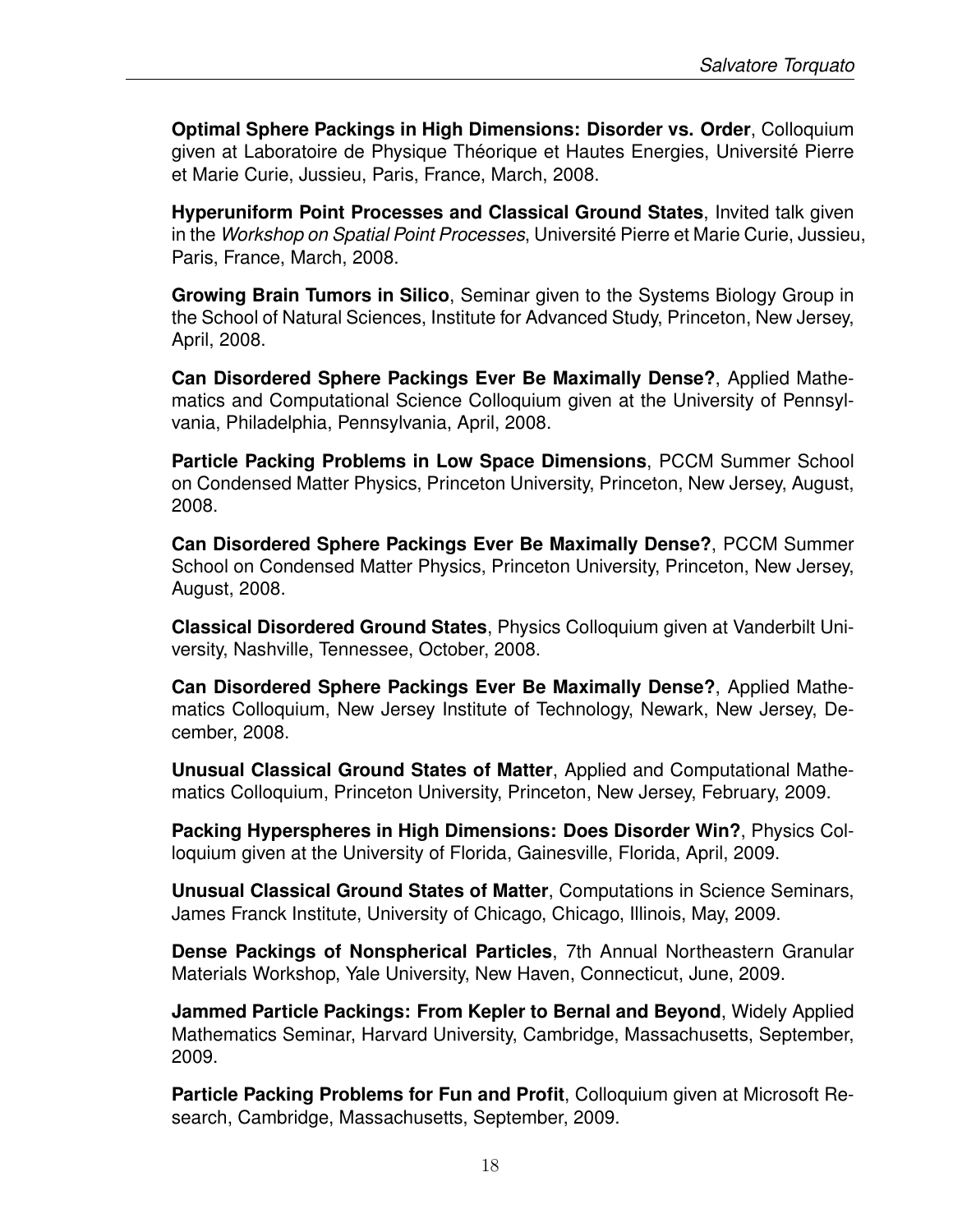**Optimal Sphere Packings in High Dimensions: Disorder vs. Order**, Colloquium given at Laboratoire de Physique Théorique et Hautes Energies, Université Pierre et Marie Curie, Jussieu, Paris, France, March, 2008.

**Hyperuniform Point Processes and Classical Ground States**, Invited talk given in the *Workshop on Spatial Point Processes*, Université Pierre et Marie Curie, Jussieu, Paris, France, March, 2008.

**Growing Brain Tumors in Silico**, Seminar given to the Systems Biology Group in the School of Natural Sciences, Institute for Advanced Study, Princeton, New Jersey, April, 2008.

**Can Disordered Sphere Packings Ever Be Maximally Dense?**, Applied Mathematics and Computational Science Colloquium given at the University of Pennsylvania, Philadelphia, Pennsylvania, April, 2008.

**Particle Packing Problems in Low Space Dimensions**, PCCM Summer School on Condensed Matter Physics, Princeton University, Princeton, New Jersey, August, 2008.

**Can Disordered Sphere Packings Ever Be Maximally Dense?**, PCCM Summer School on Condensed Matter Physics, Princeton University, Princeton, New Jersey, August, 2008.

**Classical Disordered Ground States**, Physics Colloquium given at Vanderbilt University, Nashville, Tennessee, October, 2008.

**Can Disordered Sphere Packings Ever Be Maximally Dense?**, Applied Mathematics Colloquium, New Jersey Institute of Technology, Newark, New Jersey, December, 2008.

**Unusual Classical Ground States of Matter**, Applied and Computational Mathematics Colloquium, Princeton University, Princeton, New Jersey, February, 2009.

**Packing Hyperspheres in High Dimensions: Does Disorder Win?**, Physics Colloquium given at the University of Florida, Gainesville, Florida, April, 2009.

**Unusual Classical Ground States of Matter**, Computations in Science Seminars, James Franck Institute, University of Chicago, Chicago, Illinois, May, 2009.

**Dense Packings of Nonspherical Particles**, 7th Annual Northeastern Granular Materials Workshop, Yale University, New Haven, Connecticut, June, 2009.

**Jammed Particle Packings: From Kepler to Bernal and Beyond**, Widely Applied Mathematics Seminar, Harvard University, Cambridge, Massachusetts, September, 2009.

**Particle Packing Problems for Fun and Profit**, Colloquium given at Microsoft Research, Cambridge, Massachusetts, September, 2009.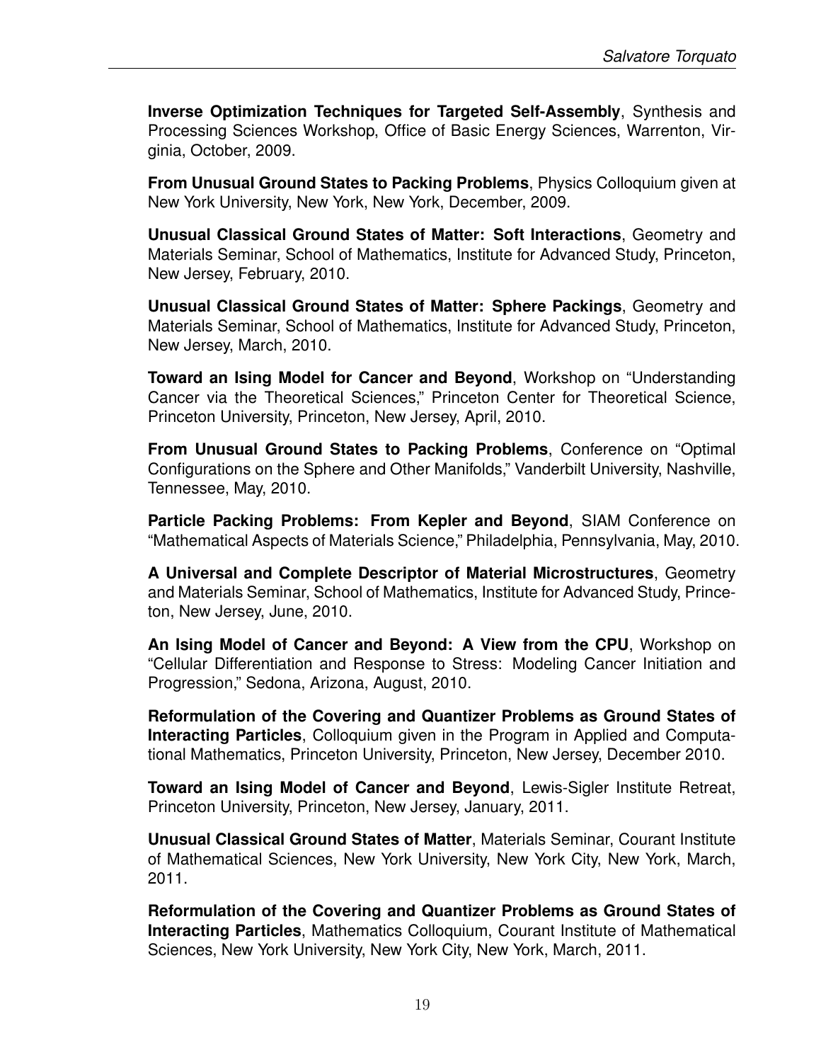**Inverse Optimization Techniques for Targeted Self-Assembly**, Synthesis and Processing Sciences Workshop, Office of Basic Energy Sciences, Warrenton, Virginia, October, 2009.

**From Unusual Ground States to Packing Problems**, Physics Colloquium given at New York University, New York, New York, December, 2009.

**Unusual Classical Ground States of Matter: Soft Interactions**, Geometry and Materials Seminar, School of Mathematics, Institute for Advanced Study, Princeton, New Jersey, February, 2010.

**Unusual Classical Ground States of Matter: Sphere Packings**, Geometry and Materials Seminar, School of Mathematics, Institute for Advanced Study, Princeton, New Jersey, March, 2010.

**Toward an Ising Model for Cancer and Beyond**, Workshop on "Understanding Cancer via the Theoretical Sciences," Princeton Center for Theoretical Science, Princeton University, Princeton, New Jersey, April, 2010.

**From Unusual Ground States to Packing Problems**, Conference on "Optimal Configurations on the Sphere and Other Manifolds," Vanderbilt University, Nashville, Tennessee, May, 2010.

**Particle Packing Problems: From Kepler and Beyond**, SIAM Conference on "Mathematical Aspects of Materials Science," Philadelphia, Pennsylvania, May, 2010.

**A Universal and Complete Descriptor of Material Microstructures**, Geometry and Materials Seminar, School of Mathematics, Institute for Advanced Study, Princeton, New Jersey, June, 2010.

**An Ising Model of Cancer and Beyond: A View from the CPU**, Workshop on "Cellular Differentiation and Response to Stress: Modeling Cancer Initiation and Progression," Sedona, Arizona, August, 2010.

**Reformulation of the Covering and Quantizer Problems as Ground States of Interacting Particles**, Colloquium given in the Program in Applied and Computational Mathematics, Princeton University, Princeton, New Jersey, December 2010.

**Toward an Ising Model of Cancer and Beyond**, Lewis-Sigler Institute Retreat, Princeton University, Princeton, New Jersey, January, 2011.

**Unusual Classical Ground States of Matter**, Materials Seminar, Courant Institute of Mathematical Sciences, New York University, New York City, New York, March, 2011.

**Reformulation of the Covering and Quantizer Problems as Ground States of Interacting Particles**, Mathematics Colloquium, Courant Institute of Mathematical Sciences, New York University, New York City, New York, March, 2011.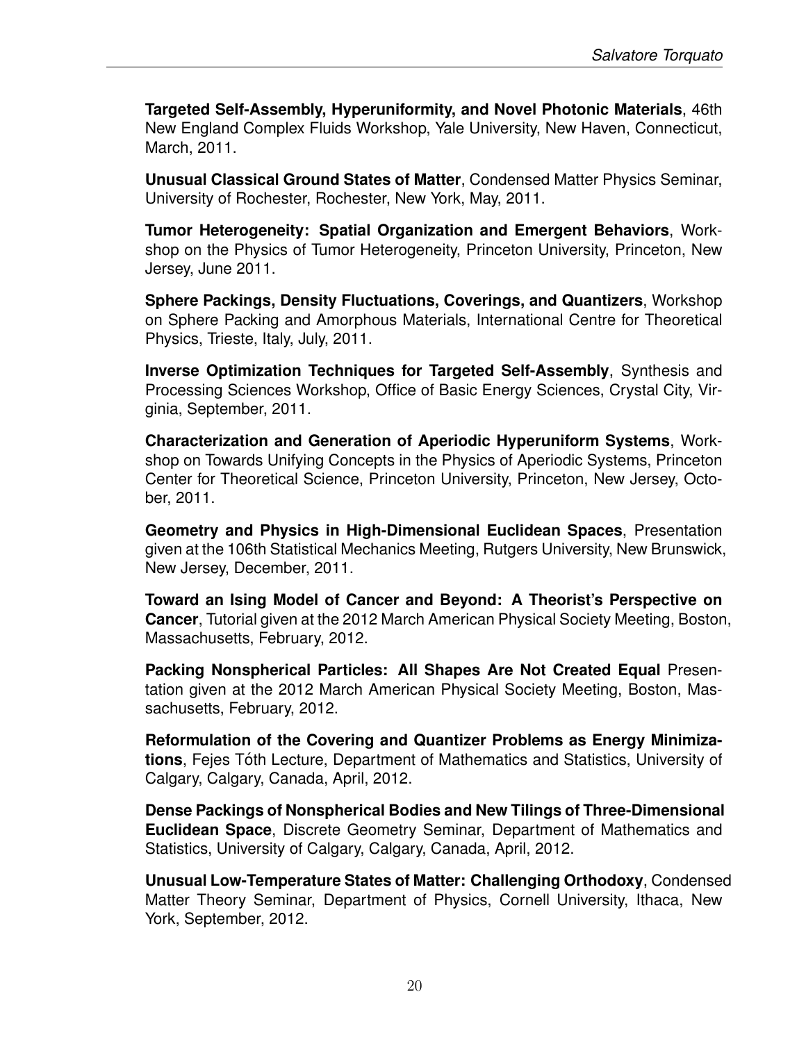**Targeted Self-Assembly, Hyperuniformity, and Novel Photonic Materials**, 46th New England Complex Fluids Workshop, Yale University, New Haven, Connecticut, March, 2011.

**Unusual Classical Ground States of Matter**, Condensed Matter Physics Seminar, University of Rochester, Rochester, New York, May, 2011.

**Tumor Heterogeneity: Spatial Organization and Emergent Behaviors**, Workshop on the Physics of Tumor Heterogeneity, Princeton University, Princeton, New Jersey, June 2011.

**Sphere Packings, Density Fluctuations, Coverings, and Quantizers**, Workshop on Sphere Packing and Amorphous Materials, International Centre for Theoretical Physics, Trieste, Italy, July, 2011.

**Inverse Optimization Techniques for Targeted Self-Assembly**, Synthesis and Processing Sciences Workshop, Office of Basic Energy Sciences, Crystal City, Virginia, September, 2011.

**Characterization and Generation of Aperiodic Hyperuniform Systems**, Workshop on Towards Unifying Concepts in the Physics of Aperiodic Systems, Princeton Center for Theoretical Science, Princeton University, Princeton, New Jersey, October, 2011.

**Geometry and Physics in High-Dimensional Euclidean Spaces**, Presentation given at the 106th Statistical Mechanics Meeting, Rutgers University, New Brunswick, New Jersey, December, 2011.

**Toward an Ising Model of Cancer and Beyond: A Theorist's Perspective on Cancer**, Tutorial given at the 2012 March American Physical Society Meeting, Boston, Massachusetts, February, 2012.

**Packing Nonspherical Particles: All Shapes Are Not Created Equal** Presentation given at the 2012 March American Physical Society Meeting, Boston, Massachusetts, February, 2012.

**Reformulation of the Covering and Quantizer Problems as Energy Minimizations**, Fejes Tóth Lecture, Department of Mathematics and Statistics, University of Calgary, Calgary, Canada, April, 2012.

**Dense Packings of Nonspherical Bodies and New Tilings of Three-Dimensional Euclidean Space**, Discrete Geometry Seminar, Department of Mathematics and Statistics, University of Calgary, Calgary, Canada, April, 2012.

**Unusual Low-Temperature States of Matter: Challenging Orthodoxy**, Condensed Matter Theory Seminar, Department of Physics, Cornell University, Ithaca, New York, September, 2012.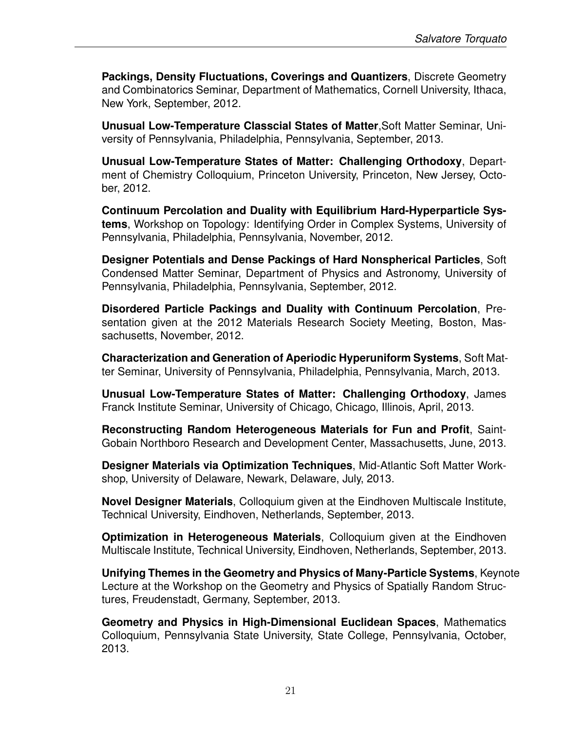**Packings, Density Fluctuations, Coverings and Quantizers**, Discrete Geometry and Combinatorics Seminar, Department of Mathematics, Cornell University, Ithaca, New York, September, 2012.

**Unusual Low-Temperature Classcial States of Matter**,Soft Matter Seminar, University of Pennsylvania, Philadelphia, Pennsylvania, September, 2013.

**Unusual Low-Temperature States of Matter: Challenging Orthodoxy**, Department of Chemistry Colloquium, Princeton University, Princeton, New Jersey, October, 2012.

**Continuum Percolation and Duality with Equilibrium Hard-Hyperparticle Systems**, Workshop on Topology: Identifying Order in Complex Systems, University of Pennsylvania, Philadelphia, Pennsylvania, November, 2012.

**Designer Potentials and Dense Packings of Hard Nonspherical Particles**, Soft Condensed Matter Seminar, Department of Physics and Astronomy, University of Pennsylvania, Philadelphia, Pennsylvania, September, 2012.

**Disordered Particle Packings and Duality with Continuum Percolation**, Presentation given at the 2012 Materials Research Society Meeting, Boston, Massachusetts, November, 2012.

**Characterization and Generation of Aperiodic Hyperuniform Systems**, Soft Matter Seminar, University of Pennsylvania, Philadelphia, Pennsylvania, March, 2013.

**Unusual Low-Temperature States of Matter: Challenging Orthodoxy**, James Franck Institute Seminar, University of Chicago, Chicago, Illinois, April, 2013.

**Reconstructing Random Heterogeneous Materials for Fun and Profit**, Saint-Gobain Northboro Research and Development Center, Massachusetts, June, 2013.

**Designer Materials via Optimization Techniques**, Mid-Atlantic Soft Matter Workshop, University of Delaware, Newark, Delaware, July, 2013.

**Novel Designer Materials**, Colloquium given at the Eindhoven Multiscale Institute, Technical University, Eindhoven, Netherlands, September, 2013.

**Optimization in Heterogeneous Materials**, Colloquium given at the Eindhoven Multiscale Institute, Technical University, Eindhoven, Netherlands, September, 2013.

**Unifying Themes in the Geometry and Physics of Many-Particle Systems**, Keynote Lecture at the Workshop on the Geometry and Physics of Spatially Random Structures, Freudenstadt, Germany, September, 2013.

**Geometry and Physics in High-Dimensional Euclidean Spaces**, Mathematics Colloquium, Pennsylvania State University, State College, Pennsylvania, October, 2013.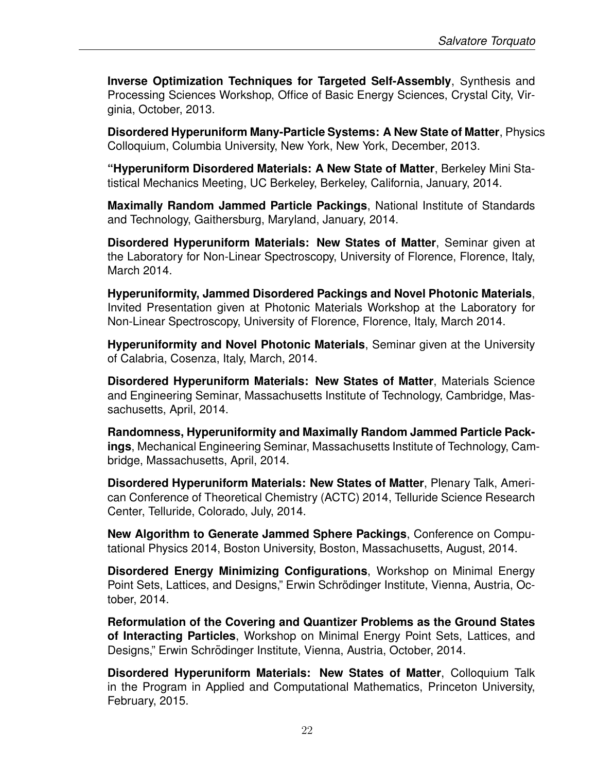**Inverse Optimization Techniques for Targeted Self-Assembly**, Synthesis and Processing Sciences Workshop, Office of Basic Energy Sciences, Crystal City, Virginia, October, 2013.

**Disordered Hyperuniform Many-Particle Systems: A New State of Matter**, Physics Colloquium, Columbia University, New York, New York, December, 2013.

**"Hyperuniform Disordered Materials: A New State of Matter**, Berkeley Mini Statistical Mechanics Meeting, UC Berkeley, Berkeley, California, January, 2014.

**Maximally Random Jammed Particle Packings**, National Institute of Standards and Technology, Gaithersburg, Maryland, January, 2014.

**Disordered Hyperuniform Materials: New States of Matter**, Seminar given at the Laboratory for Non-Linear Spectroscopy, University of Florence, Florence, Italy, March 2014.

**Hyperuniformity, Jammed Disordered Packings and Novel Photonic Materials**, Invited Presentation given at Photonic Materials Workshop at the Laboratory for Non-Linear Spectroscopy, University of Florence, Florence, Italy, March 2014.

**Hyperuniformity and Novel Photonic Materials**, Seminar given at the University of Calabria, Cosenza, Italy, March, 2014.

**Disordered Hyperuniform Materials: New States of Matter**, Materials Science and Engineering Seminar, Massachusetts Institute of Technology, Cambridge, Massachusetts, April, 2014.

**Randomness, Hyperuniformity and Maximally Random Jammed Particle Packings**, Mechanical Engineering Seminar, Massachusetts Institute of Technology, Cambridge, Massachusetts, April, 2014.

**Disordered Hyperuniform Materials: New States of Matter**, Plenary Talk, American Conference of Theoretical Chemistry (ACTC) 2014, Telluride Science Research Center, Telluride, Colorado, July, 2014.

**New Algorithm to Generate Jammed Sphere Packings**, Conference on Computational Physics 2014, Boston University, Boston, Massachusetts, August, 2014.

**Disordered Energy Minimizing Configurations**, Workshop on Minimal Energy Point Sets, Lattices, and Designs," Erwin Schrödinger Institute, Vienna, Austria, October, 2014.

**Reformulation of the Covering and Quantizer Problems as the Ground States of Interacting Particles**, Workshop on Minimal Energy Point Sets, Lattices, and Designs," Erwin Schrödinger Institute, Vienna, Austria, October, 2014.

**Disordered Hyperuniform Materials: New States of Matter**, Colloquium Talk in the Program in Applied and Computational Mathematics, Princeton University, February, 2015.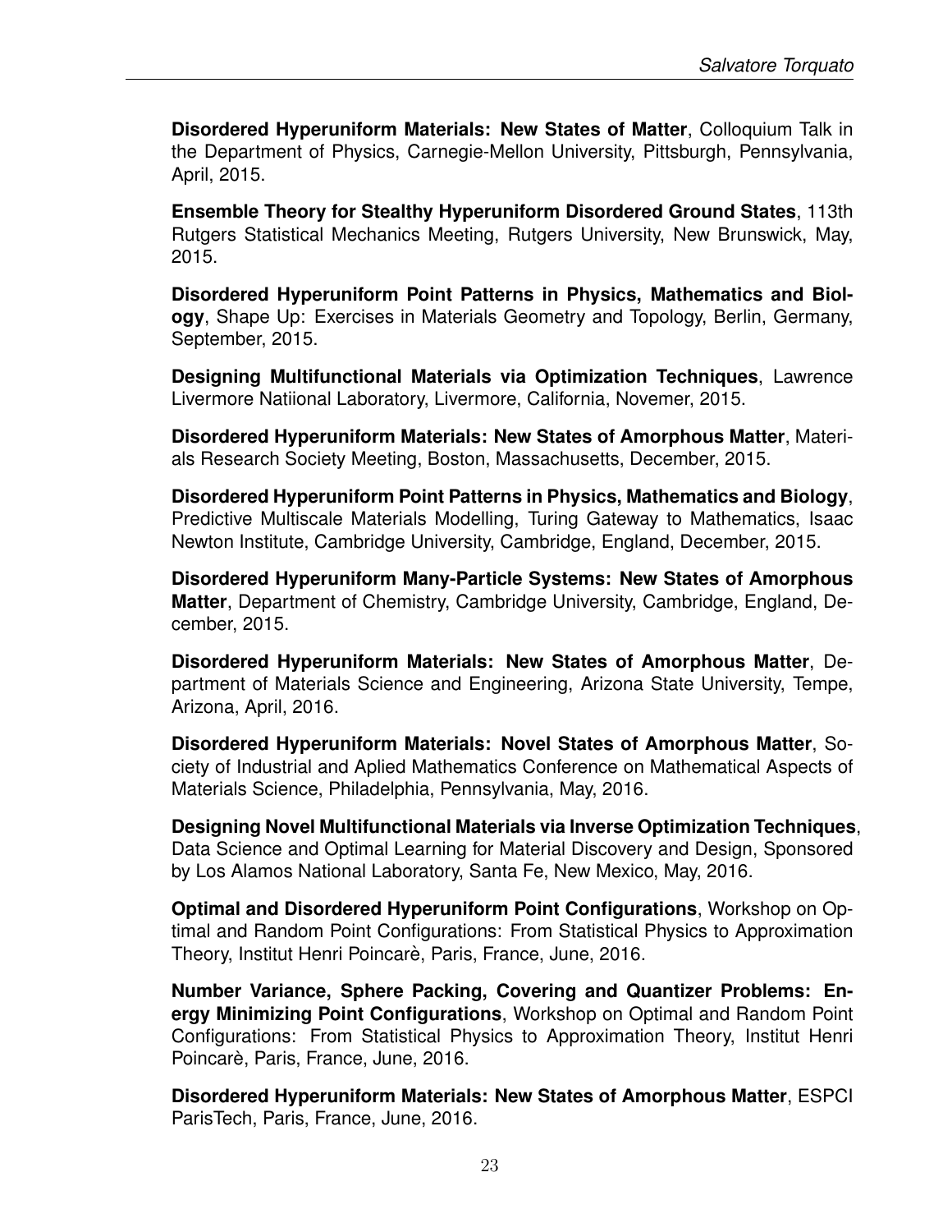**Disordered Hyperuniform Materials: New States of Matter**, Colloquium Talk in the Department of Physics, Carnegie-Mellon University, Pittsburgh, Pennsylvania, April, 2015.

**Ensemble Theory for Stealthy Hyperuniform Disordered Ground States**, 113th Rutgers Statistical Mechanics Meeting, Rutgers University, New Brunswick, May, 2015.

**Disordered Hyperuniform Point Patterns in Physics, Mathematics and Biology**, Shape Up: Exercises in Materials Geometry and Topology, Berlin, Germany, September, 2015.

**Designing Multifunctional Materials via Optimization Techniques**, Lawrence Livermore Natiional Laboratory, Livermore, California, Novemer, 2015.

**Disordered Hyperuniform Materials: New States of Amorphous Matter**, Materials Research Society Meeting, Boston, Massachusetts, December, 2015.

**Disordered Hyperuniform Point Patterns in Physics, Mathematics and Biology**, Predictive Multiscale Materials Modelling, Turing Gateway to Mathematics, Isaac Newton Institute, Cambridge University, Cambridge, England, December, 2015.

**Disordered Hyperuniform Many-Particle Systems: New States of Amorphous Matter**, Department of Chemistry, Cambridge University, Cambridge, England, December, 2015.

**Disordered Hyperuniform Materials: New States of Amorphous Matter**, Department of Materials Science and Engineering, Arizona State University, Tempe, Arizona, April, 2016.

**Disordered Hyperuniform Materials: Novel States of Amorphous Matter**, Society of Industrial and Aplied Mathematics Conference on Mathematical Aspects of Materials Science, Philadelphia, Pennsylvania, May, 2016.

**Designing Novel Multifunctional Materials via Inverse Optimization Techniques**, Data Science and Optimal Learning for Material Discovery and Design, Sponsored by Los Alamos National Laboratory, Santa Fe, New Mexico, May, 2016.

**Optimal and Disordered Hyperuniform Point Configurations**, Workshop on Optimal and Random Point Configurations: From Statistical Physics to Approximation Theory, Institut Henri Poincarè, Paris, France, June, 2016.

**Number Variance, Sphere Packing, Covering and Quantizer Problems: Energy Minimizing Point Configurations**, Workshop on Optimal and Random Point Configurations: From Statistical Physics to Approximation Theory, Institut Henri Poincarè, Paris, France, June, 2016.

**Disordered Hyperuniform Materials: New States of Amorphous Matter**, ESPCI ParisTech, Paris, France, June, 2016.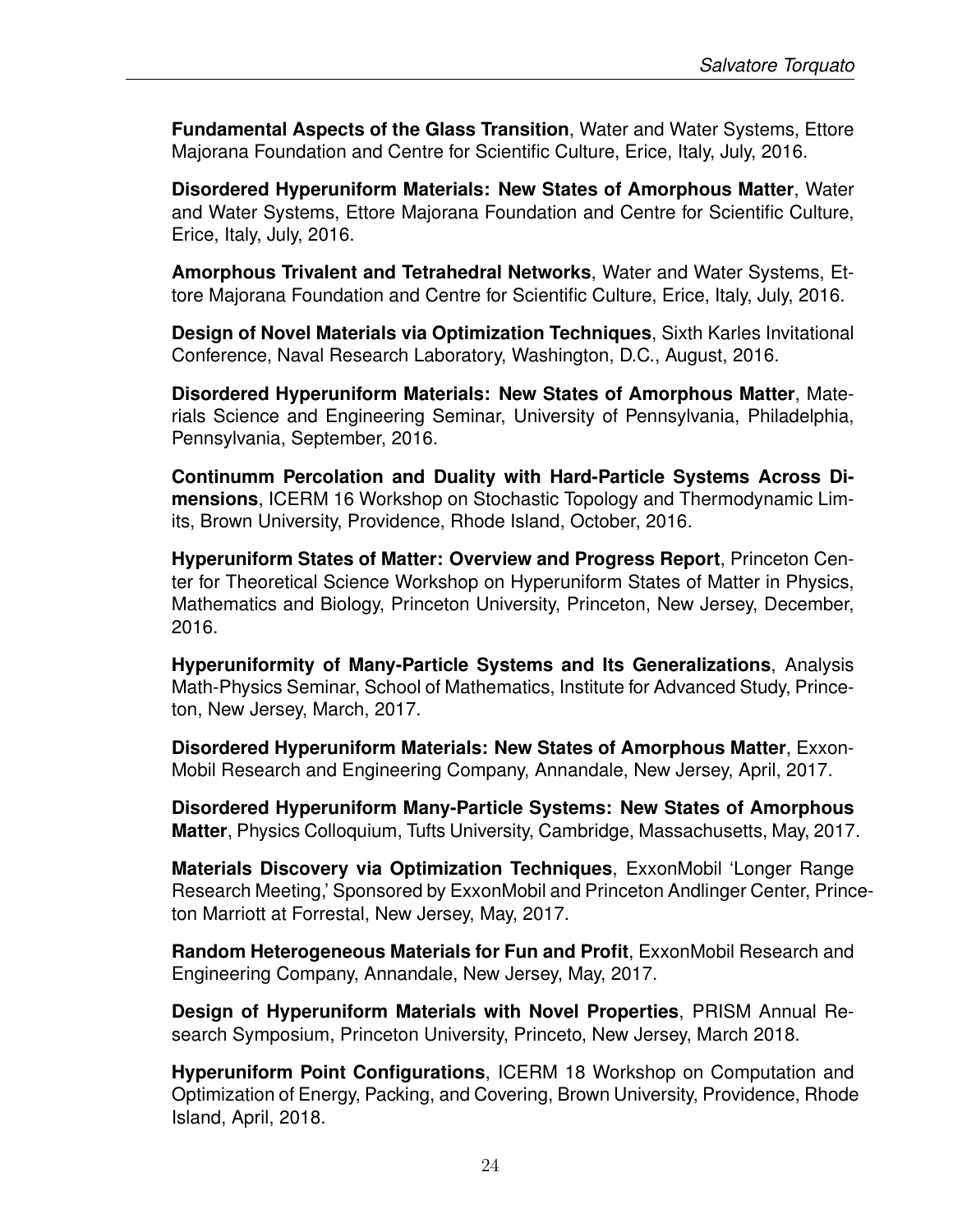**Fundamental Aspects of the Glass Transition**, Water and Water Systems, Ettore Majorana Foundation and Centre for Scientific Culture, Erice, Italy, July, 2016.

**Disordered Hyperuniform Materials: New States of Amorphous Matter**, Water and Water Systems, Ettore Majorana Foundation and Centre for Scientific Culture, Erice, Italy, July, 2016.

**Amorphous Trivalent and Tetrahedral Networks**, Water and Water Systems, Ettore Majorana Foundation and Centre for Scientific Culture, Erice, Italy, July, 2016.

**Design of Novel Materials via Optimization Techniques**, Sixth Karles Invitational Conference, Naval Research Laboratory, Washington, D.C., August, 2016.

**Disordered Hyperuniform Materials: New States of Amorphous Matter**, Materials Science and Engineering Seminar, University of Pennsylvania, Philadelphia, Pennsylvania, September, 2016.

**Continumm Percolation and Duality with Hard-Particle Systems Across Dimensions**, ICERM 16 Workshop on Stochastic Topology and Thermodynamic Limits, Brown University, Providence, Rhode Island, October, 2016.

**Hyperuniform States of Matter: Overview and Progress Report**, Princeton Center for Theoretical Science Workshop on Hyperuniform States of Matter in Physics, Mathematics and Biology, Princeton University, Princeton, New Jersey, December, 2016.

**Hyperuniformity of Many-Particle Systems and Its Generalizations**, Analysis Math-Physics Seminar, School of Mathematics, Institute for Advanced Study, Princeton, New Jersey, March, 2017.

**Disordered Hyperuniform Materials: New States of Amorphous Matter**, ExxonMobil Research and Engineering Company, Annandale, New Jersey, April, 2017.

**Disordered Hyperuniform Many-Particle Systems: New States of Amorphous Matter**, Physics Colloquium, Tufts University, Cambridge, Massachusetts, May, 2017.

**Materials Discovery via Optimization Techniques**, ExxonMobil 'Longer Range Research Meeting,' Sponsored by ExxonMobil and Princeton Andlinger Center, Princeton Marriott at Forrestal, New Jersey, May, 2017.

**Random Heterogeneous Materials for Fun and Profit**, ExxonMobil Research and Engineering Company, Annandale, New Jersey, May, 2017.

**Design of Hyperuniform Materials with Novel Properties**, PRISM Annual Research Symposium, Princeton University, Princeto, New Jersey, March 2018.

**Hyperuniform Point Configurations**, ICERM 18 Workshop on Computation and Optimization of Energy, Packing, and Covering, Brown University, Providence, Rhode Island, April, 2018.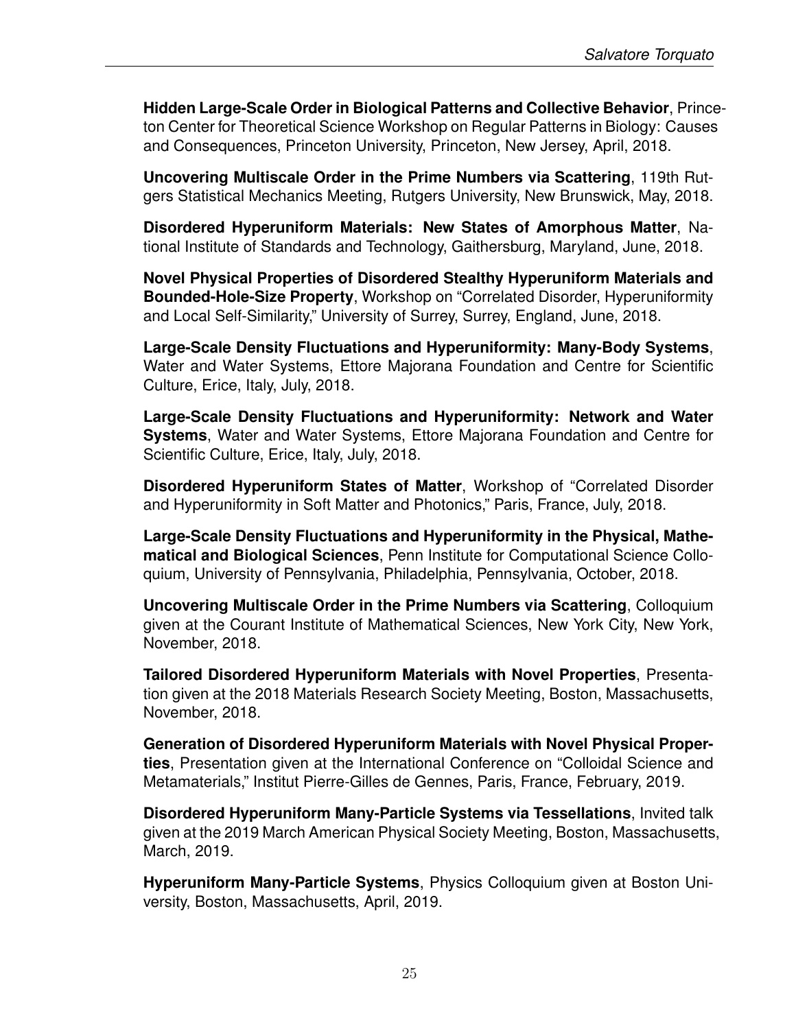**Hidden Large-Scale Order in Biological Patterns and Collective Behavior**, Princeton Center for Theoretical Science Workshop on Regular Patterns in Biology: Causes and Consequences, Princeton University, Princeton, New Jersey, April, 2018.

**Uncovering Multiscale Order in the Prime Numbers via Scattering**, 119th Rutgers Statistical Mechanics Meeting, Rutgers University, New Brunswick, May, 2018.

**Disordered Hyperuniform Materials: New States of Amorphous Matter**, National Institute of Standards and Technology, Gaithersburg, Maryland, June, 2018.

**Novel Physical Properties of Disordered Stealthy Hyperuniform Materials and Bounded-Hole-Size Property**, Workshop on "Correlated Disorder, Hyperuniformity and Local Self-Similarity," University of Surrey, Surrey, England, June, 2018.

**Large-Scale Density Fluctuations and Hyperuniformity: Many-Body Systems**, Water and Water Systems, Ettore Majorana Foundation and Centre for Scientific Culture, Erice, Italy, July, 2018.

**Large-Scale Density Fluctuations and Hyperuniformity: Network and Water Systems**, Water and Water Systems, Ettore Majorana Foundation and Centre for Scientific Culture, Erice, Italy, July, 2018.

**Disordered Hyperuniform States of Matter**, Workshop of "Correlated Disorder and Hyperuniformity in Soft Matter and Photonics," Paris, France, July, 2018.

**Large-Scale Density Fluctuations and Hyperuniformity in the Physical, Mathematical and Biological Sciences**, Penn Institute for Computational Science Colloquium, University of Pennsylvania, Philadelphia, Pennsylvania, October, 2018.

**Uncovering Multiscale Order in the Prime Numbers via Scattering**, Colloquium given at the Courant Institute of Mathematical Sciences, New York City, New York, November, 2018.

**Tailored Disordered Hyperuniform Materials with Novel Properties**, Presentation given at the 2018 Materials Research Society Meeting, Boston, Massachusetts, November, 2018.

**Generation of Disordered Hyperuniform Materials with Novel Physical Properties**, Presentation given at the International Conference on "Colloidal Science and Metamaterials," Institut Pierre-Gilles de Gennes, Paris, France, February, 2019.

**Disordered Hyperuniform Many-Particle Systems via Tessellations**, Invited talk given at the 2019 March American Physical Society Meeting, Boston, Massachusetts, March, 2019.

**Hyperuniform Many-Particle Systems**, Physics Colloquium given at Boston University, Boston, Massachusetts, April, 2019.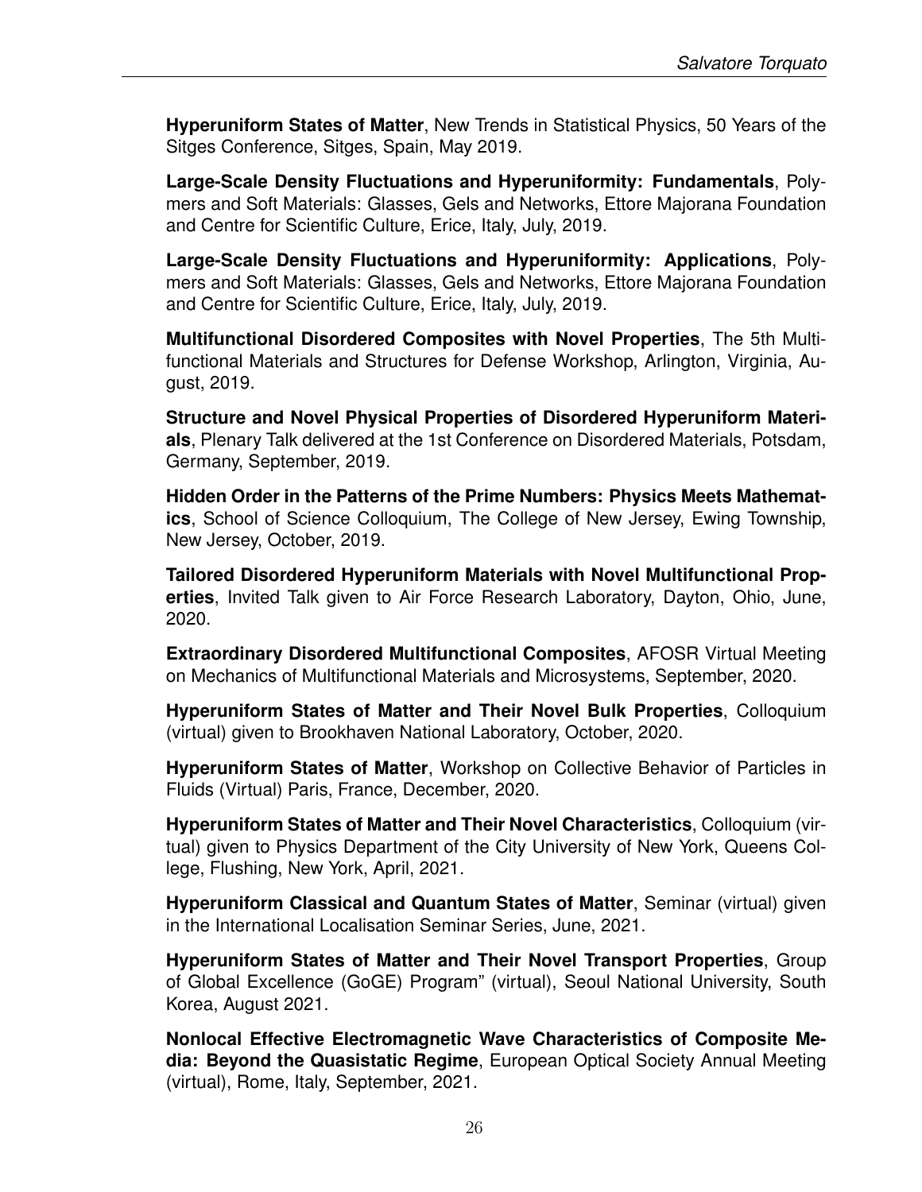**Hyperuniform States of Matter**, New Trends in Statistical Physics, 50 Years of the Sitges Conference, Sitges, Spain, May 2019.

**Large-Scale Density Fluctuations and Hyperuniformity: Fundamentals**, Polymers and Soft Materials: Glasses, Gels and Networks, Ettore Majorana Foundation and Centre for Scientific Culture, Erice, Italy, July, 2019.

**Large-Scale Density Fluctuations and Hyperuniformity: Applications**, Polymers and Soft Materials: Glasses, Gels and Networks, Ettore Majorana Foundation and Centre for Scientific Culture, Erice, Italy, July, 2019.

**Multifunctional Disordered Composites with Novel Properties**, The 5th Multifunctional Materials and Structures for Defense Workshop, Arlington, Virginia, August, 2019.

**Structure and Novel Physical Properties of Disordered Hyperuniform Materials**, Plenary Talk delivered at the 1st Conference on Disordered Materials, Potsdam, Germany, September, 2019.

**Hidden Order in the Patterns of the Prime Numbers: Physics Meets Mathematics**, School of Science Colloquium, The College of New Jersey, Ewing Township, New Jersey, October, 2019.

**Tailored Disordered Hyperuniform Materials with Novel Multifunctional Properties**, Invited Talk given to Air Force Research Laboratory, Dayton, Ohio, June, 2020.

**Extraordinary Disordered Multifunctional Composites**, AFOSR Virtual Meeting on Mechanics of Multifunctional Materials and Microsystems, September, 2020.

**Hyperuniform States of Matter and Their Novel Bulk Properties**, Colloquium (virtual) given to Brookhaven National Laboratory, October, 2020.

**Hyperuniform States of Matter**, Workshop on Collective Behavior of Particles in Fluids (Virtual) Paris, France, December, 2020.

**Hyperuniform States of Matter and Their Novel Characteristics**, Colloquium (virtual) given to Physics Department of the City University of New York, Queens College, Flushing, New York, April, 2021.

**Hyperuniform Classical and Quantum States of Matter**, Seminar (virtual) given in the International Localisation Seminar Series, June, 2021.

**Hyperuniform States of Matter and Their Novel Transport Properties**, Group of Global Excellence (GoGE) Program" (virtual), Seoul National University, South Korea, August 2021.

**Nonlocal Effective Electromagnetic Wave Characteristics of Composite Media: Beyond the Quasistatic Regime**, European Optical Society Annual Meeting (virtual), Rome, Italy, September, 2021.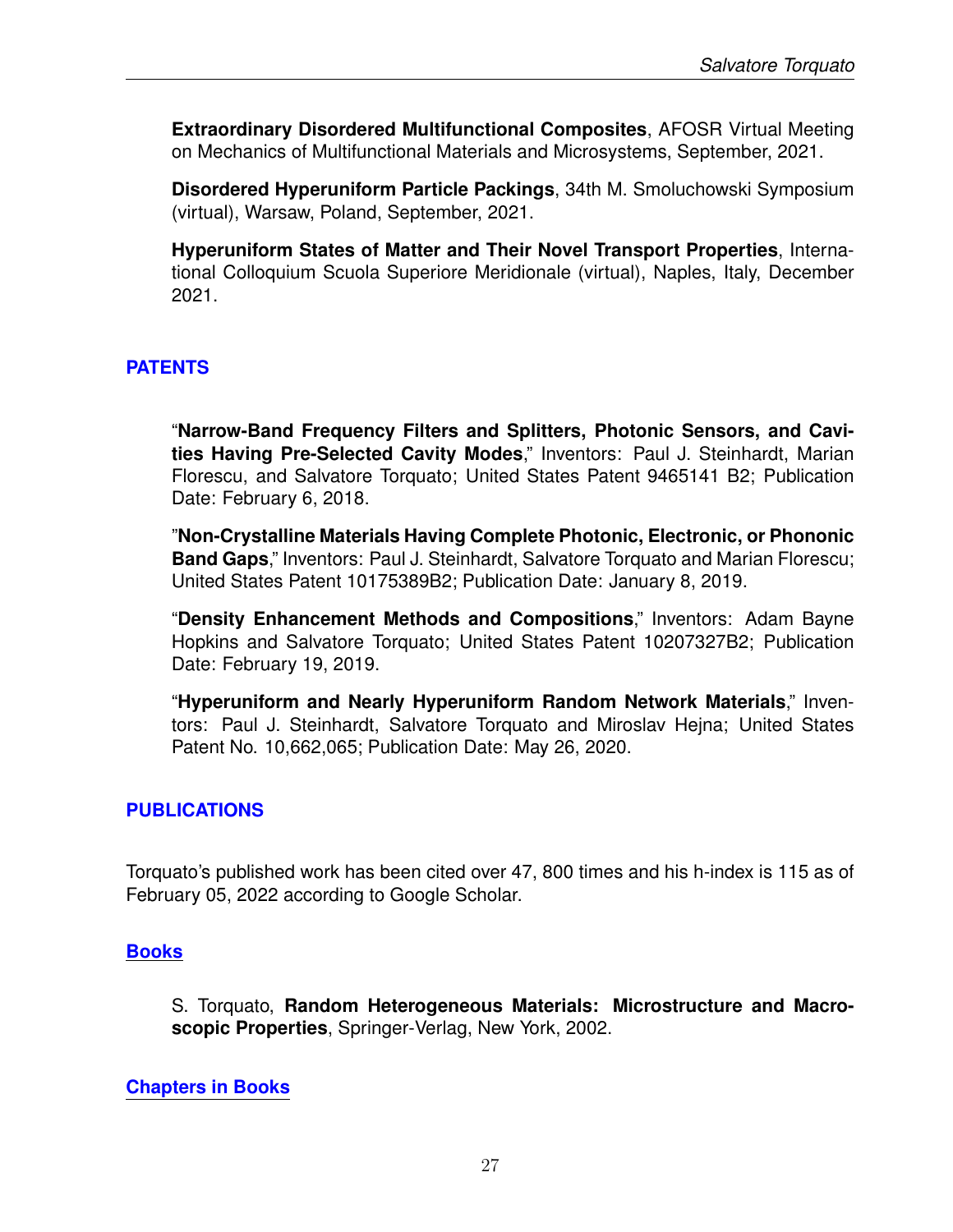**Extraordinary Disordered Multifunctional Composites**, AFOSR Virtual Meeting on Mechanics of Multifunctional Materials and Microsystems, September, 2021.

**Disordered Hyperuniform Particle Packings**, 34th M. Smoluchowski Symposium (virtual), Warsaw, Poland, September, 2021.

**Hyperuniform States of Matter and Their Novel Transport Properties**, International Colloquium Scuola Superiore Meridionale (virtual), Naples, Italy, December 2021.

## PATENTS

"**Narrow-Band Frequency Filters and Splitters, Photonic Sensors, and Cavities Having Pre-Selected Cavity Modes**," Inventors: Paul J. Steinhardt, Marian Florescu, and Salvatore Torquato; United States Patent 9465141 B2; Publication Date: February 6, 2018.

"**Non-Crystalline Materials Having Complete Photonic, Electronic, or Phononic Band Gaps**," Inventors: Paul J. Steinhardt, Salvatore Torquato and Marian Florescu; United States Patent 10175389B2; Publication Date: January 8, 2019.

"**Density Enhancement Methods and Compositions**," Inventors: Adam Bayne Hopkins and Salvatore Torquato; United States Patent 10207327B2; Publication Date: February 19, 2019.

"**Hyperuniform and Nearly Hyperuniform Random Network Materials**," Inventors: Paul J. Steinhardt, Salvatore Torquato and Miroslav Hejna; United States Patent No. 10,662,065; Publication Date: May 26, 2020.

## PUBLICATIONS

Torquato's published work has been cited over 47, 800 times and his h-index is 115 as of February 05, 2022 according to Google Scholar.

### Books

S. Torquato, **Random Heterogeneous Materials: Microstructure and Macroscopic Properties**, Springer-Verlag, New York, 2002.

### Chapters in Books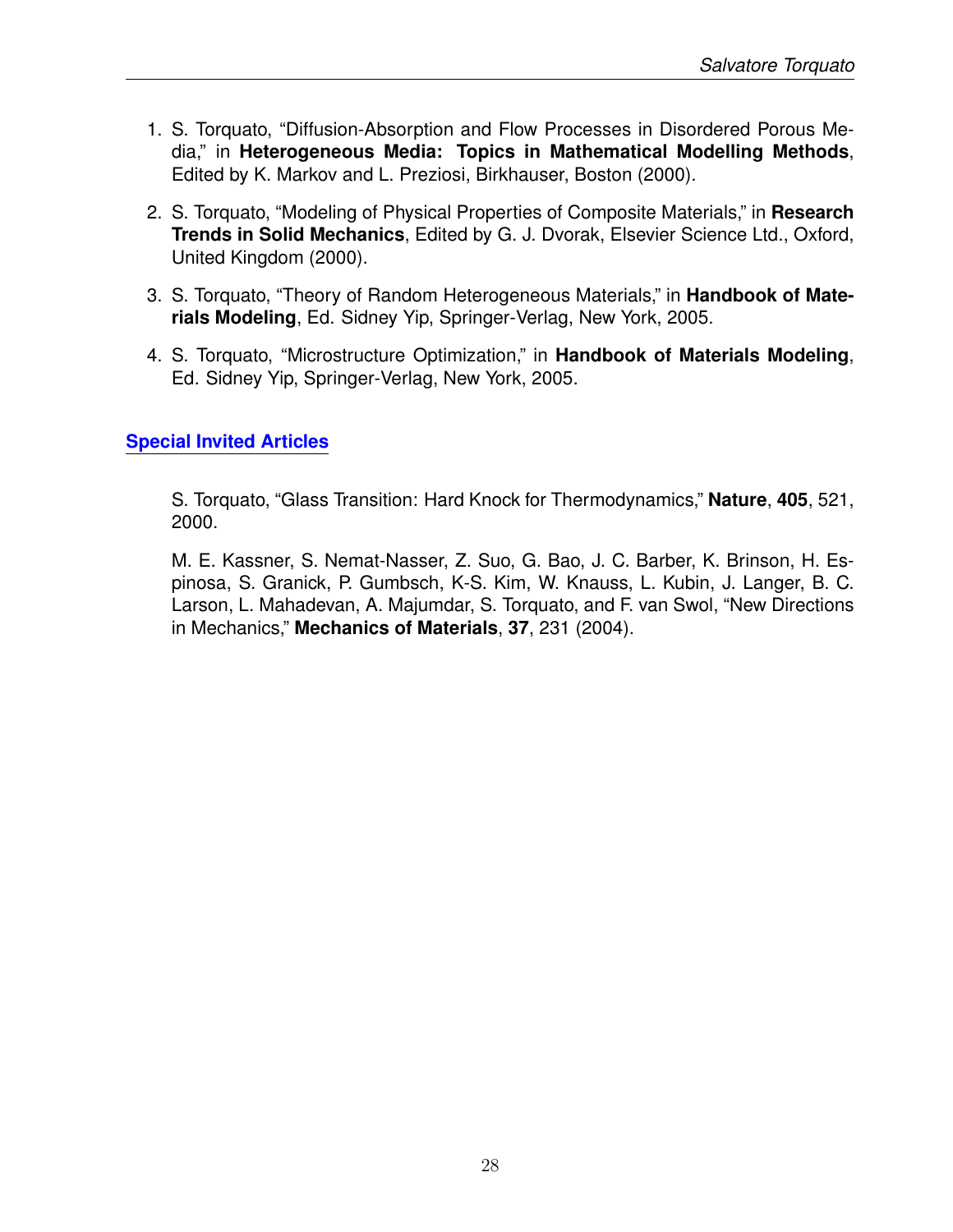1. S. Torquato, “Diffusion-Absorption and Flow Processes in Disordered Porous Media,” in **Heterogeneous Media: Topics in Mathematical Modelling Methods**, Edited by K. Markov and L. Preziosi, Birkhauser, Boston (2000).

2. S. Torquato, “Modeling of Physical Properties of Composite Materials,” in **Research Trends in Solid Mechanics**, Edited by G. J. Dvorak, Elsevier Science Ltd., Oxford, United Kingdom (2000).

3. S. Torquato, “Theory of Random Heterogeneous Materials,” in **Handbook of Materials Modeling**, Ed. Sidney Yip, Springer-Verlag, New York, 2005.

4. S. Torquato, “Microstructure Optimization,” in **Handbook of Materials Modeling**, Ed. Sidney Yip, Springer-Verlag, New York, 2005.

## Special Invited Articles

S. Torquato, “Glass Transition: Hard Knock for Thermodynamics,” **Nature**, **405**, 521, 2000.

M. E. Kassner, S. Nemat-Nasser, Z. Suo, G. Bao, J. C. Barber, K. Brinson, H. Espinosa, S. Granick, P. Gumbsch, K-S. Kim, W. Knauss, L. Kubin, J. Langer, B. C. Larson, L. Mahadevan, A. Majumdar, S. Torquato, and F. van Swol, “New Directions in Mechanics,” **Mechanics of Materials**, **37**, 231 (2004).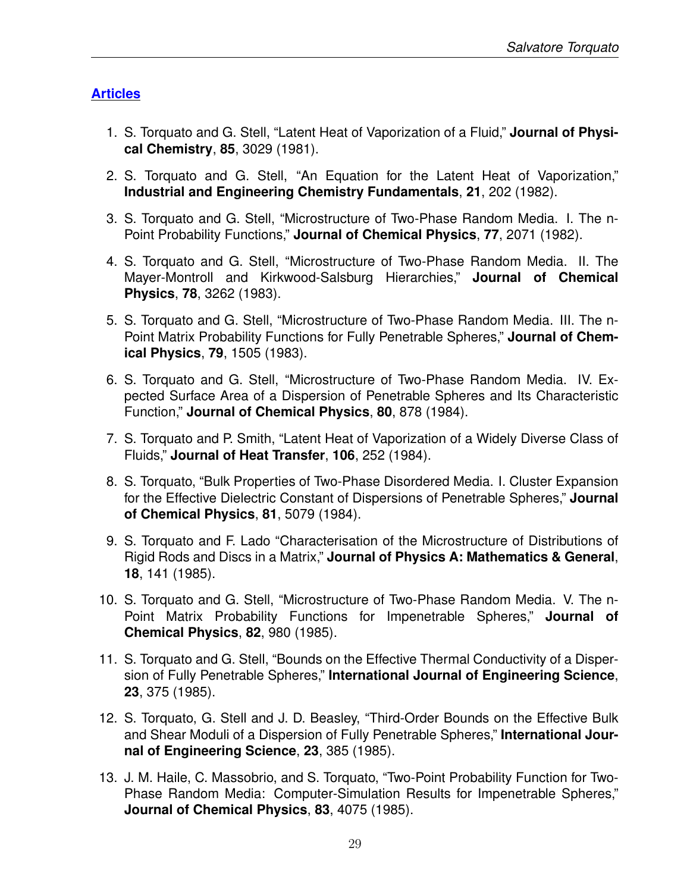## Articles

1. S. Torquato and G. Stell, "Latent Heat of Vaporization of a Fluid," **Journal of Physical Chemistry**, **85**, 3029 (1981).
2. S. Torquato and G. Stell, "An Equation for the Latent Heat of Vaporization," **Industrial and Engineering Chemistry Fundamentals**, **21**, 202 (1982).
3. S. Torquato and G. Stell, "Microstructure of Two-Phase Random Media. I. The n-Point Probability Functions," **Journal of Chemical Physics**, **77**, 2071 (1982).
4. S. Torquato and G. Stell, "Microstructure of Two-Phase Random Media. II. The Mayer-Montroll and Kirkwood-Salsburg Hierarchies," **Journal of Chemical Physics**, **78**, 3262 (1983).
5. S. Torquato and G. Stell, "Microstructure of Two-Phase Random Media. III. The n-Point Matrix Probability Functions for Fully Penetrable Spheres," **Journal of Chemical Physics**, **79**, 1505 (1983).
6. S. Torquato and G. Stell, "Microstructure of Two-Phase Random Media. IV. Expected Surface Area of a Dispersion of Penetrable Spheres and Its Characteristic Function," **Journal of Chemical Physics**, **80**, 878 (1984).
7. S. Torquato and P. Smith, "Latent Heat of Vaporization of a Widely Diverse Class of Fluids," **Journal of Heat Transfer**, **106**, 252 (1984).
8. S. Torquato, "Bulk Properties of Two-Phase Disordered Media. I. Cluster Expansion for the Effective Dielectric Constant of Dispersions of Penetrable Spheres," **Journal of Chemical Physics**, **81**, 5079 (1984).
9. S. Torquato and F. Lado "Characterisation of the Microstructure of Distributions of Rigid Rods and Discs in a Matrix," **Journal of Physics A: Mathematics & General**, **18**, 141 (1985).
10. S. Torquato and G. Stell, "Microstructure of Two-Phase Random Media. V. The n-Point Matrix Probability Functions for Impenetrable Spheres," **Journal of Chemical Physics**, **82**, 980 (1985).
11. S. Torquato and G. Stell, "Bounds on the Effective Thermal Conductivity of a Dispersion of Fully Penetrable Spheres," **International Journal of Engineering Science**, **23**, 375 (1985).
12. S. Torquato, G. Stell and J. D. Beasley, "Third-Order Bounds on the Effective Bulk and Shear Moduli of a Dispersion of Fully Penetrable Spheres," **International Journal of Engineering Science**, **23**, 385 (1985).
13. J. M. Haile, C. Massobrio, and S. Torquato, "Two-Point Probability Function for Two-Phase Random Media: Computer-Simulation Results for Impenetrable Spheres," **Journal of Chemical Physics**, **83**, 4075 (1985).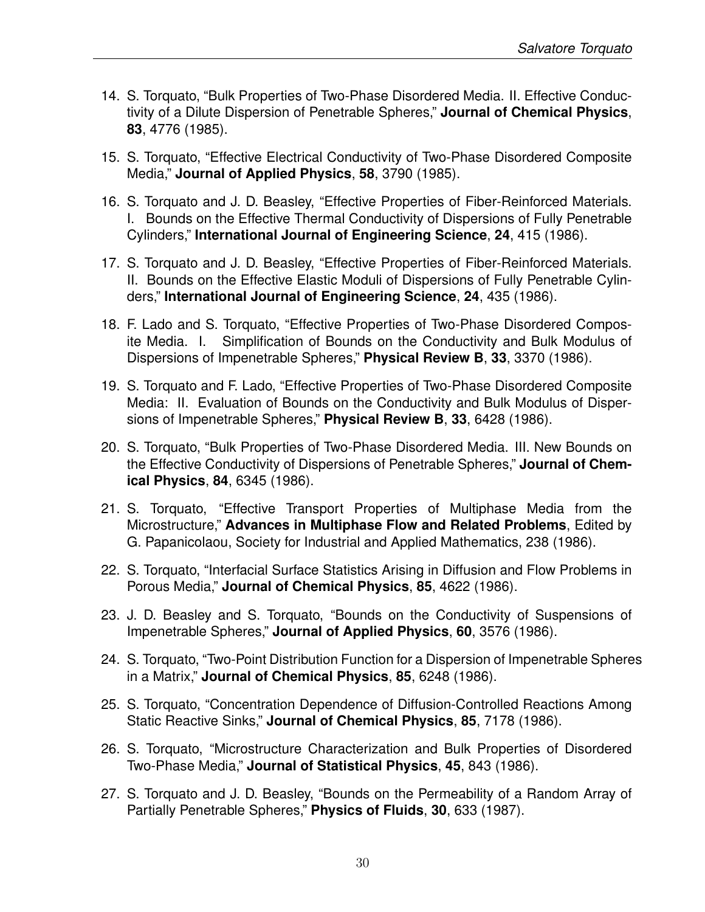14. S. Torquato, “Bulk Properties of Two-Phase Disordered Media. II. Effective Conductivity of a Dilute Dispersion of Penetrable Spheres,” **Journal of Chemical Physics**, **83**, 4776 (1985).

15. S. Torquato, “Effective Electrical Conductivity of Two-Phase Disordered Composite Media,” **Journal of Applied Physics**, **58**, 3790 (1985).

16. S. Torquato and J. D. Beasley, “Effective Properties of Fiber-Reinforced Materials. I. Bounds on the Effective Thermal Conductivity of Dispersions of Fully Penetrable Cylinders,” **International Journal of Engineering Science**, **24**, 415 (1986).

17. S. Torquato and J. D. Beasley, “Effective Properties of Fiber-Reinforced Materials. II. Bounds on the Effective Elastic Moduli of Dispersions of Fully Penetrable Cylinders,” **International Journal of Engineering Science**, **24**, 435 (1986).

18. F. Lado and S. Torquato, “Effective Properties of Two-Phase Disordered Composite Media. I. Simplification of Bounds on the Conductivity and Bulk Modulus of Dispersions of Impenetrable Spheres,” **Physical Review B**, **33**, 3370 (1986).

19. S. Torquato and F. Lado, “Effective Properties of Two-Phase Disordered Composite Media: II. Evaluation of Bounds on the Conductivity and Bulk Modulus of Dispersions of Impenetrable Spheres,” **Physical Review B**, **33**, 6428 (1986).

20. S. Torquato, “Bulk Properties of Two-Phase Disordered Media. III. New Bounds on the Effective Conductivity of Dispersions of Penetrable Spheres,” **Journal of Chemical Physics**, **84**, 6345 (1986).

21. S. Torquato, “Effective Transport Properties of Multiphase Media from the Microstructure,” **Advances in Multiphase Flow and Related Problems**, Edited by G. Papanicolaou, Society for Industrial and Applied Mathematics, 238 (1986).

22. S. Torquato, “Interfacial Surface Statistics Arising in Diffusion and Flow Problems in Porous Media,” **Journal of Chemical Physics**, **85**, 4622 (1986).

23. J. D. Beasley and S. Torquato, “Bounds on the Conductivity of Suspensions of Impenetrable Spheres,” **Journal of Applied Physics**, **60**, 3576 (1986).

24. S. Torquato, “Two-Point Distribution Function for a Dispersion of Impenetrable Spheres in a Matrix,” **Journal of Chemical Physics**, **85**, 6248 (1986).

25. S. Torquato, “Concentration Dependence of Diffusion-Controlled Reactions Among Static Reactive Sinks,” **Journal of Chemical Physics**, **85**, 7178 (1986).

26. S. Torquato, “Microstructure Characterization and Bulk Properties of Disordered Two-Phase Media,” **Journal of Statistical Physics**, **45**, 843 (1986).

27. S. Torquato and J. D. Beasley, “Bounds on the Permeability of a Random Array of Partially Penetrable Spheres,” **Physics of Fluids**, **30**, 633 (1987).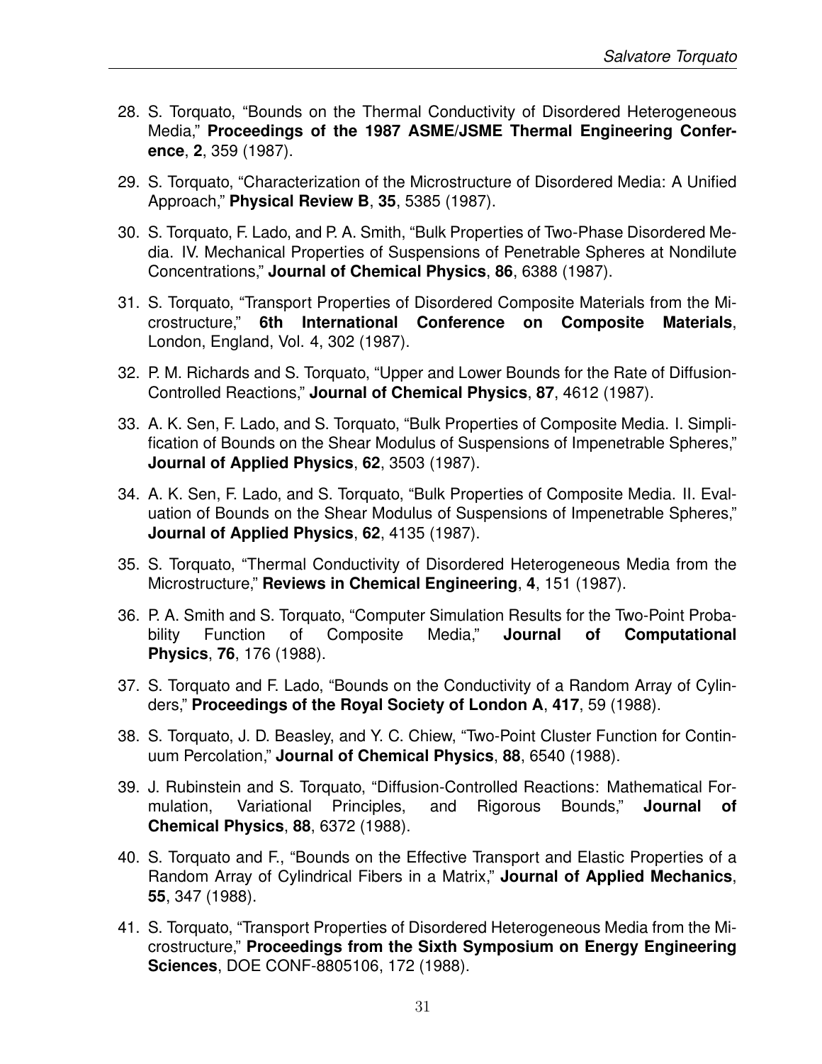28. S. Torquato, "Bounds on the Thermal Conductivity of Disordered Heterogeneous Media," **Proceedings of the 1987 ASME/JSME Thermal Engineering Conference**, **2**, 359 (1987).

29. S. Torquato, "Characterization of the Microstructure of Disordered Media: A Unified Approach," **Physical Review B**, **35**, 5385 (1987).

30. S. Torquato, F. Lado, and P. A. Smith, "Bulk Properties of Two-Phase Disordered Media. IV. Mechanical Properties of Suspensions of Penetrable Spheres at Nondilute Concentrations," **Journal of Chemical Physics**, **86**, 6388 (1987).

31. S. Torquato, "Transport Properties of Disordered Composite Materials from the Microstructure," **6th International Conference on Composite Materials**, London, England, Vol. 4, 302 (1987).

32. P. M. Richards and S. Torquato, "Upper and Lower Bounds for the Rate of Diffusion-Controlled Reactions," **Journal of Chemical Physics**, **87**, 4612 (1987).

33. A. K. Sen, F. Lado, and S. Torquato, "Bulk Properties of Composite Media. I. Simplification of Bounds on the Shear Modulus of Suspensions of Impenetrable Spheres," **Journal of Applied Physics**, **62**, 3503 (1987).

34. A. K. Sen, F. Lado, and S. Torquato, "Bulk Properties of Composite Media. II. Evaluation of Bounds on the Shear Modulus of Suspensions of Impenetrable Spheres," **Journal of Applied Physics**, **62**, 4135 (1987).

35. S. Torquato, "Thermal Conductivity of Disordered Heterogeneous Media from the Microstructure," **Reviews in Chemical Engineering**, **4**, 151 (1987).

36. P. A. Smith and S. Torquato, "Computer Simulation Results for the Two-Point Probability Function of Composite Media," **Journal of Computational Physics**, **76**, 176 (1988).

37. S. Torquato and F. Lado, "Bounds on the Conductivity of a Random Array of Cylinders," **Proceedings of the Royal Society of London A**, **417**, 59 (1988).

38. S. Torquato, J. D. Beasley, and Y. C. Chiew, "Two-Point Cluster Function for Continuum Percolation," **Journal of Chemical Physics**, **88**, 6540 (1988).

39. J. Rubinstein and S. Torquato, "Diffusion-Controlled Reactions: Mathematical Formulation, Variational Principles, and Rigorous Bounds," **Journal of Chemical Physics**, **88**, 6372 (1988).

40. S. Torquato and F., "Bounds on the Effective Transport and Elastic Properties of a Random Array of Cylindrical Fibers in a Matrix," **Journal of Applied Mechanics**, **55**, 347 (1988).

41. S. Torquato, "Transport Properties of Disordered Heterogeneous Media from the Microstructure," **Proceedings from the Sixth Symposium on Energy Engineering Sciences**, DOE CONF-8805106, 172 (1988).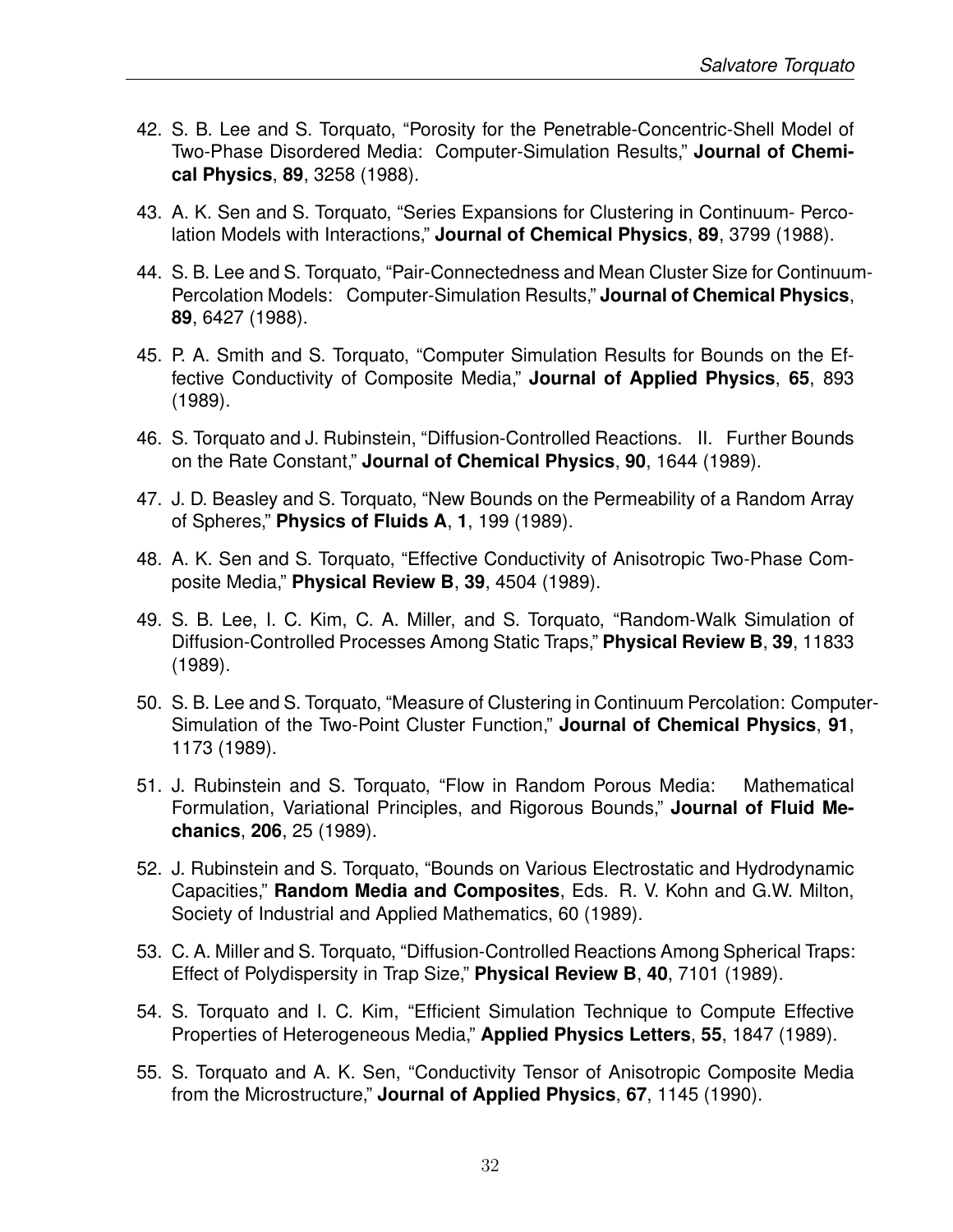42. S. B. Lee and S. Torquato, “Porosity for the Penetrable-Concentric-Shell Model of Two-Phase Disordered Media: Computer-Simulation Results,” **Journal of Chemical Physics**, **89**, 3258 (1988).

43. A. K. Sen and S. Torquato, “Series Expansions for Clustering in Continuum- Percolation Models with Interactions,” **Journal of Chemical Physics**, **89**, 3799 (1988).

44. S. B. Lee and S. Torquato, “Pair-Connectedness and Mean Cluster Size for Continuum-Percolation Models: Computer-Simulation Results,” **Journal of Chemical Physics**, **89**, 6427 (1988).

45. P. A. Smith and S. Torquato, “Computer Simulation Results for Bounds on the Effective Conductivity of Composite Media,” **Journal of Applied Physics**, **65**, 893 (1989).

46. S. Torquato and J. Rubinstein, “Diffusion-Controlled Reactions. II. Further Bounds on the Rate Constant,” **Journal of Chemical Physics**, **90**, 1644 (1989).

47. J. D. Beasley and S. Torquato, “New Bounds on the Permeability of a Random Array of Spheres,” **Physics of Fluids A**, **1**, 199 (1989).

48. A. K. Sen and S. Torquato, “Effective Conductivity of Anisotropic Two-Phase Composite Media,” **Physical Review B**, **39**, 4504 (1989).

49. S. B. Lee, I. C. Kim, C. A. Miller, and S. Torquato, “Random-Walk Simulation of Diffusion-Controlled Processes Among Static Traps,” **Physical Review B**, **39**, 11833 (1989).

50. S. B. Lee and S. Torquato, “Measure of Clustering in Continuum Percolation: Computer-Simulation of the Two-Point Cluster Function,” **Journal of Chemical Physics**, **91**, 1173 (1989).

51. J. Rubinstein and S. Torquato, “Flow in Random Porous Media: Mathematical Formulation, Variational Principles, and Rigorous Bounds,” **Journal of Fluid Mechanics**, **206**, 25 (1989).

52. J. Rubinstein and S. Torquato, “Bounds on Various Electrostatic and Hydrodynamic Capacities,” **Random Media and Composites**, Eds. R. V. Kohn and G.W. Milton, Society of Industrial and Applied Mathematics, 60 (1989).

53. C. A. Miller and S. Torquato, “Diffusion-Controlled Reactions Among Spherical Traps: Effect of Polydispersity in Trap Size,” **Physical Review B**, **40**, 7101 (1989).

54. S. Torquato and I. C. Kim, “Efficient Simulation Technique to Compute Effective Properties of Heterogeneous Media,” **Applied Physics Letters**, **55**, 1847 (1989).

55. S. Torquato and A. K. Sen, “Conductivity Tensor of Anisotropic Composite Media from the Microstructure,” **Journal of Applied Physics**, **67**, 1145 (1990).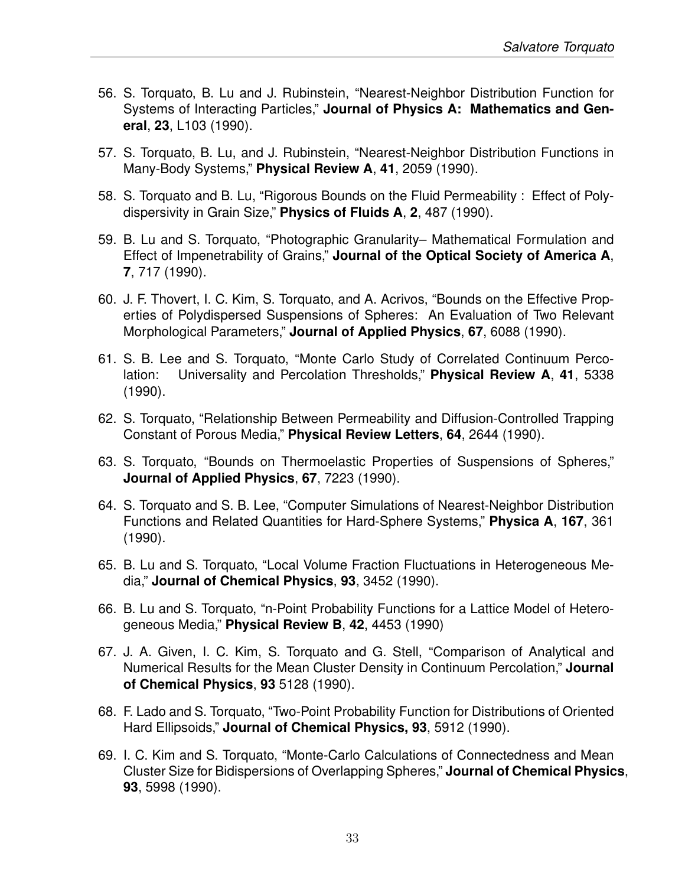56. S. Torquato, B. Lu and J. Rubinstein, “Nearest-Neighbor Distribution Function for Systems of Interacting Particles,” **Journal of Physics A: Mathematics and General**, **23**, L103 (1990).

57. S. Torquato, B. Lu, and J. Rubinstein, “Nearest-Neighbor Distribution Functions in Many-Body Systems,” **Physical Review A**, **41**, 2059 (1990).

58. S. Torquato and B. Lu, “Rigorous Bounds on the Fluid Permeability : Effect of Polydispersivity in Grain Size,” **Physics of Fluids A**, **2**, 487 (1990).

59. B. Lu and S. Torquato, “Photographic Granularity– Mathematical Formulation and Effect of Impenetrability of Grains,” **Journal of the Optical Society of America A**, **7**, 717 (1990).

60. J. F. Thovert, I. C. Kim, S. Torquato, and A. Acrivos, “Bounds on the Effective Properties of Polydispersed Suspensions of Spheres: An Evaluation of Two Relevant Morphological Parameters,” **Journal of Applied Physics**, **67**, 6088 (1990).

61. S. B. Lee and S. Torquato, “Monte Carlo Study of Correlated Continuum Percolation: Universality and Percolation Thresholds,” **Physical Review A**, **41**, 5338 (1990).

62. S. Torquato, “Relationship Between Permeability and Diffusion-Controlled Trapping Constant of Porous Media,” **Physical Review Letters**, **64**, 2644 (1990).

63. S. Torquato, “Bounds on Thermoelastic Properties of Suspensions of Spheres,” **Journal of Applied Physics**, **67**, 7223 (1990).

64. S. Torquato and S. B. Lee, “Computer Simulations of Nearest-Neighbor Distribution Functions and Related Quantities for Hard-Sphere Systems,” **Physica A**, **167**, 361 (1990).

65. B. Lu and S. Torquato, “Local Volume Fraction Fluctuations in Heterogeneous Media,” **Journal of Chemical Physics**, **93**, 3452 (1990).

66. B. Lu and S. Torquato, “n-Point Probability Functions for a Lattice Model of Heterogeneous Media,” **Physical Review B**, **42**, 4453 (1990)

67. J. A. Given, I. C. Kim, S. Torquato and G. Stell, “Comparison of Analytical and Numerical Results for the Mean Cluster Density in Continuum Percolation,” **Journal of Chemical Physics**, **93** 5128 (1990).

68. F. Lado and S. Torquato, “Two-Point Probability Function for Distributions of Oriented Hard Ellipsoids,” **Journal of Chemical Physics, 93**, 5912 (1990).

69. I. C. Kim and S. Torquato, “Monte-Carlo Calculations of Connectedness and Mean Cluster Size for Bidispersions of Overlapping Spheres,” **Journal of Chemical Physics**, **93**, 5998 (1990).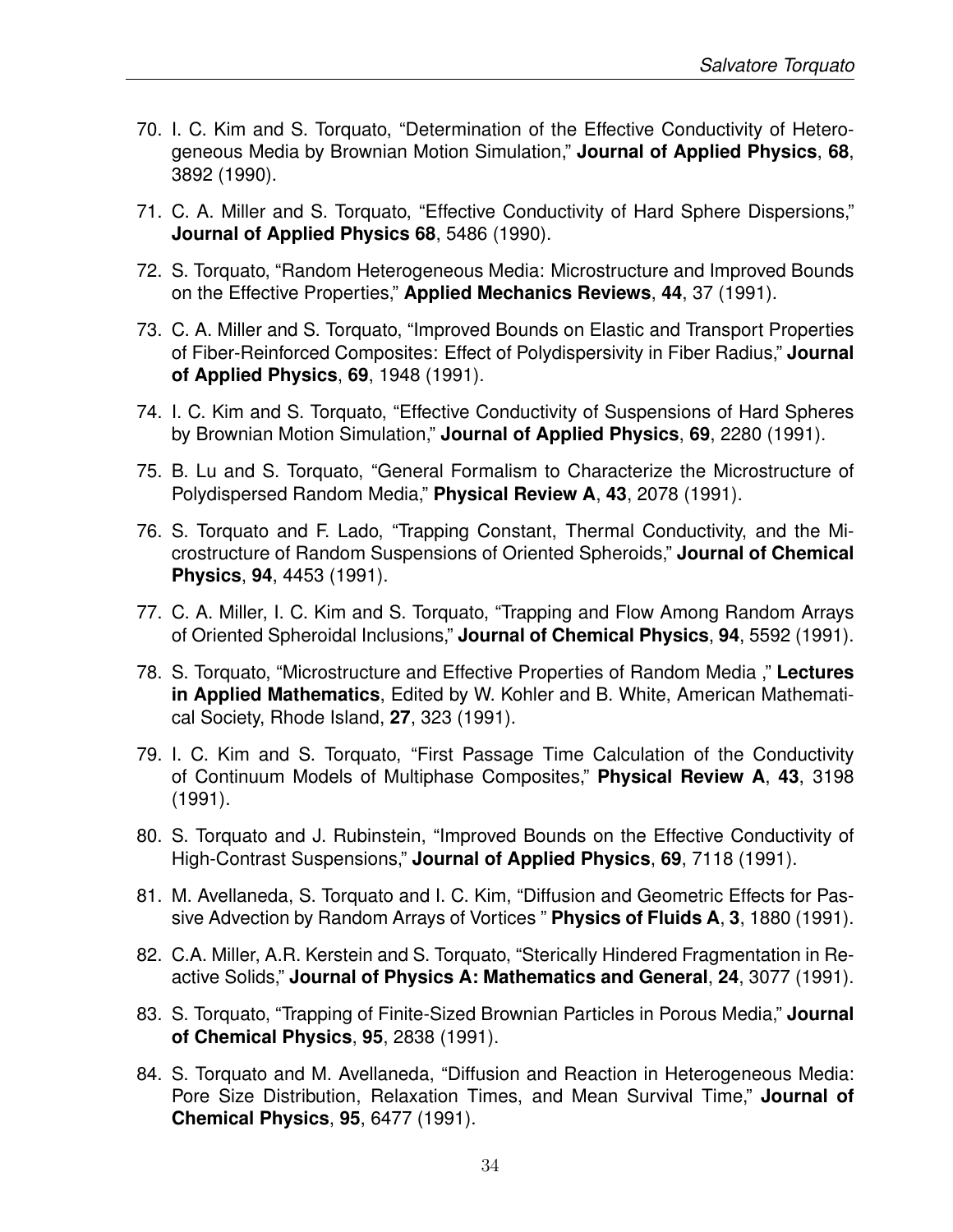70. I. C. Kim and S. Torquato, "Determination of the Effective Conductivity of Heterogeneous Media by Brownian Motion Simulation," **Journal of Applied Physics**, **68**, 3892 (1990).

71. C. A. Miller and S. Torquato, "Effective Conductivity of Hard Sphere Dispersions," **Journal of Applied Physics 68**, 5486 (1990).

72. S. Torquato, "Random Heterogeneous Media: Microstructure and Improved Bounds on the Effective Properties," **Applied Mechanics Reviews**, **44**, 37 (1991).

73. C. A. Miller and S. Torquato, "Improved Bounds on Elastic and Transport Properties of Fiber-Reinforced Composites: Effect of Polydispersivity in Fiber Radius," **Journal of Applied Physics**, **69**, 1948 (1991).

74. I. C. Kim and S. Torquato, "Effective Conductivity of Suspensions of Hard Spheres by Brownian Motion Simulation," **Journal of Applied Physics**, **69**, 2280 (1991).

75. B. Lu and S. Torquato, "General Formalism to Characterize the Microstructure of Polydispersed Random Media," **Physical Review A**, **43**, 2078 (1991).

76. S. Torquato and F. Lado, "Trapping Constant, Thermal Conductivity, and the Microstructure of Random Suspensions of Oriented Spheroids," **Journal of Chemical Physics**, **94**, 4453 (1991).

77. C. A. Miller, I. C. Kim and S. Torquato, "Trapping and Flow Among Random Arrays of Oriented Spheroidal Inclusions," **Journal of Chemical Physics**, **94**, 5592 (1991).

78. S. Torquato, "Microstructure and Effective Properties of Random Media ," **Lectures in Applied Mathematics**, Edited by W. Kohler and B. White, American Mathematical Society, Rhode Island, **27**, 323 (1991).

79. I. C. Kim and S. Torquato, "First Passage Time Calculation of the Conductivity of Continuum Models of Multiphase Composites," **Physical Review A**, **43**, 3198 (1991).

80. S. Torquato and J. Rubinstein, "Improved Bounds on the Effective Conductivity of High-Contrast Suspensions," **Journal of Applied Physics**, **69**, 7118 (1991).

81. M. Avellaneda, S. Torquato and I. C. Kim, "Diffusion and Geometric Effects for Passive Advection by Random Arrays of Vortices " **Physics of Fluids A**, **3**, 1880 (1991).

82. C.A. Miller, A.R. Kerstein and S. Torquato, "Sterically Hindered Fragmentation in Reactive Solids," **Journal of Physics A: Mathematics and General**, **24**, 3077 (1991).

83. S. Torquato, "Trapping of Finite-Sized Brownian Particles in Porous Media," **Journal of Chemical Physics**, **95**, 2838 (1991).

84. S. Torquato and M. Avellaneda, "Diffusion and Reaction in Heterogeneous Media: Pore Size Distribution, Relaxation Times, and Mean Survival Time," **Journal of Chemical Physics**, **95**, 6477 (1991).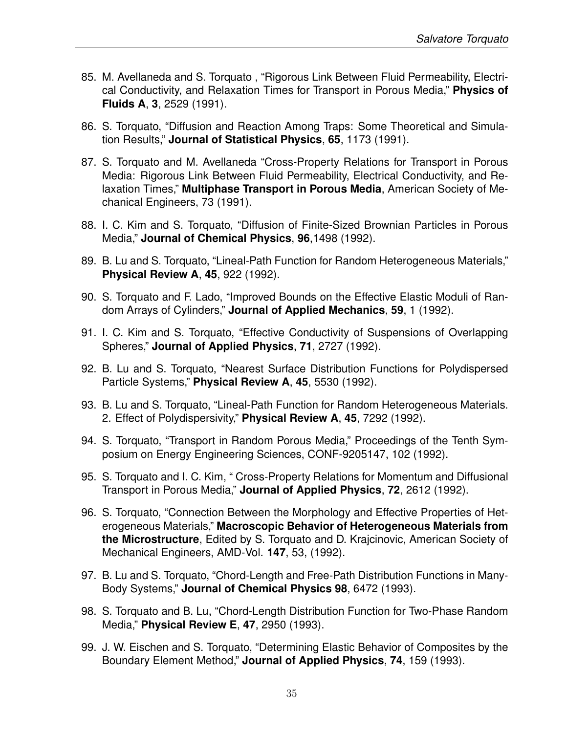85. M. Avellaneda and S. Torquato , “Rigorous Link Between Fluid Permeability, Electrical Conductivity, and Relaxation Times for Transport in Porous Media,” **Physics of Fluids A**, **3**, 2529 (1991).

86. S. Torquato, “Diffusion and Reaction Among Traps: Some Theoretical and Simulation Results,” **Journal of Statistical Physics**, **65**, 1173 (1991).

87. S. Torquato and M. Avellaneda “Cross-Property Relations for Transport in Porous Media: Rigorous Link Between Fluid Permeability, Electrical Conductivity, and Relaxation Times,” **Multiphase Transport in Porous Media**, American Society of Mechanical Engineers, 73 (1991).

88. I. C. Kim and S. Torquato, “Diffusion of Finite-Sized Brownian Particles in Porous Media,” **Journal of Chemical Physics**, **96**,1498 (1992).

89. B. Lu and S. Torquato, “Lineal-Path Function for Random Heterogeneous Materials,” **Physical Review A**, **45**, 922 (1992).

90. S. Torquato and F. Lado, “Improved Bounds on the Effective Elastic Moduli of Random Arrays of Cylinders,” **Journal of Applied Mechanics**, **59**, 1 (1992).

91. I. C. Kim and S. Torquato, “Effective Conductivity of Suspensions of Overlapping Spheres,” **Journal of Applied Physics**, **71**, 2727 (1992).

92. B. Lu and S. Torquato, “Nearest Surface Distribution Functions for Polydispersed Particle Systems,” **Physical Review A**, **45**, 5530 (1992).

93. B. Lu and S. Torquato, “Lineal-Path Function for Random Heterogeneous Materials. 2. Effect of Polydispersivity,” **Physical Review A**, **45**, 7292 (1992).

94. S. Torquato, “Transport in Random Porous Media,” Proceedings of the Tenth Symposium on Energy Engineering Sciences, CONF-9205147, 102 (1992).

95. S. Torquato and I. C. Kim, “ Cross-Property Relations for Momentum and Diffusional Transport in Porous Media,” **Journal of Applied Physics**, **72**, 2612 (1992).

96. S. Torquato, “Connection Between the Morphology and Effective Properties of Heterogeneous Materials,” **Macroscopic Behavior of Heterogeneous Materials from the Microstructure**, Edited by S. Torquato and D. Krajcinovic, American Society of Mechanical Engineers, AMD-Vol. **147**, 53, (1992).

97. B. Lu and S. Torquato, “Chord-Length and Free-Path Distribution Functions in Many-Body Systems,” **Journal of Chemical Physics 98**, 6472 (1993).

98. S. Torquato and B. Lu, “Chord-Length Distribution Function for Two-Phase Random Media,” **Physical Review E**, **47**, 2950 (1993).

99. J. W. Eischen and S. Torquato, “Determining Elastic Behavior of Composites by the Boundary Element Method,” **Journal of Applied Physics**, **74**, 159 (1993).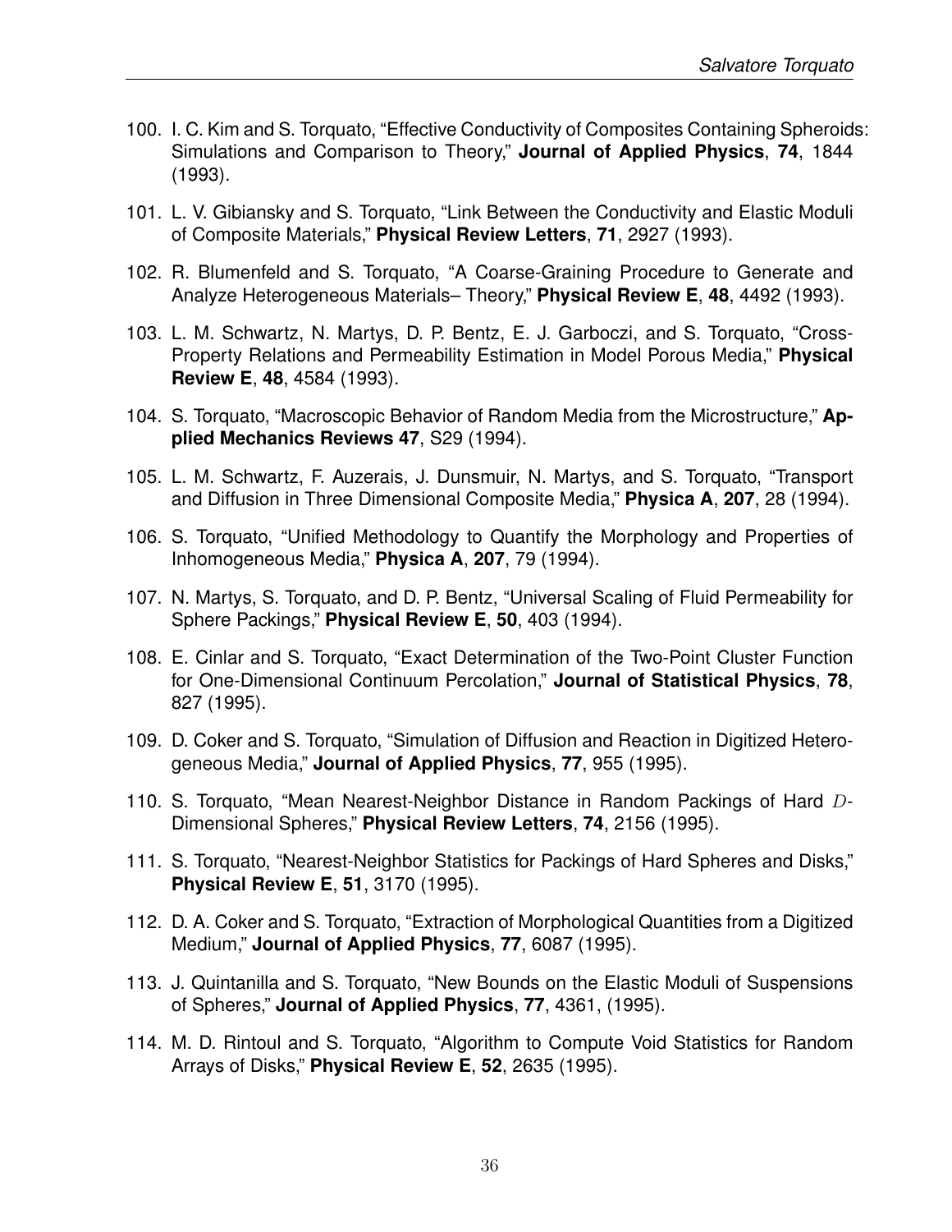100. I. C. Kim and S. Torquato, “Effective Conductivity of Composites Containing Spheroids: Simulations and Comparison to Theory,” **Journal of Applied Physics**, **74**, 1844 (1993).

101. L. V. Gibiansky and S. Torquato, “Link Between the Conductivity and Elastic Moduli of Composite Materials,” **Physical Review Letters**, **71**, 2927 (1993).

102. R. Blumenfeld and S. Torquato, “A Coarse-Graining Procedure to Generate and Analyze Heterogeneous Materials– Theory,” **Physical Review E**, **48**, 4492 (1993).

103. L. M. Schwartz, N. Martys, D. P. Bentz, E. J. Garboczi, and S. Torquato, “Cross-Property Relations and Permeability Estimation in Model Porous Media,” **Physical Review E**, **48**, 4584 (1993).

104. S. Torquato, “Macroscopic Behavior of Random Media from the Microstructure,” **Applied Mechanics Reviews 47**, S29 (1994).

105. L. M. Schwartz, F. Auzerais, J. Dunsmuir, N. Martys, and S. Torquato, “Transport and Diffusion in Three Dimensional Composite Media,” **Physica A**, **207**, 28 (1994).

106. S. Torquato, “Unified Methodology to Quantify the Morphology and Properties of Inhomogeneous Media,” **Physica A**, **207**, 79 (1994).

107. N. Martys, S. Torquato, and D. P. Bentz, “Universal Scaling of Fluid Permeability for Sphere Packings,” **Physical Review E**, **50**, 403 (1994).

108. E. Cinlar and S. Torquato, “Exact Determination of the Two-Point Cluster Function for One-Dimensional Continuum Percolation,” **Journal of Statistical Physics**, **78**, 827 (1995).

109. D. Coker and S. Torquato, “Simulation of Diffusion and Reaction in Digitized Heterogeneous Media,” **Journal of Applied Physics**, **77**, 955 (1995).

110. S. Torquato, “Mean Nearest-Neighbor Distance in Random Packings of Hard $D$-Dimensional Spheres,” **Physical Review Letters**, **74**, 2156 (1995).

111. S. Torquato, “Nearest-Neighbor Statistics for Packings of Hard Spheres and Disks,” **Physical Review E**, **51**, 3170 (1995).

112. D. A. Coker and S. Torquato, “Extraction of Morphological Quantities from a Digitized Medium,” **Journal of Applied Physics**, **77**, 6087 (1995).

113. J. Quintanilla and S. Torquato, “New Bounds on the Elastic Moduli of Suspensions of Spheres,” **Journal of Applied Physics**, **77**, 4361, (1995).

114. M. D. Rintoul and S. Torquato, “Algorithm to Compute Void Statistics for Random Arrays of Disks,” **Physical Review E**, **52**, 2635 (1995).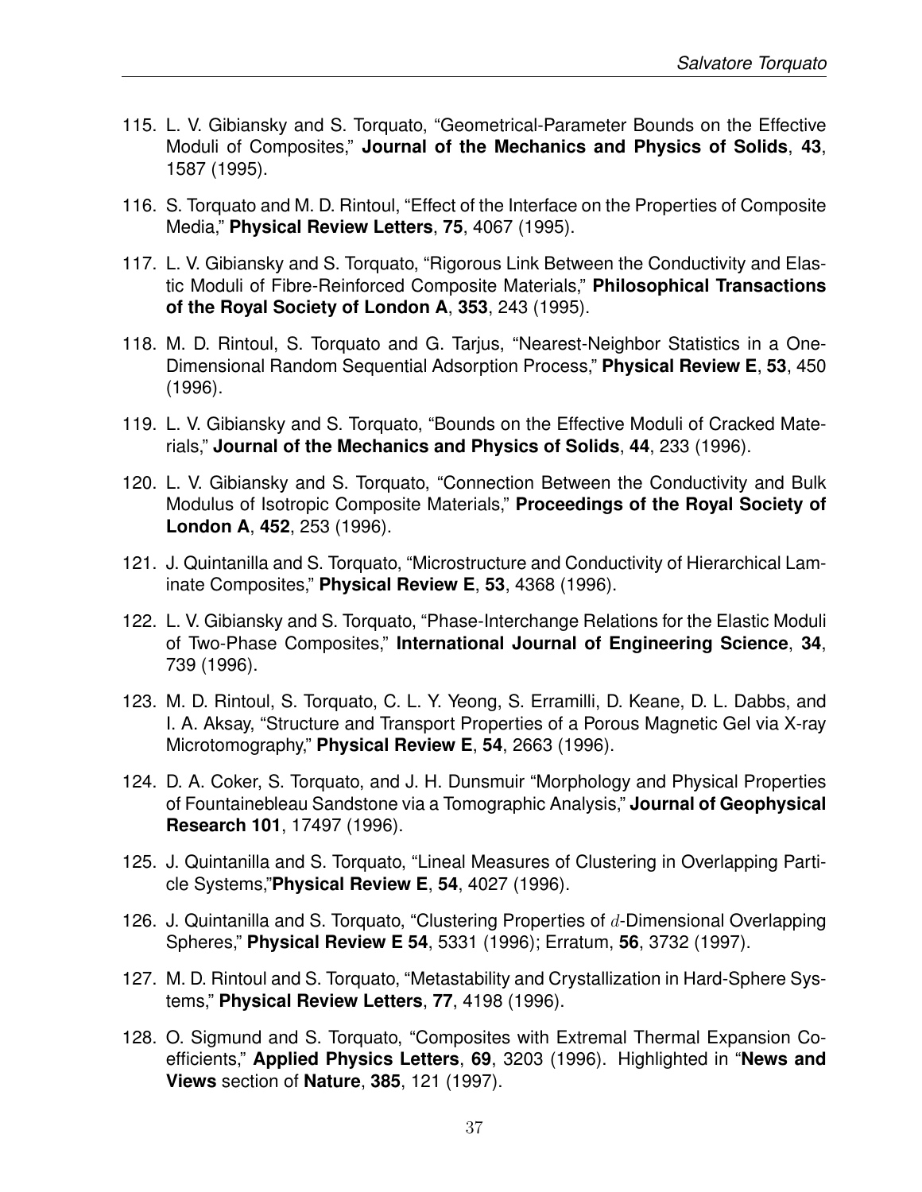115. L. V. Gibiansky and S. Torquato, "Geometrical-Parameter Bounds on the Effective Moduli of Composites," **Journal of the Mechanics and Physics of Solids**, **43**, 1587 (1995).

116. S. Torquato and M. D. Rintoul, "Effect of the Interface on the Properties of Composite Media," **Physical Review Letters**, **75**, 4067 (1995).

117. L. V. Gibiansky and S. Torquato, "Rigorous Link Between the Conductivity and Elastic Moduli of Fibre-Reinforced Composite Materials," **Philosophical Transactions of the Royal Society of London A**, **353**, 243 (1995).

118. M. D. Rintoul, S. Torquato and G. Tarjus, "Nearest-Neighbor Statistics in a One-Dimensional Random Sequential Adsorption Process," **Physical Review E**, **53**, 450 (1996).

119. L. V. Gibiansky and S. Torquato, "Bounds on the Effective Moduli of Cracked Materials," **Journal of the Mechanics and Physics of Solids**, **44**, 233 (1996).

120. L. V. Gibiansky and S. Torquato, "Connection Between the Conductivity and Bulk Modulus of Isotropic Composite Materials," **Proceedings of the Royal Society of London A**, **452**, 253 (1996).

121. J. Quintanilla and S. Torquato, "Microstructure and Conductivity of Hierarchical Laminate Composites," **Physical Review E**, **53**, 4368 (1996).

122. L. V. Gibiansky and S. Torquato, "Phase-Interchange Relations for the Elastic Moduli of Two-Phase Composites," **International Journal of Engineering Science**, **34**, 739 (1996).

123. M. D. Rintoul, S. Torquato, C. L. Y. Yeong, S. Erramilli, D. Keane, D. L. Dabbs, and I. A. Aksay, "Structure and Transport Properties of a Porous Magnetic Gel via X-ray Microtomography," **Physical Review E**, **54**, 2663 (1996).

124. D. A. Coker, S. Torquato, and J. H. Dunsmuir "Morphology and Physical Properties of Fountainebleau Sandstone via a Tomographic Analysis," **Journal of Geophysical Research 101**, 17497 (1996).

125. J. Quintanilla and S. Torquato, "Lineal Measures of Clustering in Overlapping Particle Systems,"**Physical Review E**, **54**, 4027 (1996).

126. J. Quintanilla and S. Torquato, "Clustering Properties of $d$-Dimensional Overlapping Spheres," **Physical Review E 54**, 5331 (1996); Erratum, **56**, 3732 (1997).

127. M. D. Rintoul and S. Torquato, "Metastability and Crystallization in Hard-Sphere Systems," **Physical Review Letters**, **77**, 4198 (1996).

128. O. Sigmund and S. Torquato, "Composites with Extremal Thermal Expansion Coefficients," **Applied Physics Letters**, **69**, 3203 (1996). Highlighted in "**News and Views** section of **Nature**, **385**, 121 (1997).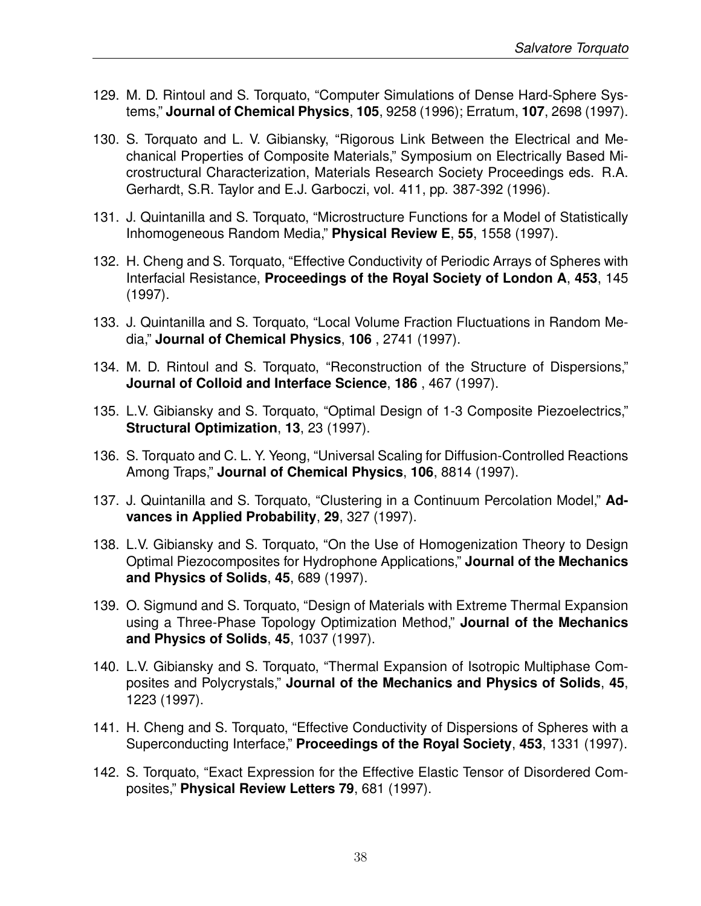129. M. D. Rintoul and S. Torquato, "Computer Simulations of Dense Hard-Sphere Systems," **Journal of Chemical Physics**, **105**, 9258 (1996); Erratum, **107**, 2698 (1997).

130. S. Torquato and L. V. Gibiansky, "Rigorous Link Between the Electrical and Mechanical Properties of Composite Materials," Symposium on Electrically Based Microstructural Characterization, Materials Research Society Proceedings eds. R.A. Gerhardt, S.R. Taylor and E.J. Garboczi, vol. 411, pp. 387-392 (1996).

131. J. Quintanilla and S. Torquato, "Microstructure Functions for a Model of Statistically Inhomogeneous Random Media," **Physical Review E**, **55**, 1558 (1997).

132. H. Cheng and S. Torquato, "Effective Conductivity of Periodic Arrays of Spheres with Interfacial Resistance, **Proceedings of the Royal Society of London A**, **453**, 145 (1997).

133. J. Quintanilla and S. Torquato, "Local Volume Fraction Fluctuations in Random Media," **Journal of Chemical Physics**, **106** , 2741 (1997).

134. M. D. Rintoul and S. Torquato, "Reconstruction of the Structure of Dispersions," **Journal of Colloid and Interface Science**, **186** , 467 (1997).

135. L.V. Gibiansky and S. Torquato, "Optimal Design of 1-3 Composite Piezoelectrics," **Structural Optimization**, **13**, 23 (1997).

136. S. Torquato and C. L. Y. Yeong, "Universal Scaling for Diffusion-Controlled Reactions Among Traps," **Journal of Chemical Physics**, **106**, 8814 (1997).

137. J. Quintanilla and S. Torquato, "Clustering in a Continuum Percolation Model," **Advances in Applied Probability**, **29**, 327 (1997).

138. L.V. Gibiansky and S. Torquato, "On the Use of Homogenization Theory to Design Optimal Piezocomposites for Hydrophone Applications," **Journal of the Mechanics and Physics of Solids**, **45**, 689 (1997).

139. O. Sigmund and S. Torquato, "Design of Materials with Extreme Thermal Expansion using a Three-Phase Topology Optimization Method," **Journal of the Mechanics and Physics of Solids**, **45**, 1037 (1997).

140. L.V. Gibiansky and S. Torquato, "Thermal Expansion of Isotropic Multiphase Composites and Polycrystals," **Journal of the Mechanics and Physics of Solids**, **45**, 1223 (1997).

141. H. Cheng and S. Torquato, "Effective Conductivity of Dispersions of Spheres with a Superconducting Interface," **Proceedings of the Royal Society**, **453**, 1331 (1997).

142. S. Torquato, "Exact Expression for the Effective Elastic Tensor of Disordered Composites," **Physical Review Letters 79**, 681 (1997).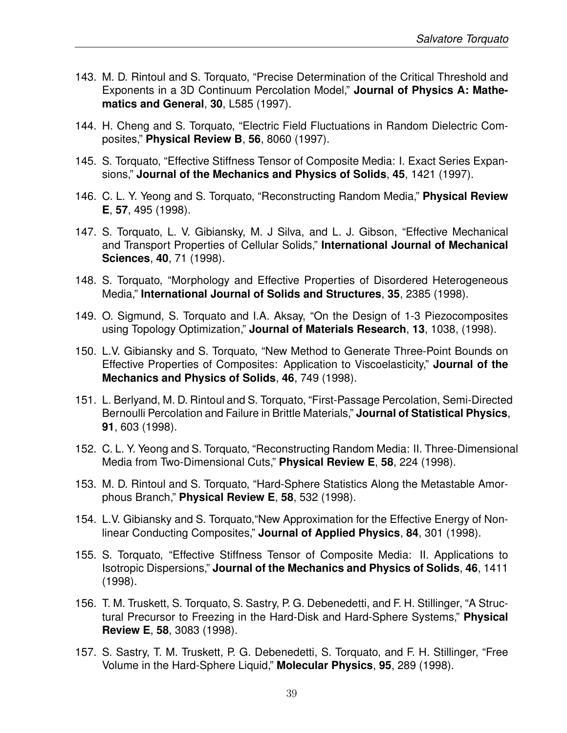143. M. D. Rintoul and S. Torquato, "Precise Determination of the Critical Threshold and Exponents in a 3D Continuum Percolation Model," **Journal of Physics A: Mathematics and General**, **30**, L585 (1997).

144. H. Cheng and S. Torquato, "Electric Field Fluctuations in Random Dielectric Composites," **Physical Review B**, **56**, 8060 (1997).

145. S. Torquato, "Effective Stiffness Tensor of Composite Media: I. Exact Series Expansions," **Journal of the Mechanics and Physics of Solids**, **45**, 1421 (1997).

146. C. L. Y. Yeong and S. Torquato, "Reconstructing Random Media," **Physical Review E**, **57**, 495 (1998).

147. S. Torquato, L. V. Gibiansky, M. J Silva, and L. J. Gibson, "Effective Mechanical and Transport Properties of Cellular Solids," **International Journal of Mechanical Sciences**, **40**, 71 (1998).

148. S. Torquato, "Morphology and Effective Properties of Disordered Heterogeneous Media," **International Journal of Solids and Structures**, **35**, 2385 (1998).

149. O. Sigmund, S. Torquato and I.A. Aksay, "On the Design of 1-3 Piezocomposites using Topology Optimization," **Journal of Materials Research**, **13**, 1038, (1998).

150. L.V. Gibiansky and S. Torquato, "New Method to Generate Three-Point Bounds on Effective Properties of Composites: Application to Viscoelasticity," **Journal of the Mechanics and Physics of Solids**, **46**, 749 (1998).

151. L. Berlyand, M. D. Rintoul and S. Torquato, "First-Passage Percolation, Semi-Directed Bernoulli Percolation and Failure in Brittle Materials," **Journal of Statistical Physics**, **91**, 603 (1998).

152. C. L. Y. Yeong and S. Torquato, "Reconstructing Random Media: II. Three-Dimensional Media from Two-Dimensional Cuts," **Physical Review E**, **58**, 224 (1998).

153. M. D. Rintoul and S. Torquato, "Hard-Sphere Statistics Along the Metastable Amorphous Branch," **Physical Review E**, **58**, 532 (1998).

154. L.V. Gibiansky and S. Torquato,"New Approximation for the Effective Energy of Nonlinear Conducting Composites," **Journal of Applied Physics**, **84**, 301 (1998).

155. S. Torquato, "Effective Stiffness Tensor of Composite Media: II. Applications to Isotropic Dispersions," **Journal of the Mechanics and Physics of Solids**, **46**, 1411 (1998).

156. T. M. Truskett, S. Torquato, S. Sastry, P. G. Debenedetti, and F. H. Stillinger, "A Structural Precursor to Freezing in the Hard-Disk and Hard-Sphere Systems," **Physical Review E**, **58**, 3083 (1998).

157. S. Sastry, T. M. Truskett, P. G. Debenedetti, S. Torquato, and F. H. Stillinger, "Free Volume in the Hard-Sphere Liquid," **Molecular Physics**, **95**, 289 (1998).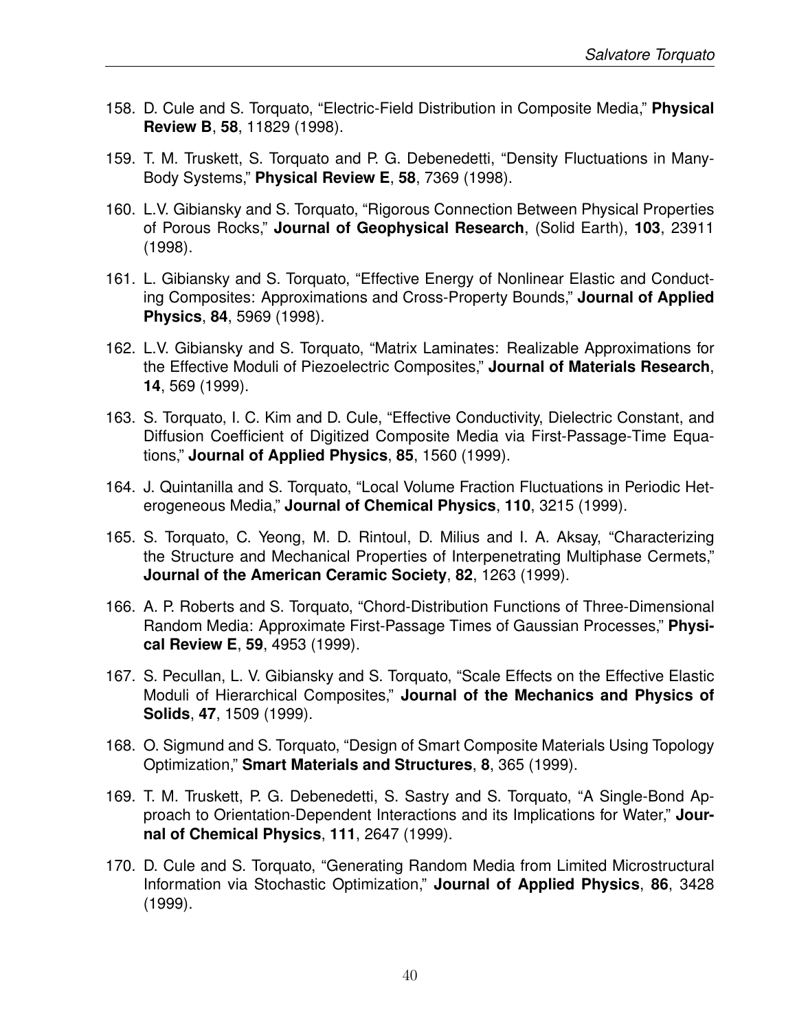158. D. Cule and S. Torquato, "Electric-Field Distribution in Composite Media," **Physical Review B**, **58**, 11829 (1998).

159. T. M. Truskett, S. Torquato and P. G. Debenedetti, "Density Fluctuations in Many-Body Systems," **Physical Review E**, **58**, 7369 (1998).

160. L.V. Gibiansky and S. Torquato, "Rigorous Connection Between Physical Properties of Porous Rocks," **Journal of Geophysical Research**, (Solid Earth), **103**, 23911 (1998).

161. L. Gibiansky and S. Torquato, "Effective Energy of Nonlinear Elastic and Conducting Composites: Approximations and Cross-Property Bounds," **Journal of Applied Physics**, **84**, 5969 (1998).

162. L.V. Gibiansky and S. Torquato, "Matrix Laminates: Realizable Approximations for the Effective Moduli of Piezoelectric Composites," **Journal of Materials Research**, **14**, 569 (1999).

163. S. Torquato, I. C. Kim and D. Cule, "Effective Conductivity, Dielectric Constant, and Diffusion Coefficient of Digitized Composite Media via First-Passage-Time Equations," **Journal of Applied Physics**, **85**, 1560 (1999).

164. J. Quintanilla and S. Torquato, "Local Volume Fraction Fluctuations in Periodic Heterogeneous Media," **Journal of Chemical Physics**, **110**, 3215 (1999).

165. S. Torquato, C. Yeong, M. D. Rintoul, D. Milius and I. A. Aksay, "Characterizing the Structure and Mechanical Properties of Interpenetrating Multiphase Cermets," **Journal of the American Ceramic Society**, **82**, 1263 (1999).

166. A. P. Roberts and S. Torquato, "Chord-Distribution Functions of Three-Dimensional Random Media: Approximate First-Passage Times of Gaussian Processes," **Physical Review E**, **59**, 4953 (1999).

167. S. Pecullan, L. V. Gibiansky and S. Torquato, "Scale Effects on the Effective Elastic Moduli of Hierarchical Composites," **Journal of the Mechanics and Physics of Solids**, **47**, 1509 (1999).

168. O. Sigmund and S. Torquato, "Design of Smart Composite Materials Using Topology Optimization," **Smart Materials and Structures**, **8**, 365 (1999).

169. T. M. Truskett, P. G. Debenedetti, S. Sastry and S. Torquato, "A Single-Bond Approach to Orientation-Dependent Interactions and its Implications for Water," **Journal of Chemical Physics**, **111**, 2647 (1999).

170. D. Cule and S. Torquato, "Generating Random Media from Limited Microstructural Information via Stochastic Optimization," **Journal of Applied Physics**, **86**, 3428 (1999).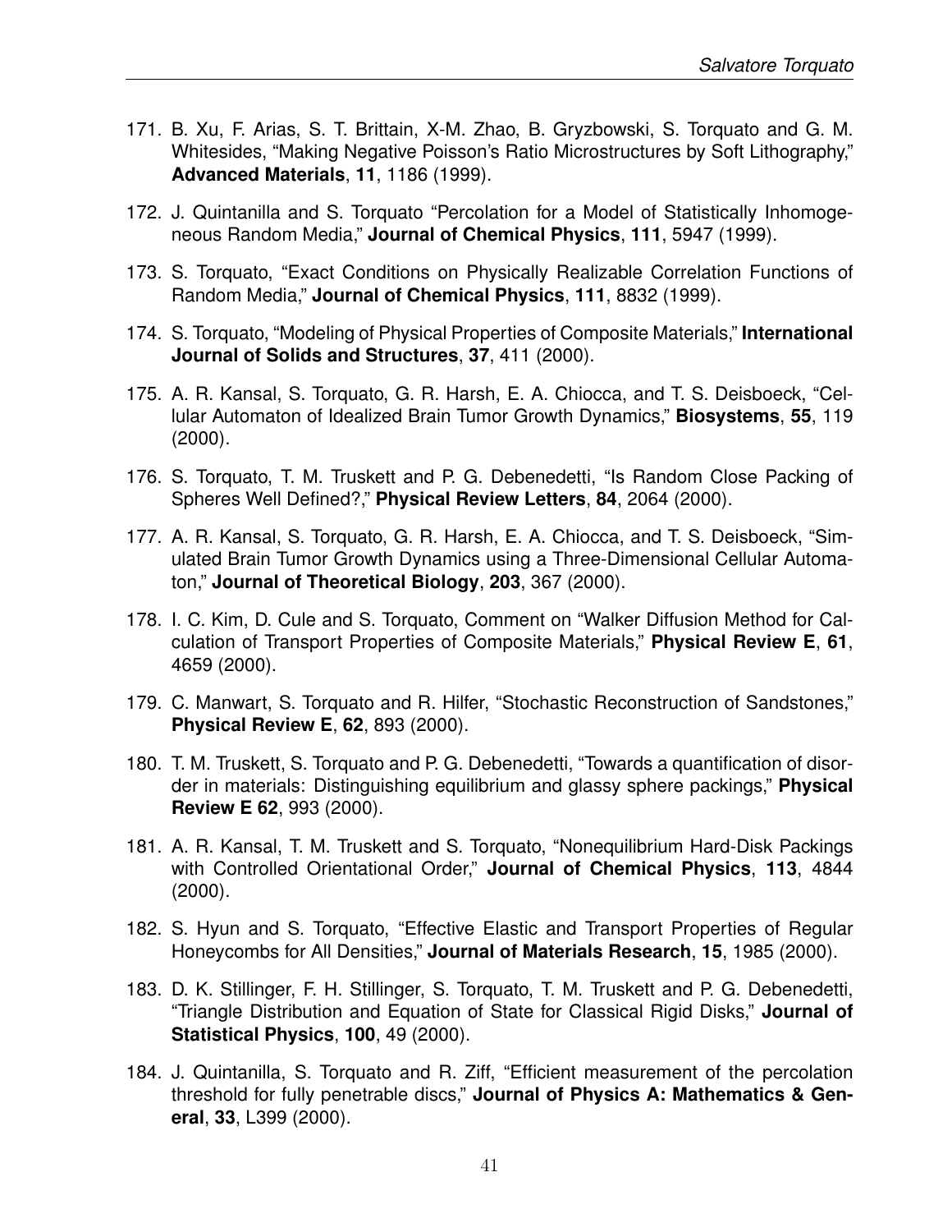171. B. Xu, F. Arias, S. T. Brittain, X-M. Zhao, B. Gryzbowski, S. Torquato and G. M. Whitesides, "Making Negative Poisson's Ratio Microstructures by Soft Lithography," **Advanced Materials**, **11**, 1186 (1999).

172. J. Quintanilla and S. Torquato "Percolation for a Model of Statistically Inhomogeneous Random Media," **Journal of Chemical Physics**, **111**, 5947 (1999).

173. S. Torquato, "Exact Conditions on Physically Realizable Correlation Functions of Random Media," **Journal of Chemical Physics**, **111**, 8832 (1999).

174. S. Torquato, "Modeling of Physical Properties of Composite Materials," **International Journal of Solids and Structures**, **37**, 411 (2000).

175. A. R. Kansal, S. Torquato, G. R. Harsh, E. A. Chiocca, and T. S. Deisboeck, "Cellular Automaton of Idealized Brain Tumor Growth Dynamics," **Biosystems**, **55**, 119 (2000).

176. S. Torquato, T. M. Truskett and P. G. Debenedetti, "Is Random Close Packing of Spheres Well Defined?," **Physical Review Letters**, **84**, 2064 (2000).

177. A. R. Kansal, S. Torquato, G. R. Harsh, E. A. Chiocca, and T. S. Deisboeck, "Simulated Brain Tumor Growth Dynamics using a Three-Dimensional Cellular Automaton," **Journal of Theoretical Biology**, **203**, 367 (2000).

178. I. C. Kim, D. Cule and S. Torquato, Comment on "Walker Diffusion Method for Calculation of Transport Properties of Composite Materials," **Physical Review E**, **61**, 4659 (2000).

179. C. Manwart, S. Torquato and R. Hilfer, "Stochastic Reconstruction of Sandstones," **Physical Review E**, **62**, 893 (2000).

180. T. M. Truskett, S. Torquato and P. G. Debenedetti, "Towards a quantification of disorder in materials: Distinguishing equilibrium and glassy sphere packings," **Physical Review E 62**, 993 (2000).

181. A. R. Kansal, T. M. Truskett and S. Torquato, "Nonequilibrium Hard-Disk Packings with Controlled Orientational Order," **Journal of Chemical Physics**, **113**, 4844 (2000).

182. S. Hyun and S. Torquato, "Effective Elastic and Transport Properties of Regular Honeycombs for All Densities," **Journal of Materials Research**, **15**, 1985 (2000).

183. D. K. Stillinger, F. H. Stillinger, S. Torquato, T. M. Truskett and P. G. Debenedetti, "Triangle Distribution and Equation of State for Classical Rigid Disks," **Journal of Statistical Physics**, **100**, 49 (2000).

184. J. Quintanilla, S. Torquato and R. Ziff, "Efficient measurement of the percolation threshold for fully penetrable discs," **Journal of Physics A: Mathematics & General**, **33**, L399 (2000).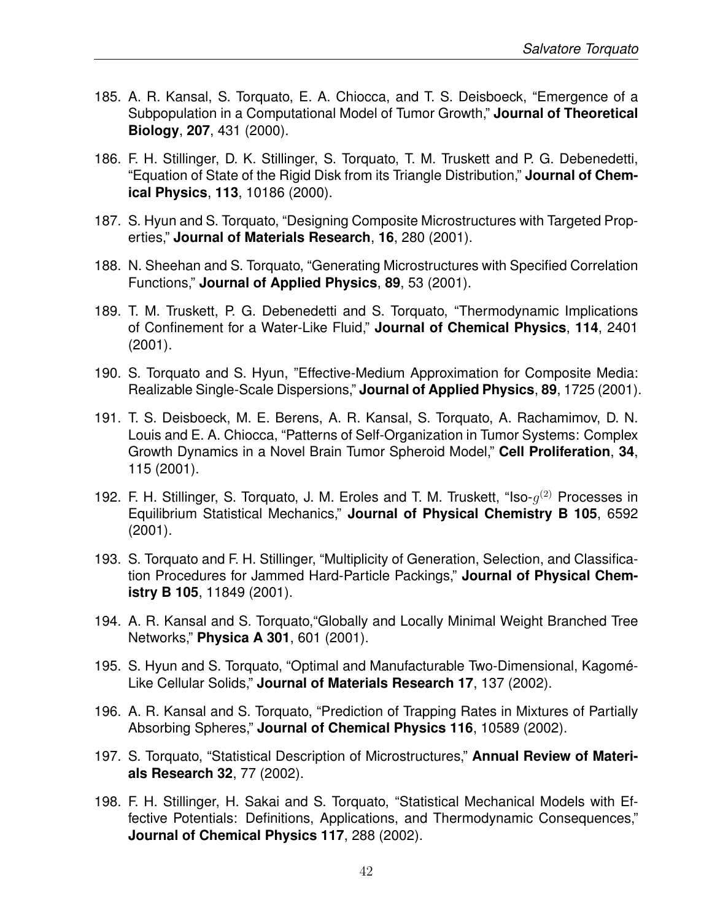185. A. R. Kansal, S. Torquato, E. A. Chiocca, and T. S. Deisboeck, “Emergence of a Subpopulation in a Computational Model of Tumor Growth,” **Journal of Theoretical Biology**, **207**, 431 (2000).

186. F. H. Stillinger, D. K. Stillinger, S. Torquato, T. M. Truskett and P. G. Debenedetti, “Equation of State of the Rigid Disk from its Triangle Distribution,” **Journal of Chemical Physics**, **113**, 10186 (2000).

187. S. Hyun and S. Torquato, “Designing Composite Microstructures with Targeted Properties,” **Journal of Materials Research**, **16**, 280 (2001).

188. N. Sheehan and S. Torquato, “Generating Microstructures with Specified Correlation Functions,” **Journal of Applied Physics**, **89**, 53 (2001).

189. T. M. Truskett, P. G. Debenedetti and S. Torquato, “Thermodynamic Implications of Confinement for a Water-Like Fluid,” **Journal of Chemical Physics**, **114**, 2401 (2001).

190. S. Torquato and S. Hyun, ”Effective-Medium Approximation for Composite Media: Realizable Single-Scale Dispersions,” **Journal of Applied Physics**, **89**, 1725 (2001).

191. T. S. Deisboeck, M. E. Berens, A. R. Kansal, S. Torquato, A. Rachamimov, D. N. Louis and E. A. Chiocca, “Patterns of Self-Organization in Tumor Systems: Complex Growth Dynamics in a Novel Brain Tumor Spheroid Model,” **Cell Proliferation**, **34**, 115 (2001).

192. F. H. Stillinger, S. Torquato, J. M. Eroles and T. M. Truskett, “Iso-$g^{(2)}$ Processes in Equilibrium Statistical Mechanics,” **Journal of Physical Chemistry B 105**, 6592 (2001).

193. S. Torquato and F. H. Stillinger, “Multiplicity of Generation, Selection, and Classification Procedures for Jammed Hard-Particle Packings,” **Journal of Physical Chemistry B 105**, 11849 (2001).

194. A. R. Kansal and S. Torquato,“Globally and Locally Minimal Weight Branched Tree Networks,” **Physica A 301**, 601 (2001).

195. S. Hyun and S. Torquato, “Optimal and Manufacturable Two-Dimensional, Kagomé-Like Cellular Solids,” **Journal of Materials Research 17**, 137 (2002).

196. A. R. Kansal and S. Torquato, “Prediction of Trapping Rates in Mixtures of Partially Absorbing Spheres,” **Journal of Chemical Physics 116**, 10589 (2002).

197. S. Torquato, “Statistical Description of Microstructures,” **Annual Review of Materials Research 32**, 77 (2002).

198. F. H. Stillinger, H. Sakai and S. Torquato, “Statistical Mechanical Models with Effective Potentials: Definitions, Applications, and Thermodynamic Consequences,” **Journal of Chemical Physics 117**, 288 (2002).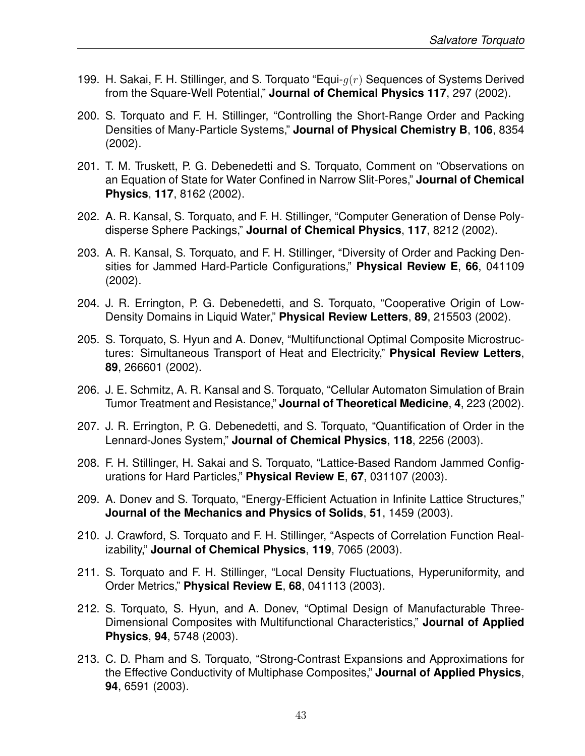199. H. Sakai, F. H. Stillinger, and S. Torquato "Equi-$g(r)$ Sequences of Systems Derived from the Square-Well Potential," **Journal of Chemical Physics 117**, 297 (2002).

200. S. Torquato and F. H. Stillinger, "Controlling the Short-Range Order and Packing Densities of Many-Particle Systems," **Journal of Physical Chemistry B**, **106**, 8354 (2002).

201. T. M. Truskett, P. G. Debenedetti and S. Torquato, Comment on "Observations on an Equation of State for Water Confined in Narrow Slit-Pores," **Journal of Chemical Physics**, **117**, 8162 (2002).

202. A. R. Kansal, S. Torquato, and F. H. Stillinger, "Computer Generation of Dense Polydisperse Sphere Packings," **Journal of Chemical Physics**, **117**, 8212 (2002).

203. A. R. Kansal, S. Torquato, and F. H. Stillinger, "Diversity of Order and Packing Densities for Jammed Hard-Particle Configurations," **Physical Review E**, **66**, 041109 (2002).

204. J. R. Errington, P. G. Debenedetti, and S. Torquato, "Cooperative Origin of Low-Density Domains in Liquid Water," **Physical Review Letters**, **89**, 215503 (2002).

205. S. Torquato, S. Hyun and A. Donev, "Multifunctional Optimal Composite Microstructures: Simultaneous Transport of Heat and Electricity," **Physical Review Letters**, **89**, 266601 (2002).

206. J. E. Schmitz, A. R. Kansal and S. Torquato, "Cellular Automaton Simulation of Brain Tumor Treatment and Resistance," **Journal of Theoretical Medicine**, **4**, 223 (2002).

207. J. R. Errington, P. G. Debenedetti, and S. Torquato, "Quantification of Order in the Lennard-Jones System," **Journal of Chemical Physics**, **118**, 2256 (2003).

208. F. H. Stillinger, H. Sakai and S. Torquato, "Lattice-Based Random Jammed Configurations for Hard Particles," **Physical Review E**, **67**, 031107 (2003).

209. A. Donev and S. Torquato, "Energy-Efficient Actuation in Infinite Lattice Structures," **Journal of the Mechanics and Physics of Solids**, **51**, 1459 (2003).

210. J. Crawford, S. Torquato and F. H. Stillinger, "Aspects of Correlation Function Realizability," **Journal of Chemical Physics**, **119**, 7065 (2003).

211. S. Torquato and F. H. Stillinger, "Local Density Fluctuations, Hyperuniformity, and Order Metrics," **Physical Review E**, **68**, 041113 (2003).

212. S. Torquato, S. Hyun, and A. Donev, "Optimal Design of Manufacturable Three-Dimensional Composites with Multifunctional Characteristics," **Journal of Applied Physics**, **94**, 5748 (2003).

213. C. D. Pham and S. Torquato, "Strong-Contrast Expansions and Approximations for the Effective Conductivity of Multiphase Composites," **Journal of Applied Physics**, **94**, 6591 (2003).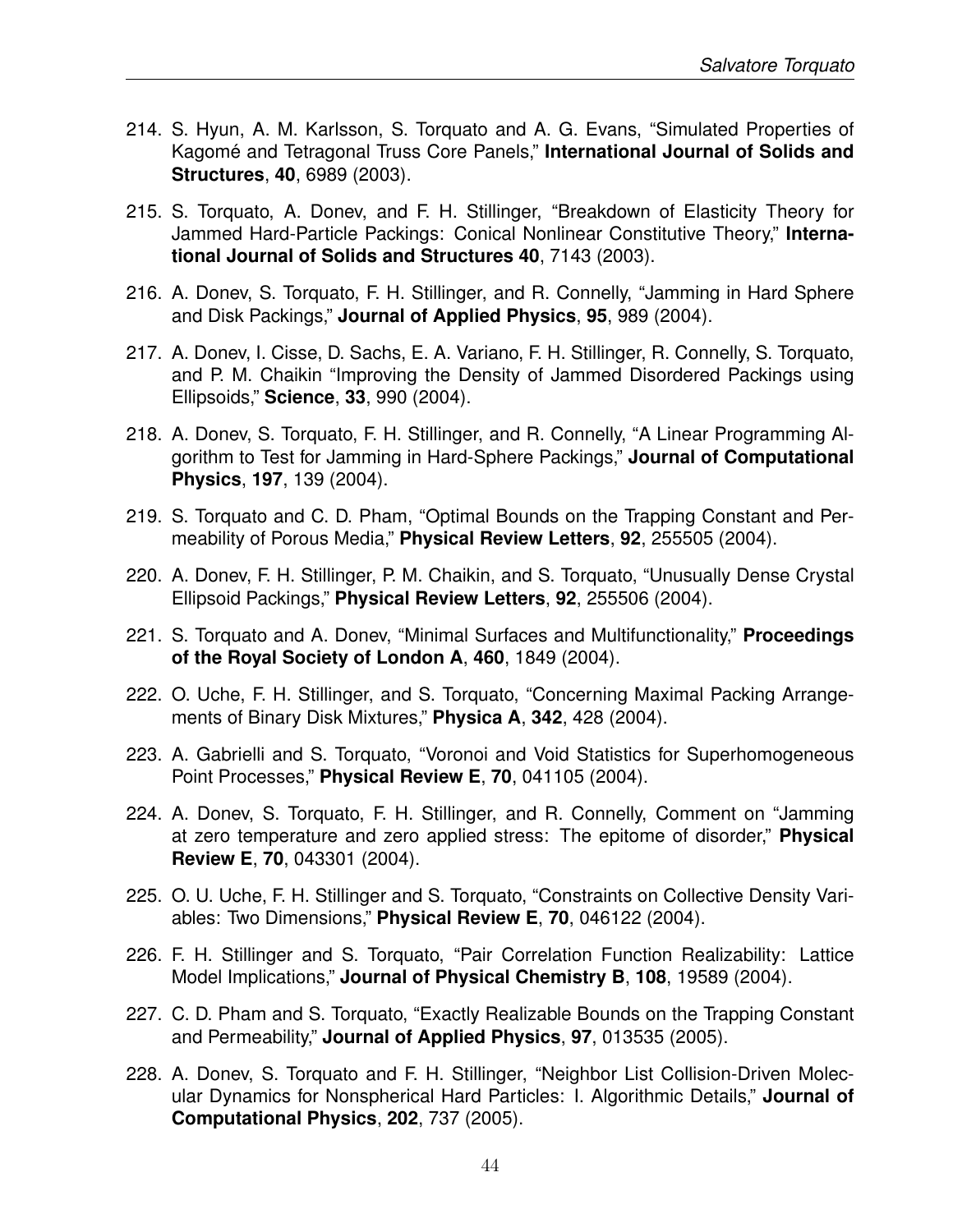214. S. Hyun, A. M. Karlsson, S. Torquato and A. G. Evans, "Simulated Properties of Kagomé and Tetragonal Truss Core Panels," **International Journal of Solids and Structures**, **40**, 6989 (2003).

215. S. Torquato, A. Donev, and F. H. Stillinger, "Breakdown of Elasticity Theory for Jammed Hard-Particle Packings: Conical Nonlinear Constitutive Theory," **International Journal of Solids and Structures 40**, 7143 (2003).

216. A. Donev, S. Torquato, F. H. Stillinger, and R. Connelly, "Jamming in Hard Sphere and Disk Packings," **Journal of Applied Physics**, **95**, 989 (2004).

217. A. Donev, I. Cisse, D. Sachs, E. A. Variano, F. H. Stillinger, R. Connelly, S. Torquato, and P. M. Chaikin "Improving the Density of Jammed Disordered Packings using Ellipsoids," **Science**, **33**, 990 (2004).

218. A. Donev, S. Torquato, F. H. Stillinger, and R. Connelly, "A Linear Programming Algorithm to Test for Jamming in Hard-Sphere Packings," **Journal of Computational Physics**, **197**, 139 (2004).

219. S. Torquato and C. D. Pham, "Optimal Bounds on the Trapping Constant and Permeability of Porous Media," **Physical Review Letters**, **92**, 255505 (2004).

220. A. Donev, F. H. Stillinger, P. M. Chaikin, and S. Torquato, "Unusually Dense Crystal Ellipsoid Packings," **Physical Review Letters**, **92**, 255506 (2004).

221. S. Torquato and A. Donev, "Minimal Surfaces and Multifunctionality," **Proceedings of the Royal Society of London A**, **460**, 1849 (2004).

222. O. Uche, F. H. Stillinger, and S. Torquato, "Concerning Maximal Packing Arrangements of Binary Disk Mixtures," **Physica A**, **342**, 428 (2004).

223. A. Gabrielli and S. Torquato, "Voronoi and Void Statistics for Superhomogeneous Point Processes," **Physical Review E**, **70**, 041105 (2004).

224. A. Donev, S. Torquato, F. H. Stillinger, and R. Connelly, Comment on "Jamming at zero temperature and zero applied stress: The epitome of disorder," **Physical Review E**, **70**, 043301 (2004).

225. O. U. Uche, F. H. Stillinger and S. Torquato, "Constraints on Collective Density Variables: Two Dimensions," **Physical Review E**, **70**, 046122 (2004).

226. F. H. Stillinger and S. Torquato, "Pair Correlation Function Realizability: Lattice Model Implications," **Journal of Physical Chemistry B**, **108**, 19589 (2004).

227. C. D. Pham and S. Torquato, "Exactly Realizable Bounds on the Trapping Constant and Permeability," **Journal of Applied Physics**, **97**, 013535 (2005).

228. A. Donev, S. Torquato and F. H. Stillinger, "Neighbor List Collision-Driven Molecular Dynamics for Nonspherical Hard Particles: I. Algorithmic Details," **Journal of Computational Physics**, **202**, 737 (2005).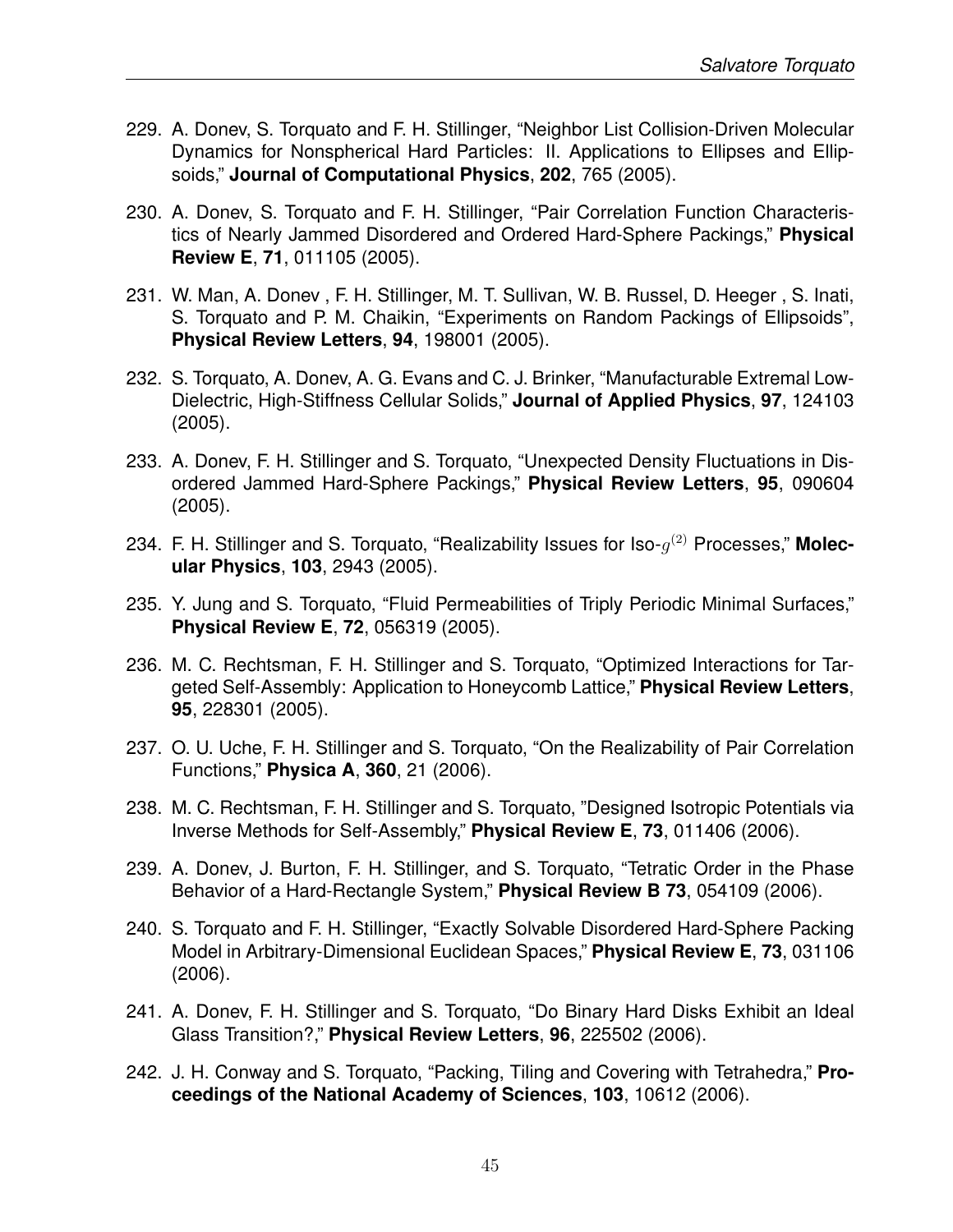229. A. Donev, S. Torquato and F. H. Stillinger, "Neighbor List Collision-Driven Molecular Dynamics for Nonspherical Hard Particles: II. Applications to Ellipses and Ellipsoids," **Journal of Computational Physics**, **202**, 765 (2005).

230. A. Donev, S. Torquato and F. H. Stillinger, "Pair Correlation Function Characteristics of Nearly Jammed Disordered and Ordered Hard-Sphere Packings," **Physical Review E**, **71**, 011105 (2005).

231. W. Man, A. Donev , F. H. Stillinger, M. T. Sullivan, W. B. Russel, D. Heeger , S. Inati, S. Torquato and P. M. Chaikin, "Experiments on Random Packings of Ellipsoids", **Physical Review Letters**, **94**, 198001 (2005).

232. S. Torquato, A. Donev, A. G. Evans and C. J. Brinker, "Manufacturable Extremal Low-Dielectric, High-Stiffness Cellular Solids," **Journal of Applied Physics**, **97**, 124103 (2005).

233. A. Donev, F. H. Stillinger and S. Torquato, "Unexpected Density Fluctuations in Disordered Jammed Hard-Sphere Packings," **Physical Review Letters**, **95**, 090604 (2005).

234. F. H. Stillinger and S. Torquato, "Realizability Issues for Iso-$g^{(2)}$ Processes," **Molecular Physics**, **103**, 2943 (2005).

235. Y. Jung and S. Torquato, "Fluid Permeabilities of Triply Periodic Minimal Surfaces," **Physical Review E**, **72**, 056319 (2005).

236. M. C. Rechtsman, F. H. Stillinger and S. Torquato, "Optimized Interactions for Targeted Self-Assembly: Application to Honeycomb Lattice," **Physical Review Letters**, **95**, 228301 (2005).

237. O. U. Uche, F. H. Stillinger and S. Torquato, "On the Realizability of Pair Correlation Functions," **Physica A**, **360**, 21 (2006).

238. M. C. Rechtsman, F. H. Stillinger and S. Torquato, "Designed Isotropic Potentials via Inverse Methods for Self-Assembly," **Physical Review E**, **73**, 011406 (2006).

239. A. Donev, J. Burton, F. H. Stillinger, and S. Torquato, "Tetratic Order in the Phase Behavior of a Hard-Rectangle System," **Physical Review B 73**, 054109 (2006).

240. S. Torquato and F. H. Stillinger, "Exactly Solvable Disordered Hard-Sphere Packing Model in Arbitrary-Dimensional Euclidean Spaces," **Physical Review E**, **73**, 031106 (2006).

241. A. Donev, F. H. Stillinger and S. Torquato, "Do Binary Hard Disks Exhibit an Ideal Glass Transition?," **Physical Review Letters**, **96**, 225502 (2006).

242. J. H. Conway and S. Torquato, "Packing, Tiling and Covering with Tetrahedra," **Proceedings of the National Academy of Sciences**, **103**, 10612 (2006).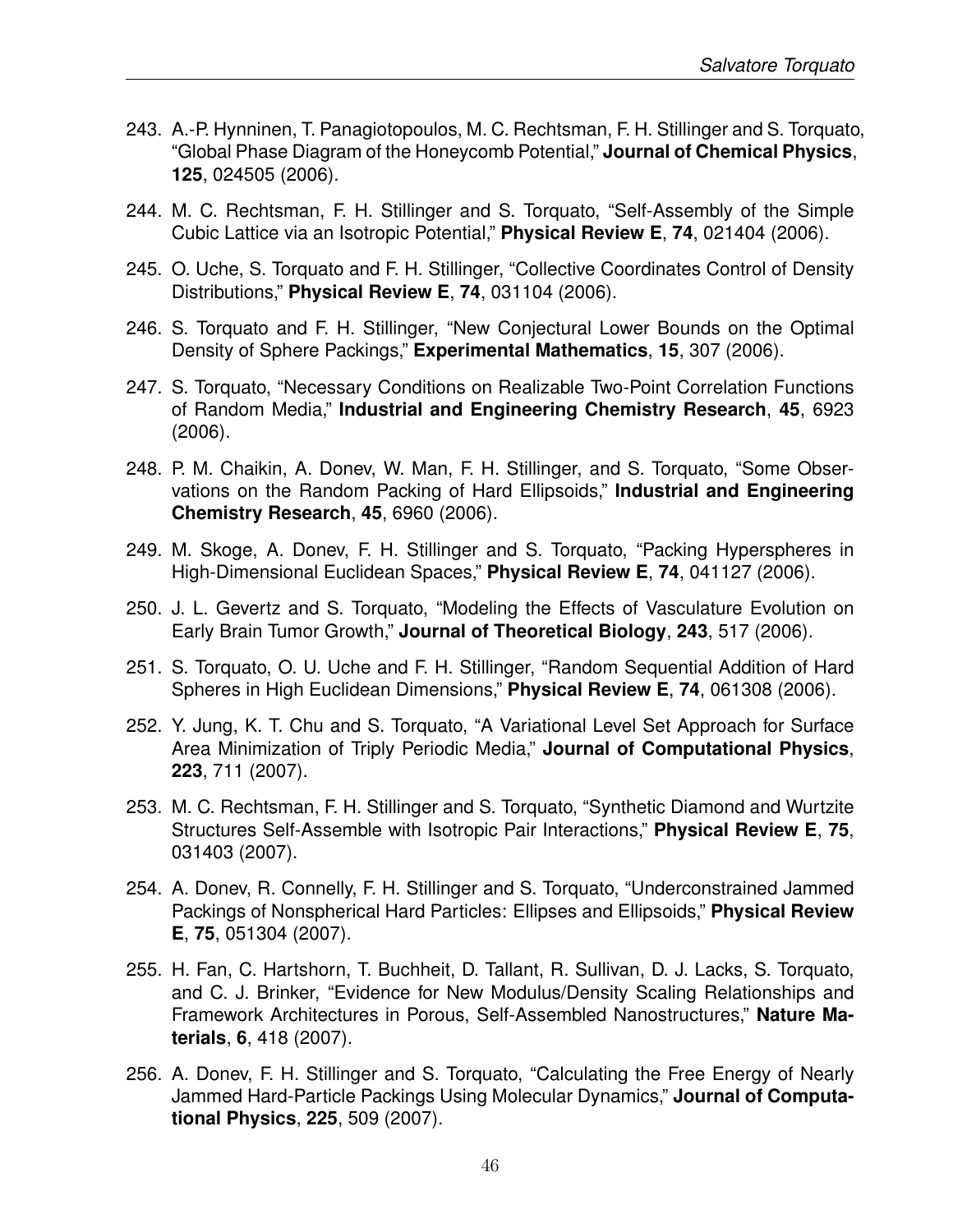243. A.-P. Hynninen, T. Panagiotopoulos, M. C. Rechtsman, F. H. Stillinger and S. Torquato, "Global Phase Diagram of the Honeycomb Potential," **Journal of Chemical Physics**, **125**, 024505 (2006).

244. M. C. Rechtsman, F. H. Stillinger and S. Torquato, "Self-Assembly of the Simple Cubic Lattice via an Isotropic Potential," **Physical Review E**, **74**, 021404 (2006).

245. O. Uche, S. Torquato and F. H. Stillinger, "Collective Coordinates Control of Density Distributions," **Physical Review E**, **74**, 031104 (2006).

246. S. Torquato and F. H. Stillinger, "New Conjectural Lower Bounds on the Optimal Density of Sphere Packings," **Experimental Mathematics**, **15**, 307 (2006).

247. S. Torquato, "Necessary Conditions on Realizable Two-Point Correlation Functions of Random Media," **Industrial and Engineering Chemistry Research**, **45**, 6923 (2006).

248. P. M. Chaikin, A. Donev, W. Man, F. H. Stillinger, and S. Torquato, "Some Observations on the Random Packing of Hard Ellipsoids," **Industrial and Engineering Chemistry Research**, **45**, 6960 (2006).

249. M. Skoge, A. Donev, F. H. Stillinger and S. Torquato, "Packing Hyperspheres in High-Dimensional Euclidean Spaces," **Physical Review E**, **74**, 041127 (2006).

250. J. L. Gevertz and S. Torquato, "Modeling the Effects of Vasculature Evolution on Early Brain Tumor Growth," **Journal of Theoretical Biology**, **243**, 517 (2006).

251. S. Torquato, O. U. Uche and F. H. Stillinger, "Random Sequential Addition of Hard Spheres in High Euclidean Dimensions," **Physical Review E**, **74**, 061308 (2006).

252. Y. Jung, K. T. Chu and S. Torquato, "A Variational Level Set Approach for Surface Area Minimization of Triply Periodic Media," **Journal of Computational Physics**, **223**, 711 (2007).

253. M. C. Rechtsman, F. H. Stillinger and S. Torquato, "Synthetic Diamond and Wurtzite Structures Self-Assemble with Isotropic Pair Interactions," **Physical Review E**, **75**, 031403 (2007).

254. A. Donev, R. Connelly, F. H. Stillinger and S. Torquato, "Underconstrained Jammed Packings of Nonspherical Hard Particles: Ellipses and Ellipsoids," **Physical Review E**, **75**, 051304 (2007).

255. H. Fan, C. Hartshorn, T. Buchheit, D. Tallant, R. Sullivan, D. J. Lacks, S. Torquato, and C. J. Brinker, "Evidence for New Modulus/Density Scaling Relationships and Framework Architectures in Porous, Self-Assembled Nanostructures," **Nature Materials**, **6**, 418 (2007).

256. A. Donev, F. H. Stillinger and S. Torquato, "Calculating the Free Energy of Nearly Jammed Hard-Particle Packings Using Molecular Dynamics," **Journal of Computational Physics**, **225**, 509 (2007).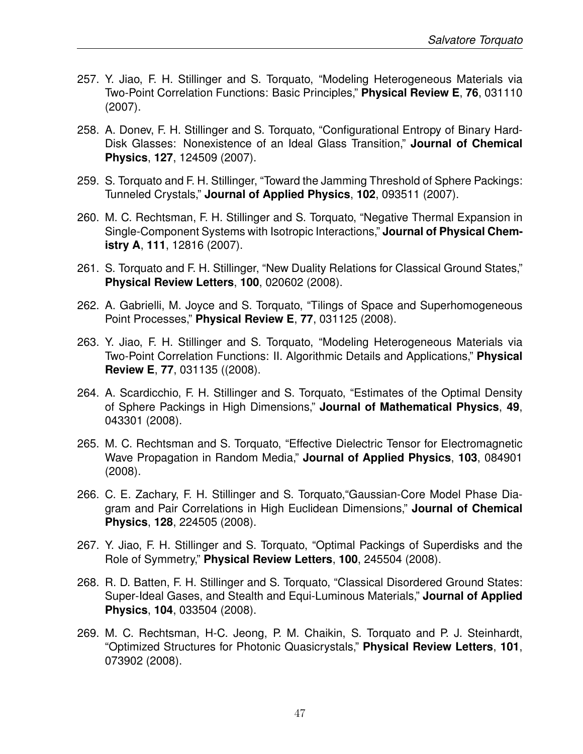257. Y. Jiao, F. H. Stillinger and S. Torquato, "Modeling Heterogeneous Materials via Two-Point Correlation Functions: Basic Principles," **Physical Review E**, **76**, 031110 (2007).

258. A. Donev, F. H. Stillinger and S. Torquato, "Configurational Entropy of Binary Hard-Disk Glasses: Nonexistence of an Ideal Glass Transition," **Journal of Chemical Physics**, **127**, 124509 (2007).

259. S. Torquato and F. H. Stillinger, "Toward the Jamming Threshold of Sphere Packings: Tunneled Crystals," **Journal of Applied Physics**, **102**, 093511 (2007).

260. M. C. Rechtsman, F. H. Stillinger and S. Torquato, "Negative Thermal Expansion in Single-Component Systems with Isotropic Interactions," **Journal of Physical Chemistry A**, **111**, 12816 (2007).

261. S. Torquato and F. H. Stillinger, "New Duality Relations for Classical Ground States," **Physical Review Letters**, **100**, 020602 (2008).

262. A. Gabrielli, M. Joyce and S. Torquato, "Tilings of Space and Superhomogeneous Point Processes," **Physical Review E**, **77**, 031125 (2008).

263. Y. Jiao, F. H. Stillinger and S. Torquato, "Modeling Heterogeneous Materials via Two-Point Correlation Functions: II. Algorithmic Details and Applications," **Physical Review E**, **77**, 031135 ((2008).

264. A. Scardicchio, F. H. Stillinger and S. Torquato, "Estimates of the Optimal Density of Sphere Packings in High Dimensions," **Journal of Mathematical Physics**, **49**, 043301 (2008).

265. M. C. Rechtsman and S. Torquato, "Effective Dielectric Tensor for Electromagnetic Wave Propagation in Random Media," **Journal of Applied Physics**, **103**, 084901 (2008).

266. C. E. Zachary, F. H. Stillinger and S. Torquato,"Gaussian-Core Model Phase Diagram and Pair Correlations in High Euclidean Dimensions," **Journal of Chemical Physics**, **128**, 224505 (2008).

267. Y. Jiao, F. H. Stillinger and S. Torquato, "Optimal Packings of Superdisks and the Role of Symmetry," **Physical Review Letters**, **100**, 245504 (2008).

268. R. D. Batten, F. H. Stillinger and S. Torquato, "Classical Disordered Ground States: Super-Ideal Gases, and Stealth and Equi-Luminous Materials," **Journal of Applied Physics**, **104**, 033504 (2008).

269. M. C. Rechtsman, H-C. Jeong, P. M. Chaikin, S. Torquato and P. J. Steinhardt, "Optimized Structures for Photonic Quasicrystals," **Physical Review Letters**, **101**, 073902 (2008).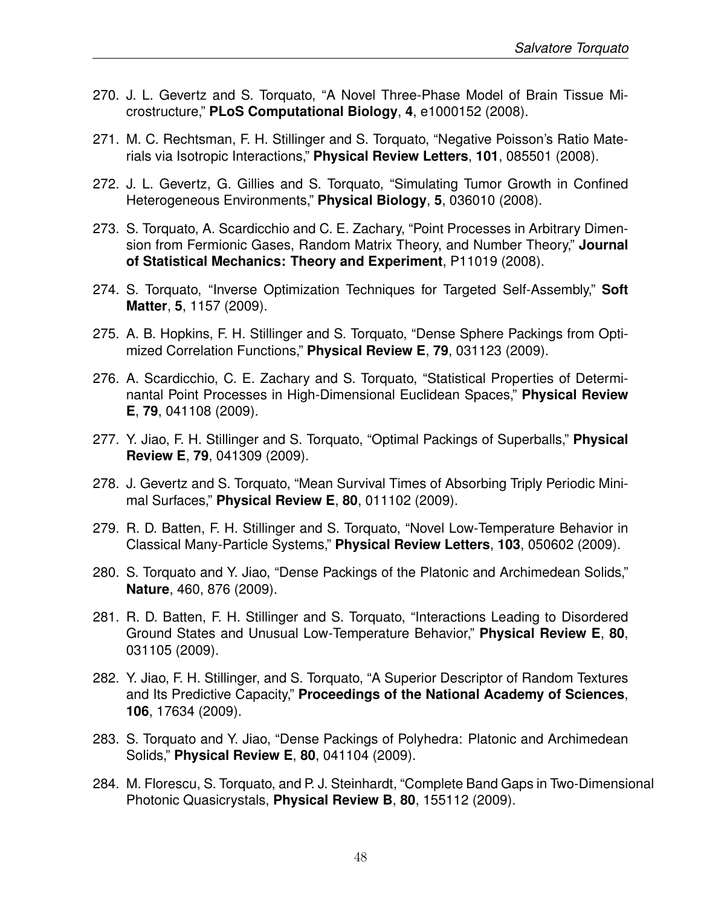270. J. L. Gevertz and S. Torquato, "A Novel Three-Phase Model of Brain Tissue Microstructure," **PLoS Computational Biology**, **4**, e1000152 (2008).

271. M. C. Rechtsman, F. H. Stillinger and S. Torquato, "Negative Poisson's Ratio Materials via Isotropic Interactions," **Physical Review Letters**, **101**, 085501 (2008).

272. J. L. Gevertz, G. Gillies and S. Torquato, "Simulating Tumor Growth in Confined Heterogeneous Environments," **Physical Biology**, **5**, 036010 (2008).

273. S. Torquato, A. Scardicchio and C. E. Zachary, "Point Processes in Arbitrary Dimension from Fermionic Gases, Random Matrix Theory, and Number Theory," **Journal of Statistical Mechanics: Theory and Experiment**, P11019 (2008).

274. S. Torquato, "Inverse Optimization Techniques for Targeted Self-Assembly," **Soft Matter**, **5**, 1157 (2009).

275. A. B. Hopkins, F. H. Stillinger and S. Torquato, "Dense Sphere Packings from Optimized Correlation Functions," **Physical Review E**, **79**, 031123 (2009).

276. A. Scardicchio, C. E. Zachary and S. Torquato, "Statistical Properties of Determinantal Point Processes in High-Dimensional Euclidean Spaces," **Physical Review E**, **79**, 041108 (2009).

277. Y. Jiao, F. H. Stillinger and S. Torquato, "Optimal Packings of Superballs," **Physical Review E**, **79**, 041309 (2009).

278. J. Gevertz and S. Torquato, "Mean Survival Times of Absorbing Triply Periodic Minimal Surfaces," **Physical Review E**, **80**, 011102 (2009).

279. R. D. Batten, F. H. Stillinger and S. Torquato, "Novel Low-Temperature Behavior in Classical Many-Particle Systems," **Physical Review Letters**, **103**, 050602 (2009).

280. S. Torquato and Y. Jiao, "Dense Packings of the Platonic and Archimedean Solids," **Nature**, 460, 876 (2009).

281. R. D. Batten, F. H. Stillinger and S. Torquato, "Interactions Leading to Disordered Ground States and Unusual Low-Temperature Behavior," **Physical Review E**, **80**, 031105 (2009).

282. Y. Jiao, F. H. Stillinger, and S. Torquato, "A Superior Descriptor of Random Textures and Its Predictive Capacity," **Proceedings of the National Academy of Sciences**, **106**, 17634 (2009).

283. S. Torquato and Y. Jiao, "Dense Packings of Polyhedra: Platonic and Archimedean Solids," **Physical Review E**, **80**, 041104 (2009).

284. M. Florescu, S. Torquato, and P. J. Steinhardt, "Complete Band Gaps in Two-Dimensional Photonic Quasicrystals, **Physical Review B**, **80**, 155112 (2009).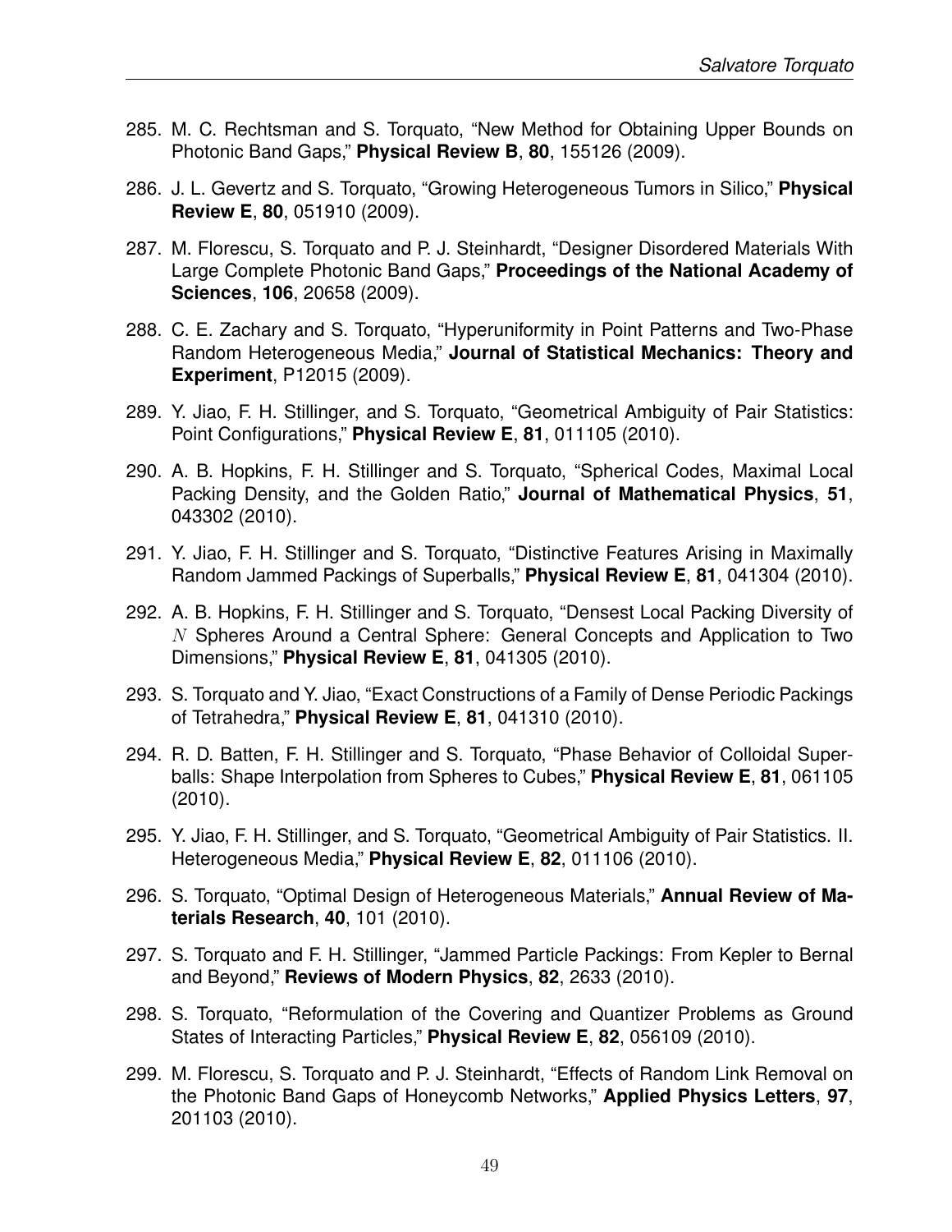285. M. C. Rechtsman and S. Torquato, "New Method for Obtaining Upper Bounds on Photonic Band Gaps," **Physical Review B**, **80**, 155126 (2009).

286. J. L. Gevertz and S. Torquato, "Growing Heterogeneous Tumors in Silico," **Physical Review E**, **80**, 051910 (2009).

287. M. Florescu, S. Torquato and P. J. Steinhardt, "Designer Disordered Materials With Large Complete Photonic Band Gaps," **Proceedings of the National Academy of Sciences**, **106**, 20658 (2009).

288. C. E. Zachary and S. Torquato, "Hyperuniformity in Point Patterns and Two-Phase Random Heterogeneous Media," **Journal of Statistical Mechanics: Theory and Experiment**, P12015 (2009).

289. Y. Jiao, F. H. Stillinger, and S. Torquato, "Geometrical Ambiguity of Pair Statistics: Point Configurations," **Physical Review E**, **81**, 011105 (2010).

290. A. B. Hopkins, F. H. Stillinger and S. Torquato, "Spherical Codes, Maximal Local Packing Density, and the Golden Ratio," **Journal of Mathematical Physics**, **51**, 043302 (2010).

291. Y. Jiao, F. H. Stillinger and S. Torquato, "Distinctive Features Arising in Maximally Random Jammed Packings of Superballs," **Physical Review E**, **81**, 041304 (2010).

292. A. B. Hopkins, F. H. Stillinger and S. Torquato, "Densest Local Packing Diversity of $N$ Spheres Around a Central Sphere: General Concepts and Application to Two Dimensions," **Physical Review E**, **81**, 041305 (2010).

293. S. Torquato and Y. Jiao, "Exact Constructions of a Family of Dense Periodic Packings of Tetrahedra," **Physical Review E**, **81**, 041310 (2010).

294. R. D. Batten, F. H. Stillinger and S. Torquato, "Phase Behavior of Colloidal Superballs: Shape Interpolation from Spheres to Cubes," **Physical Review E**, **81**, 061105 (2010).

295. Y. Jiao, F. H. Stillinger, and S. Torquato, "Geometrical Ambiguity of Pair Statistics. II. Heterogeneous Media," **Physical Review E**, **82**, 011106 (2010).

296. S. Torquato, "Optimal Design of Heterogeneous Materials," **Annual Review of Materials Research**, **40**, 101 (2010).

297. S. Torquato and F. H. Stillinger, "Jammed Particle Packings: From Kepler to Bernal and Beyond," **Reviews of Modern Physics**, **82**, 2633 (2010).

298. S. Torquato, "Reformulation of the Covering and Quantizer Problems as Ground States of Interacting Particles," **Physical Review E**, **82**, 056109 (2010).

299. M. Florescu, S. Torquato and P. J. Steinhardt, "Effects of Random Link Removal on the Photonic Band Gaps of Honeycomb Networks," **Applied Physics Letters**, **97**, 201103 (2010).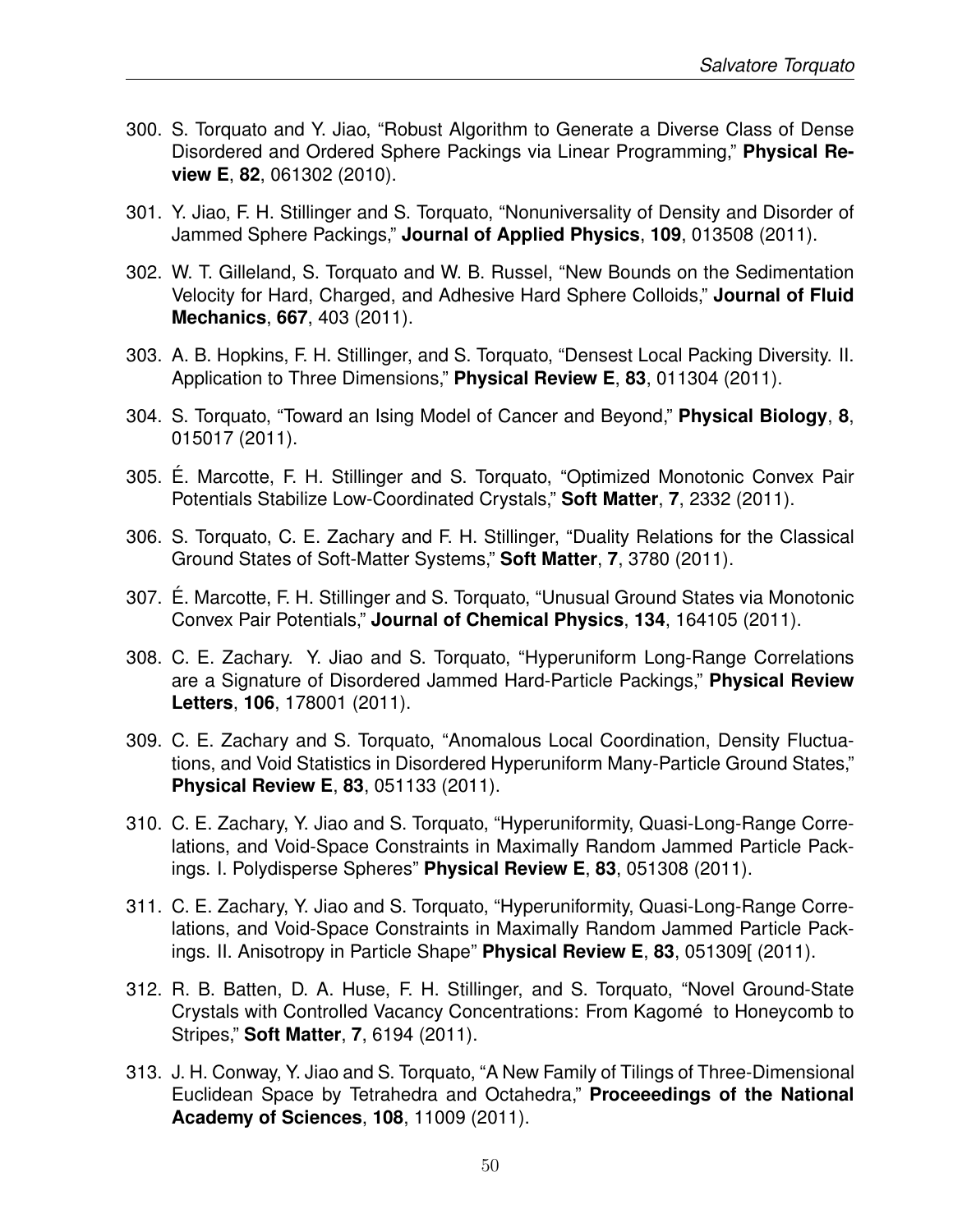300. S. Torquato and Y. Jiao, "Robust Algorithm to Generate a Diverse Class of Dense Disordered and Ordered Sphere Packings via Linear Programming," **Physical Review E**, **82**, 061302 (2010).

301. Y. Jiao, F. H. Stillinger and S. Torquato, "Nonuniversality of Density and Disorder of Jammed Sphere Packings," **Journal of Applied Physics**, **109**, 013508 (2011).

302. W. T. Gilleland, S. Torquato and W. B. Russel, "New Bounds on the Sedimentation Velocity for Hard, Charged, and Adhesive Hard Sphere Colloids," **Journal of Fluid Mechanics**, **667**, 403 (2011).

303. A. B. Hopkins, F. H. Stillinger, and S. Torquato, "Densest Local Packing Diversity. II. Application to Three Dimensions," **Physical Review E**, **83**, 011304 (2011).

304. S. Torquato, "Toward an Ising Model of Cancer and Beyond," **Physical Biology**, **8**, 015017 (2011).

305. É. Marcotte, F. H. Stillinger and S. Torquato, "Optimized Monotonic Convex Pair Potentials Stabilize Low-Coordinated Crystals," **Soft Matter**, **7**, 2332 (2011).

306. S. Torquato, C. E. Zachary and F. H. Stillinger, "Duality Relations for the Classical Ground States of Soft-Matter Systems," **Soft Matter**, **7**, 3780 (2011).

307. É. Marcotte, F. H. Stillinger and S. Torquato, "Unusual Ground States via Monotonic Convex Pair Potentials," **Journal of Chemical Physics**, **134**, 164105 (2011).

308. C. E. Zachary. Y. Jiao and S. Torquato, "Hyperuniform Long-Range Correlations are a Signature of Disordered Jammed Hard-Particle Packings," **Physical Review Letters**, **106**, 178001 (2011).

309. C. E. Zachary and S. Torquato, "Anomalous Local Coordination, Density Fluctuations, and Void Statistics in Disordered Hyperuniform Many-Particle Ground States," **Physical Review E**, **83**, 051133 (2011).

310. C. E. Zachary, Y. Jiao and S. Torquato, "Hyperuniformity, Quasi-Long-Range Correlations, and Void-Space Constraints in Maximally Random Jammed Particle Packings. I. Polydisperse Spheres" **Physical Review E**, **83**, 051308 (2011).

311. C. E. Zachary, Y. Jiao and S. Torquato, "Hyperuniformity, Quasi-Long-Range Correlations, and Void-Space Constraints in Maximally Random Jammed Particle Packings. II. Anisotropy in Particle Shape" **Physical Review E**, **83**, 051309[ (2011).

312. R. B. Batten, D. A. Huse, F. H. Stillinger, and S. Torquato, "Novel Ground-State Crystals with Controlled Vacancy Concentrations: From Kagomé to Honeycomb to Stripes," **Soft Matter**, **7**, 6194 (2011).

313. J. H. Conway, Y. Jiao and S. Torquato, "A New Family of Tilings of Three-Dimensional Euclidean Space by Tetrahedra and Octahedra," **Proceeedings of the National Academy of Sciences**, **108**, 11009 (2011).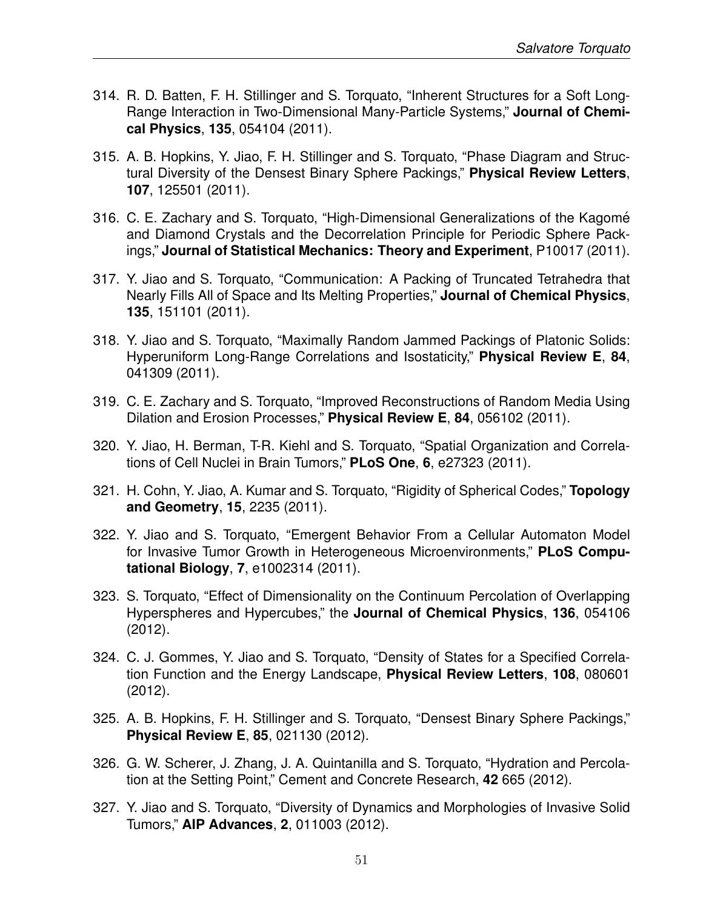314. R. D. Batten, F. H. Stillinger and S. Torquato, "Inherent Structures for a Soft Long-Range Interaction in Two-Dimensional Many-Particle Systems," **Journal of Chemical Physics**, **135**, 054104 (2011).

315. A. B. Hopkins, Y. Jiao, F. H. Stillinger and S. Torquato, "Phase Diagram and Structural Diversity of the Densest Binary Sphere Packings," **Physical Review Letters**, **107**, 125501 (2011).

316. C. E. Zachary and S. Torquato, "High-Dimensional Generalizations of the Kagomé and Diamond Crystals and the Decorrelation Principle for Periodic Sphere Packings," **Journal of Statistical Mechanics: Theory and Experiment**, P10017 (2011).

317. Y. Jiao and S. Torquato, "Communication: A Packing of Truncated Tetrahedra that Nearly Fills All of Space and Its Melting Properties," **Journal of Chemical Physics**, **135**, 151101 (2011).

318. Y. Jiao and S. Torquato, "Maximally Random Jammed Packings of Platonic Solids: Hyperuniform Long-Range Correlations and Isostaticity," **Physical Review E**, **84**, 041309 (2011).

319. C. E. Zachary and S. Torquato, "Improved Reconstructions of Random Media Using Dilation and Erosion Processes," **Physical Review E**, **84**, 056102 (2011).

320. Y. Jiao, H. Berman, T-R. Kiehl and S. Torquato, "Spatial Organization and Correlations of Cell Nuclei in Brain Tumors," **PLoS One**, **6**, e27323 (2011).

321. H. Cohn, Y. Jiao, A. Kumar and S. Torquato, "Rigidity of Spherical Codes," **Topology and Geometry**, **15**, 2235 (2011).

322. Y. Jiao and S. Torquato, "Emergent Behavior From a Cellular Automaton Model for Invasive Tumor Growth in Heterogeneous Microenvironments," **PLoS Computational Biology**, **7**, e1002314 (2011).

323. S. Torquato, "Effect of Dimensionality on the Continuum Percolation of Overlapping Hyperspheres and Hypercubes," the **Journal of Chemical Physics**, **136**, 054106 (2012).

324. C. J. Gommes, Y. Jiao and S. Torquato, "Density of States for a Specified Correlation Function and the Energy Landscape, **Physical Review Letters**, **108**, 080601 (2012).

325. A. B. Hopkins, F. H. Stillinger and S. Torquato, "Densest Binary Sphere Packings," **Physical Review E**, **85**, 021130 (2012).

326. G. W. Scherer, J. Zhang, J. A. Quintanilla and S. Torquato, "Hydration and Percolation at the Setting Point," Cement and Concrete Research, **42** 665 (2012).

327. Y. Jiao and S. Torquato, "Diversity of Dynamics and Morphologies of Invasive Solid Tumors," **AIP Advances**, **2**, 011003 (2012).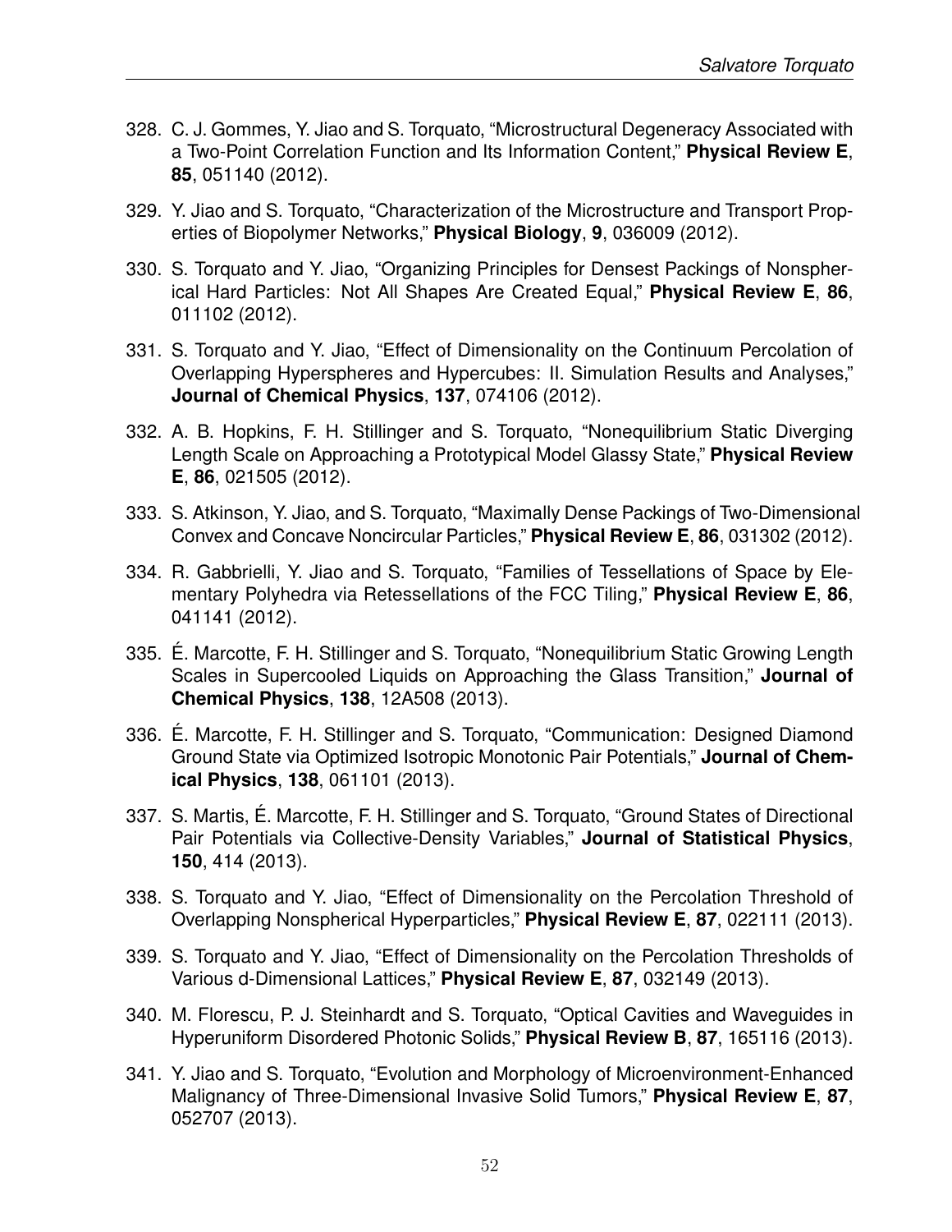328. C. J. Gommes, Y. Jiao and S. Torquato, “Microstructural Degeneracy Associated with a Two-Point Correlation Function and Its Information Content,” **Physical Review E**, **85**, 051140 (2012).

329. Y. Jiao and S. Torquato, “Characterization of the Microstructure and Transport Properties of Biopolymer Networks,” **Physical Biology**, **9**, 036009 (2012).

330. S. Torquato and Y. Jiao, “Organizing Principles for Densest Packings of Nonspherical Hard Particles: Not All Shapes Are Created Equal,” **Physical Review E**, **86**, 011102 (2012).

331. S. Torquato and Y. Jiao, “Effect of Dimensionality on the Continuum Percolation of Overlapping Hyperspheres and Hypercubes: II. Simulation Results and Analyses,” **Journal of Chemical Physics**, **137**, 074106 (2012).

332. A. B. Hopkins, F. H. Stillinger and S. Torquato, “Nonequilibrium Static Diverging Length Scale on Approaching a Prototypical Model Glassy State,” **Physical Review E**, **86**, 021505 (2012).

333. S. Atkinson, Y. Jiao, and S. Torquato, “Maximally Dense Packings of Two-Dimensional Convex and Concave Noncircular Particles,” **Physical Review E**, **86**, 031302 (2012).

334. R. Gabbrielli, Y. Jiao and S. Torquato, “Families of Tessellations of Space by Elementary Polyhedra via Retessellations of the FCC Tiling,” **Physical Review E**, **86**, 041141 (2012).

335. É. Marcotte, F. H. Stillinger and S. Torquato, “Nonequilibrium Static Growing Length Scales in Supercooled Liquids on Approaching the Glass Transition,” **Journal of Chemical Physics**, **138**, 12A508 (2013).

336. É. Marcotte, F. H. Stillinger and S. Torquato, “Communication: Designed Diamond Ground State via Optimized Isotropic Monotonic Pair Potentials,” **Journal of Chemical Physics**, **138**, 061101 (2013).

337. S. Martis, É. Marcotte, F. H. Stillinger and S. Torquato, “Ground States of Directional Pair Potentials via Collective-Density Variables,” **Journal of Statistical Physics**, **150**, 414 (2013).

338. S. Torquato and Y. Jiao, “Effect of Dimensionality on the Percolation Threshold of Overlapping Nonspherical Hyperparticles,” **Physical Review E**, **87**, 022111 (2013).

339. S. Torquato and Y. Jiao, “Effect of Dimensionality on the Percolation Thresholds of Various d-Dimensional Lattices,” **Physical Review E**, **87**, 032149 (2013).

340. M. Florescu, P. J. Steinhardt and S. Torquato, “Optical Cavities and Waveguides in Hyperuniform Disordered Photonic Solids,” **Physical Review B**, **87**, 165116 (2013).

341. Y. Jiao and S. Torquato, “Evolution and Morphology of Microenvironment-Enhanced Malignancy of Three-Dimensional Invasive Solid Tumors,” **Physical Review E**, **87**, 052707 (2013).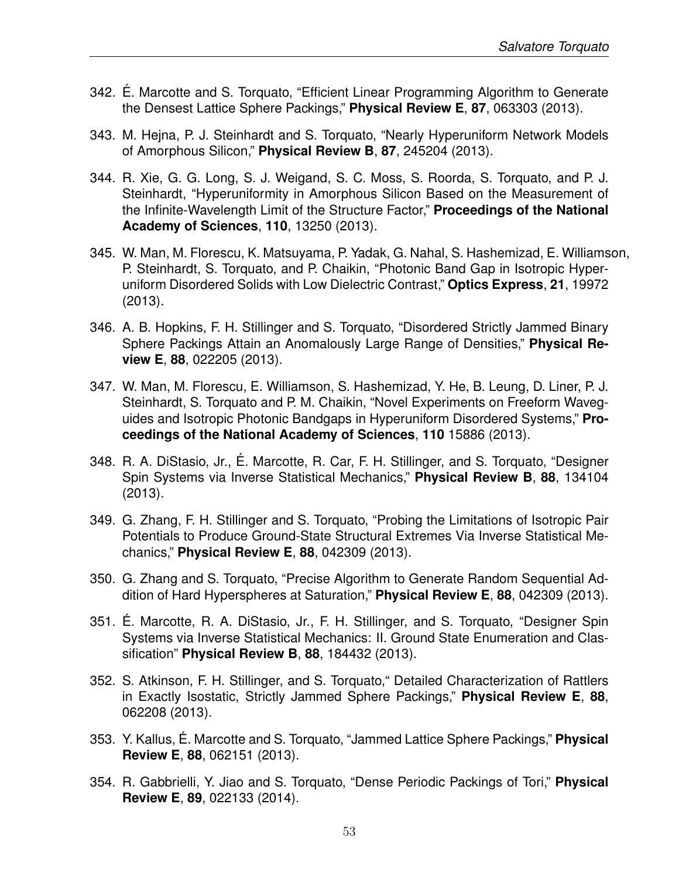342. É. Marcotte and S. Torquato, "Efficient Linear Programming Algorithm to Generate the Densest Lattice Sphere Packings," **Physical Review E**, **87**, 063303 (2013).

343. M. Hejna, P. J. Steinhardt and S. Torquato, "Nearly Hyperuniform Network Models of Amorphous Silicon," **Physical Review B**, **87**, 245204 (2013).

344. R. Xie, G. G. Long, S. J. Weigand, S. C. Moss, S. Roorda, S. Torquato, and P. J. Steinhardt, "Hyperuniformity in Amorphous Silicon Based on the Measurement of the Infinite-Wavelength Limit of the Structure Factor," **Proceedings of the National Academy of Sciences**, **110**, 13250 (2013).

345. W. Man, M. Florescu, K. Matsuyama, P. Yadak, G. Nahal, S. Hashemizad, E. Williamson, P. Steinhardt, S. Torquato, and P. Chaikin, "Photonic Band Gap in Isotropic Hyperuniform Disordered Solids with Low Dielectric Contrast," **Optics Express**, **21**, 19972 (2013).

346. A. B. Hopkins, F. H. Stillinger and S. Torquato, "Disordered Strictly Jammed Binary Sphere Packings Attain an Anomalously Large Range of Densities," **Physical Review E**, **88**, 022205 (2013).

347. W. Man, M. Florescu, E. Williamson, S. Hashemizad, Y. He, B. Leung, D. Liner, P. J. Steinhardt, S. Torquato and P. M. Chaikin, "Novel Experiments on Freeform Waveguides and Isotropic Photonic Bandgaps in Hyperuniform Disordered Systems," **Proceedings of the National Academy of Sciences**, **110** 15886 (2013).

348. R. A. DiStasio, Jr., É. Marcotte, R. Car, F. H. Stillinger, and S. Torquato, "Designer Spin Systems via Inverse Statistical Mechanics," **Physical Review B**, **88**, 134104 (2013).

349. G. Zhang, F. H. Stillinger and S. Torquato, "Probing the Limitations of Isotropic Pair Potentials to Produce Ground-State Structural Extremes Via Inverse Statistical Mechanics," **Physical Review E**, **88**, 042309 (2013).

350. G. Zhang and S. Torquato, "Precise Algorithm to Generate Random Sequential Addition of Hard Hyperspheres at Saturation," **Physical Review E**, **88**, 042309 (2013).

351. É. Marcotte, R. A. DiStasio, Jr., F. H. Stillinger, and S. Torquato, "Designer Spin Systems via Inverse Statistical Mechanics: II. Ground State Enumeration and Classification" **Physical Review B**, **88**, 184432 (2013).

352. S. Atkinson, F. H. Stillinger, and S. Torquato," Detailed Characterization of Rattlers in Exactly Isostatic, Strictly Jammed Sphere Packings," **Physical Review E**, **88**, 062208 (2013).

353. Y. Kallus, É. Marcotte and S. Torquato, "Jammed Lattice Sphere Packings," **Physical Review E**, **88**, 062151 (2013).

354. R. Gabbrielli, Y. Jiao and S. Torquato, "Dense Periodic Packings of Tori," **Physical Review E**, **89**, 022133 (2014).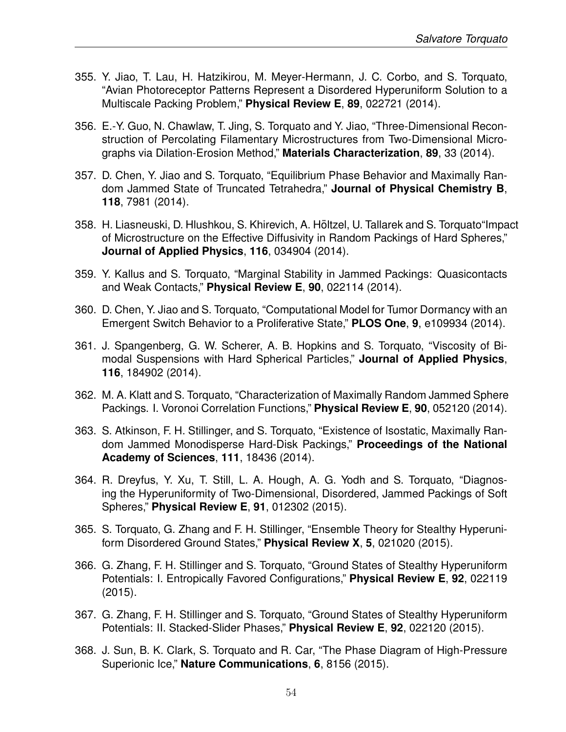355. Y. Jiao, T. Lau, H. Hatzikirou, M. Meyer-Hermann, J. C. Corbo, and S. Torquato, "Avian Photoreceptor Patterns Represent a Disordered Hyperuniform Solution to a Multiscale Packing Problem," **Physical Review E**, **89**, 022721 (2014).

356. E.-Y. Guo, N. Chawlaw, T. Jing, S. Torquato and Y. Jiao, "Three-Dimensional Reconstruction of Percolating Filamentary Microstructures from Two-Dimensional Micrographs via Dilation-Erosion Method," **Materials Characterization**, **89**, 33 (2014).

357. D. Chen, Y. Jiao and S. Torquato, "Equilibrium Phase Behavior and Maximally Random Jammed State of Truncated Tetrahedra," **Journal of Physical Chemistry B**, **118**, 7981 (2014).

358. H. Liasneuski, D. Hlushkou, S. Khirevich, A. Höltzel, U. Tallarek and S. Torquato"Impact of Microstructure on the Effective Diffusivity in Random Packings of Hard Spheres," **Journal of Applied Physics**, **116**, 034904 (2014).

359. Y. Kallus and S. Torquato, "Marginal Stability in Jammed Packings: Quasicontacts and Weak Contacts," **Physical Review E**, **90**, 022114 (2014).

360. D. Chen, Y. Jiao and S. Torquato, "Computational Model for Tumor Dormancy with an Emergent Switch Behavior to a Proliferative State," **PLOS One**, **9**, e109934 (2014).

361. J. Spangenberg, G. W. Scherer, A. B. Hopkins and S. Torquato, "Viscosity of Bimodal Suspensions with Hard Spherical Particles," **Journal of Applied Physics**, **116**, 184902 (2014).

362. M. A. Klatt and S. Torquato, "Characterization of Maximally Random Jammed Sphere Packings. I. Voronoi Correlation Functions," **Physical Review E**, **90**, 052120 (2014).

363. S. Atkinson, F. H. Stillinger, and S. Torquato, "Existence of Isostatic, Maximally Random Jammed Monodisperse Hard-Disk Packings," **Proceedings of the National Academy of Sciences**, **111**, 18436 (2014).

364. R. Dreyfus, Y. Xu, T. Still, L. A. Hough, A. G. Yodh and S. Torquato, "Diagnosing the Hyperuniformity of Two-Dimensional, Disordered, Jammed Packings of Soft Spheres," **Physical Review E**, **91**, 012302 (2015).

365. S. Torquato, G. Zhang and F. H. Stillinger, "Ensemble Theory for Stealthy Hyperuniform Disordered Ground States," **Physical Review X**, **5**, 021020 (2015).

366. G. Zhang, F. H. Stillinger and S. Torquato, "Ground States of Stealthy Hyperuniform Potentials: I. Entropically Favored Configurations," **Physical Review E**, **92**, 022119 (2015).

367. G. Zhang, F. H. Stillinger and S. Torquato, "Ground States of Stealthy Hyperuniform Potentials: II. Stacked-Slider Phases," **Physical Review E**, **92**, 022120 (2015).

368. J. Sun, B. K. Clark, S. Torquato and R. Car, "The Phase Diagram of High-Pressure Superionic Ice," **Nature Communications**, **6**, 8156 (2015).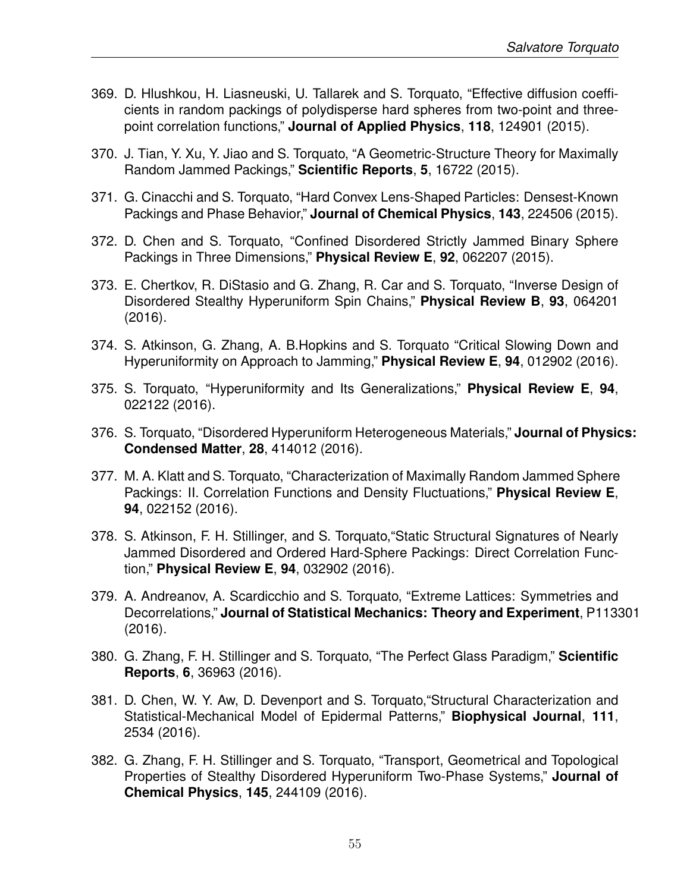369. D. Hlushkou, H. Liasneuski, U. Tallarek and S. Torquato, "Effective diffusion coefficients in random packings of polydisperse hard spheres from two-point and three-point correlation functions," **Journal of Applied Physics**, **118**, 124901 (2015).

370. J. Tian, Y. Xu, Y. Jiao and S. Torquato, "A Geometric-Structure Theory for Maximally Random Jammed Packings," **Scientific Reports**, **5**, 16722 (2015).

371. G. Cinacchi and S. Torquato, "Hard Convex Lens-Shaped Particles: Densest-Known Packings and Phase Behavior," **Journal of Chemical Physics**, **143**, 224506 (2015).

372. D. Chen and S. Torquato, "Confined Disordered Strictly Jammed Binary Sphere Packings in Three Dimensions," **Physical Review E**, **92**, 062207 (2015).

373. E. Chertkov, R. DiStasio and G. Zhang, R. Car and S. Torquato, "Inverse Design of Disordered Stealthy Hyperuniform Spin Chains," **Physical Review B**, **93**, 064201 (2016).

374. S. Atkinson, G. Zhang, A. B.Hopkins and S. Torquato "Critical Slowing Down and Hyperuniformity on Approach to Jamming," **Physical Review E**, **94**, 012902 (2016).

375. S. Torquato, "Hyperuniformity and Its Generalizations," **Physical Review E**, **94**, 022122 (2016).

376. S. Torquato, "Disordered Hyperuniform Heterogeneous Materials," **Journal of Physics: Condensed Matter**, **28**, 414012 (2016).

377. M. A. Klatt and S. Torquato, "Characterization of Maximally Random Jammed Sphere Packings: II. Correlation Functions and Density Fluctuations," **Physical Review E**, **94**, 022152 (2016).

378. S. Atkinson, F. H. Stillinger, and S. Torquato,"Static Structural Signatures of Nearly Jammed Disordered and Ordered Hard-Sphere Packings: Direct Correlation Function," **Physical Review E**, **94**, 032902 (2016).

379. A. Andreanov, A. Scardicchio and S. Torquato, "Extreme Lattices: Symmetries and Decorrelations," **Journal of Statistical Mechanics: Theory and Experiment**, P113301 (2016).

380. G. Zhang, F. H. Stillinger and S. Torquato, "The Perfect Glass Paradigm," **Scientific Reports**, **6**, 36963 (2016).

381. D. Chen, W. Y. Aw, D. Devenport and S. Torquato,"Structural Characterization and Statistical-Mechanical Model of Epidermal Patterns," **Biophysical Journal**, **111**, 2534 (2016).

382. G. Zhang, F. H. Stillinger and S. Torquato, "Transport, Geometrical and Topological Properties of Stealthy Disordered Hyperuniform Two-Phase Systems," **Journal of Chemical Physics**, **145**, 244109 (2016).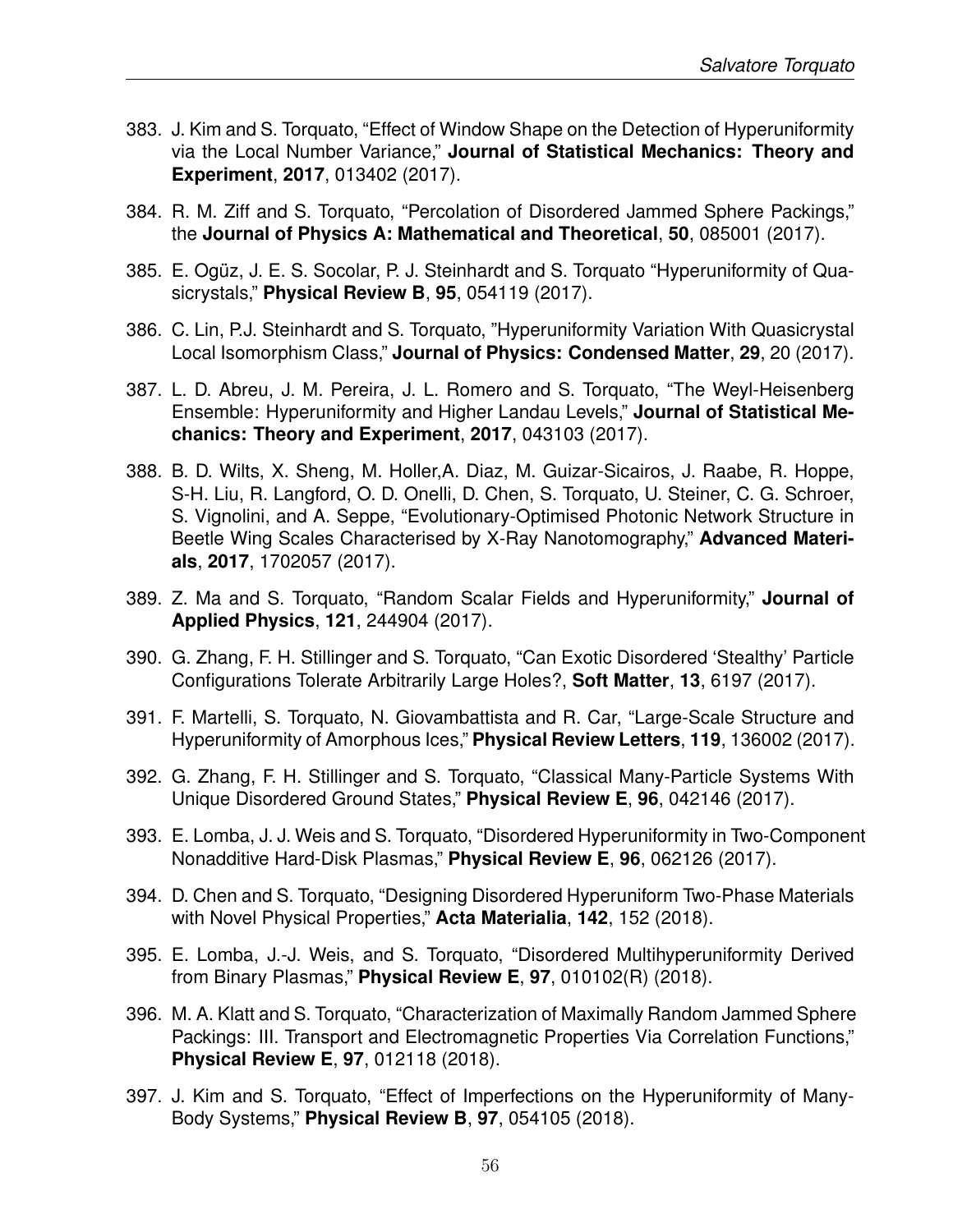383. J. Kim and S. Torquato, "Effect of Window Shape on the Detection of Hyperuniformity via the Local Number Variance," **Journal of Statistical Mechanics: Theory and Experiment**, **2017**, 013402 (2017).

384. R. M. Ziff and S. Torquato, "Percolation of Disordered Jammed Sphere Packings," the **Journal of Physics A: Mathematical and Theoretical**, **50**, 085001 (2017).

385. E. Ogüz, J. E. S. Socolar, P. J. Steinhardt and S. Torquato "Hyperuniformity of Quasicrystals," **Physical Review B**, **95**, 054119 (2017).

386. C. Lin, P.J. Steinhardt and S. Torquato, "Hyperuniformity Variation With Quasicrystal Local Isomorphism Class," **Journal of Physics: Condensed Matter**, **29**, 20 (2017).

387. L. D. Abreu, J. M. Pereira, J. L. Romero and S. Torquato, "The Weyl-Heisenberg Ensemble: Hyperuniformity and Higher Landau Levels," **Journal of Statistical Mechanics: Theory and Experiment**, **2017**, 043103 (2017).

388. B. D. Wilts, X. Sheng, M. Holler,A. Diaz, M. Guizar-Sicairos, J. Raabe, R. Hoppe, S-H. Liu, R. Langford, O. D. Onelli, D. Chen, S. Torquato, U. Steiner, C. G. Schroer, S. Vignolini, and A. Seppe, "Evolutionary-Optimised Photonic Network Structure in Beetle Wing Scales Characterised by X-Ray Nanotomography," **Advanced Materials**, **2017**, 1702057 (2017).

389. Z. Ma and S. Torquato, "Random Scalar Fields and Hyperuniformity," **Journal of Applied Physics**, **121**, 244904 (2017).

390. G. Zhang, F. H. Stillinger and S. Torquato, "Can Exotic Disordered 'Stealthy' Particle Configurations Tolerate Arbitrarily Large Holes?, **Soft Matter**, **13**, 6197 (2017).

391. F. Martelli, S. Torquato, N. Giovambattista and R. Car, "Large-Scale Structure and Hyperuniformity of Amorphous Ices," **Physical Review Letters**, **119**, 136002 (2017).

392. G. Zhang, F. H. Stillinger and S. Torquato, "Classical Many-Particle Systems With Unique Disordered Ground States," **Physical Review E**, **96**, 042146 (2017).

393. E. Lomba, J. J. Weis and S. Torquato, "Disordered Hyperuniformity in Two-Component Nonadditive Hard-Disk Plasmas," **Physical Review E**, **96**, 062126 (2017).

394. D. Chen and S. Torquato, "Designing Disordered Hyperuniform Two-Phase Materials with Novel Physical Properties," **Acta Materialia**, **142**, 152 (2018).

395. E. Lomba, J.-J. Weis, and S. Torquato, "Disordered Multihyperuniformity Derived from Binary Plasmas," **Physical Review E**, **97**, 010102(R) (2018).

396. M. A. Klatt and S. Torquato, "Characterization of Maximally Random Jammed Sphere Packings: III. Transport and Electromagnetic Properties Via Correlation Functions," **Physical Review E**, **97**, 012118 (2018).

397. J. Kim and S. Torquato, "Effect of Imperfections on the Hyperuniformity of Many-Body Systems," **Physical Review B**, **97**, 054105 (2018).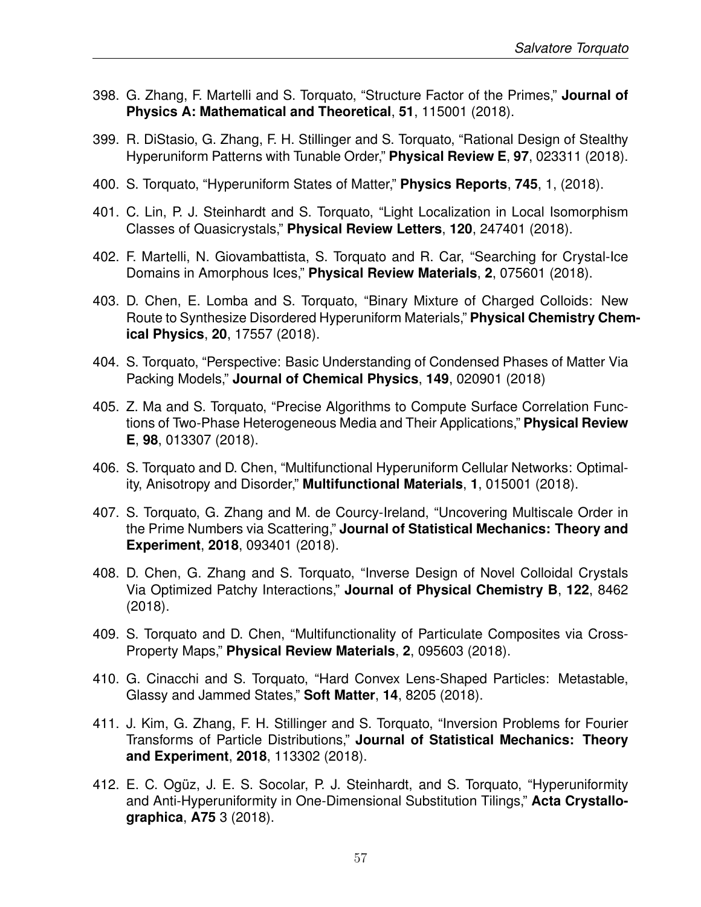398. G. Zhang, F. Martelli and S. Torquato, "Structure Factor of the Primes," **Journal of Physics A: Mathematical and Theoretical**, **51**, 115001 (2018).

399. R. DiStasio, G. Zhang, F. H. Stillinger and S. Torquato, "Rational Design of Stealthy Hyperuniform Patterns with Tunable Order," **Physical Review E**, **97**, 023311 (2018).

400. S. Torquato, "Hyperuniform States of Matter," **Physics Reports**, **745**, 1, (2018).

401. C. Lin, P. J. Steinhardt and S. Torquato, "Light Localization in Local Isomorphism Classes of Quasicrystals," **Physical Review Letters**, **120**, 247401 (2018).

402. F. Martelli, N. Giovambattista, S. Torquato and R. Car, "Searching for Crystal-Ice Domains in Amorphous Ices," **Physical Review Materials**, **2**, 075601 (2018).

403. D. Chen, E. Lomba and S. Torquato, "Binary Mixture of Charged Colloids: New Route to Synthesize Disordered Hyperuniform Materials," **Physical Chemistry Chemical Physics**, **20**, 17557 (2018).

404. S. Torquato, "Perspective: Basic Understanding of Condensed Phases of Matter Via Packing Models," **Journal of Chemical Physics**, **149**, 020901 (2018)

405. Z. Ma and S. Torquato, "Precise Algorithms to Compute Surface Correlation Functions of Two-Phase Heterogeneous Media and Their Applications," **Physical Review E**, **98**, 013307 (2018).

406. S. Torquato and D. Chen, "Multifunctional Hyperuniform Cellular Networks: Optimality, Anisotropy and Disorder," **Multifunctional Materials**, **1**, 015001 (2018).

407. S. Torquato, G. Zhang and M. de Courcy-Ireland, "Uncovering Multiscale Order in the Prime Numbers via Scattering," **Journal of Statistical Mechanics: Theory and Experiment**, **2018**, 093401 (2018).

408. D. Chen, G. Zhang and S. Torquato, "Inverse Design of Novel Colloidal Crystals Via Optimized Patchy Interactions," **Journal of Physical Chemistry B**, **122**, 8462 (2018).

409. S. Torquato and D. Chen, "Multifunctionality of Particulate Composites via Cross-Property Maps," **Physical Review Materials**, **2**, 095603 (2018).

410. G. Cinacchi and S. Torquato, "Hard Convex Lens-Shaped Particles: Metastable, Glassy and Jammed States," **Soft Matter**, **14**, 8205 (2018).

411. J. Kim, G. Zhang, F. H. Stillinger and S. Torquato, "Inversion Problems for Fourier Transforms of Particle Distributions," **Journal of Statistical Mechanics: Theory and Experiment**, **2018**, 113302 (2018).

412. E. C. Ogüz, J. E. S. Socolar, P. J. Steinhardt, and S. Torquato, "Hyperuniformity and Anti-Hyperuniformity in One-Dimensional Substitution Tilings," **Acta Crystallographica**, **A75** 3 (2018).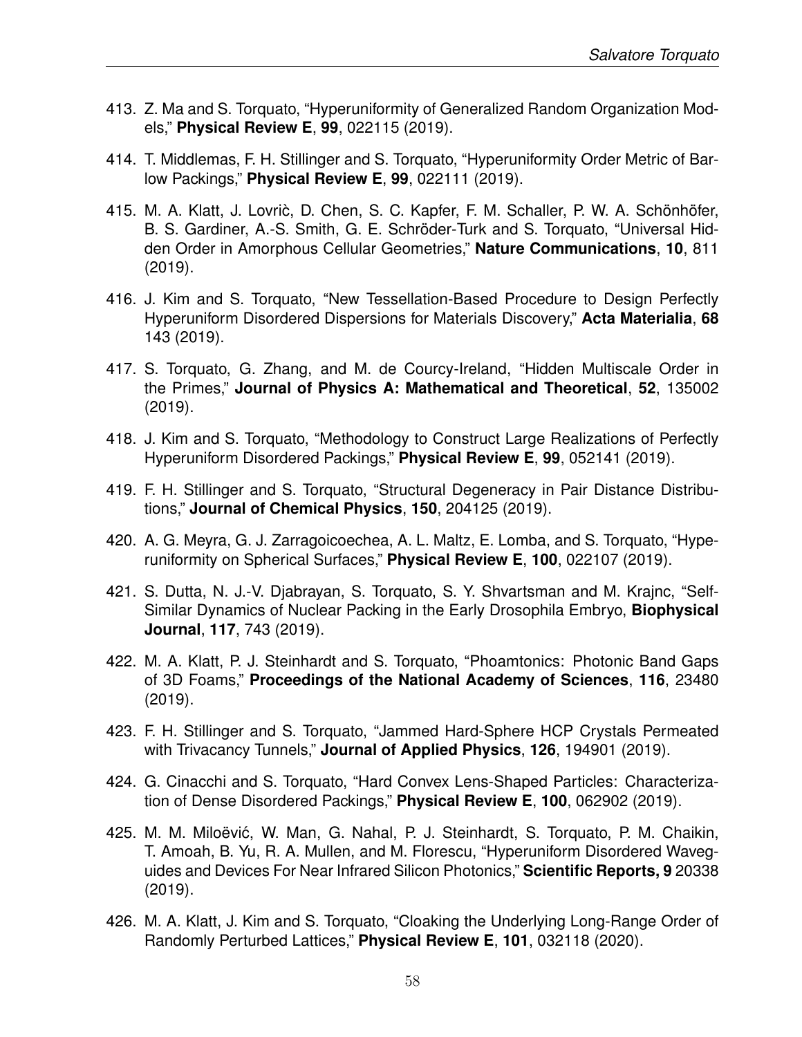413. Z. Ma and S. Torquato, "Hyperuniformity of Generalized Random Organization Models," **Physical Review E**, **99**, 022115 (2019).

414. T. Middlemas, F. H. Stillinger and S. Torquato, "Hyperuniformity Order Metric of Barlow Packings," **Physical Review E**, **99**, 022111 (2019).

415. M. A. Klatt, J. Lovriċ, D. Chen, S. C. Kapfer, F. M. Schaller, P. W. A. Schönhöfer, B. S. Gardiner, A.-S. Smith, G. E. Schröder-Turk and S. Torquato, "Universal Hidden Order in Amorphous Cellular Geometries," **Nature Communications**, **10**, 811 (2019).

416. J. Kim and S. Torquato, "New Tessellation-Based Procedure to Design Perfectly Hyperuniform Disordered Dispersions for Materials Discovery," **Acta Materialia**, **68** 143 (2019).

417. S. Torquato, G. Zhang, and M. de Courcy-Ireland, "Hidden Multiscale Order in the Primes," **Journal of Physics A: Mathematical and Theoretical**, **52**, 135002 (2019).

418. J. Kim and S. Torquato, "Methodology to Construct Large Realizations of Perfectly Hyperuniform Disordered Packings," **Physical Review E**, **99**, 052141 (2019).

419. F. H. Stillinger and S. Torquato, "Structural Degeneracy in Pair Distance Distributions," **Journal of Chemical Physics**, **150**, 204125 (2019).

420. A. G. Meyra, G. J. Zarragoicoechea, A. L. Maltz, E. Lomba, and S. Torquato, "Hyperuniformity on Spherical Surfaces," **Physical Review E**, **100**, 022107 (2019).

421. S. Dutta, N. J.-V. Djabrayan, S. Torquato, S. Y. Shvartsman and M. Krajnc, "Self-Similar Dynamics of Nuclear Packing in the Early Drosophila Embryo, **Biophysical Journal**, **117**, 743 (2019).

422. M. A. Klatt, P. J. Steinhardt and S. Torquato, "Phoamtonics: Photonic Band Gaps of 3D Foams," **Proceedings of the National Academy of Sciences**, **116**, 23480 (2019).

423. F. H. Stillinger and S. Torquato, "Jammed Hard-Sphere HCP Crystals Permeated with Trivacancy Tunnels," **Journal of Applied Physics**, **126**, 194901 (2019).

424. G. Cinacchi and S. Torquato, "Hard Convex Lens-Shaped Particles: Characterization of Dense Disordered Packings," **Physical Review E**, **100**, 062902 (2019).

425. M. M. Miloëvić, W. Man, G. Nahal, P. J. Steinhardt, S. Torquato, P. M. Chaikin, T. Amoah, B. Yu, R. A. Mullen, and M. Florescu, "Hyperuniform Disordered Waveguides and Devices For Near Infrared Silicon Photonics," **Scientific Reports, 9** 20338 (2019).

426. M. A. Klatt, J. Kim and S. Torquato, "Cloaking the Underlying Long-Range Order of Randomly Perturbed Lattices," **Physical Review E**, **101**, 032118 (2020).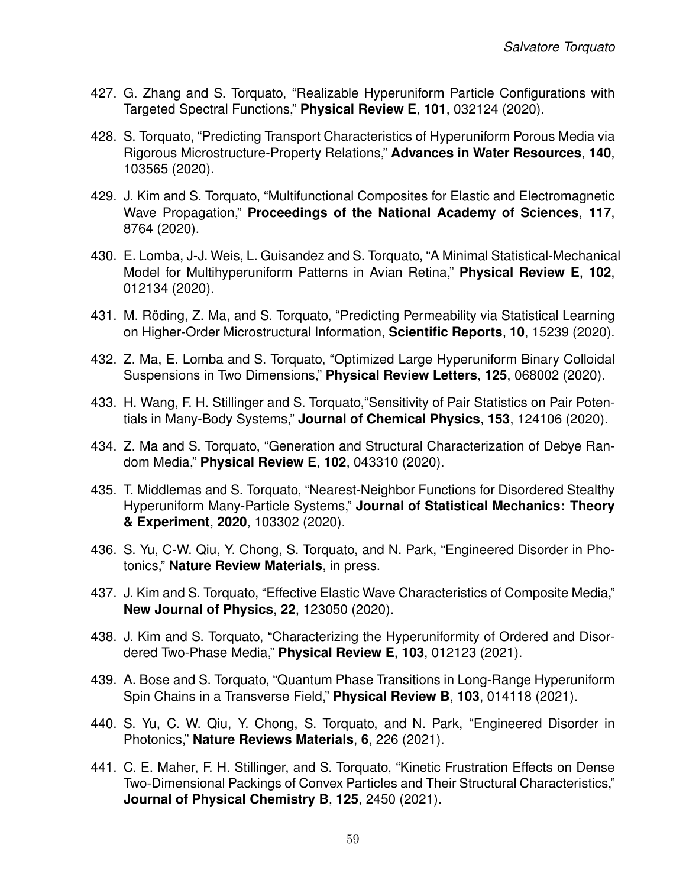427. G. Zhang and S. Torquato, "Realizable Hyperuniform Particle Configurations with Targeted Spectral Functions," **Physical Review E**, **101**, 032124 (2020).

428. S. Torquato, "Predicting Transport Characteristics of Hyperuniform Porous Media via Rigorous Microstructure-Property Relations," **Advances in Water Resources**, **140**, 103565 (2020).

429. J. Kim and S. Torquato, "Multifunctional Composites for Elastic and Electromagnetic Wave Propagation," **Proceedings of the National Academy of Sciences**, **117**, 8764 (2020).

430. E. Lomba, J-J. Weis, L. Guisandez and S. Torquato, "A Minimal Statistical-Mechanical Model for Multihyperuniform Patterns in Avian Retina," **Physical Review E**, **102**, 012134 (2020).

431. M. Röding, Z. Ma, and S. Torquato, "Predicting Permeability via Statistical Learning on Higher-Order Microstructural Information, **Scientific Reports**, **10**, 15239 (2020).

432. Z. Ma, E. Lomba and S. Torquato, "Optimized Large Hyperuniform Binary Colloidal Suspensions in Two Dimensions," **Physical Review Letters**, **125**, 068002 (2020).

433. H. Wang, F. H. Stillinger and S. Torquato,"Sensitivity of Pair Statistics on Pair Potentials in Many-Body Systems," **Journal of Chemical Physics**, **153**, 124106 (2020).

434. Z. Ma and S. Torquato, "Generation and Structural Characterization of Debye Random Media," **Physical Review E**, **102**, 043310 (2020).

435. T. Middlemas and S. Torquato, "Nearest-Neighbor Functions for Disordered Stealthy Hyperuniform Many-Particle Systems," **Journal of Statistical Mechanics: Theory & Experiment**, **2020**, 103302 (2020).

436. S. Yu, C-W. Qiu, Y. Chong, S. Torquato, and N. Park, "Engineered Disorder in Photonics," **Nature Review Materials**, in press.

437. J. Kim and S. Torquato, "Effective Elastic Wave Characteristics of Composite Media," **New Journal of Physics**, **22**, 123050 (2020).

438. J. Kim and S. Torquato, "Characterizing the Hyperuniformity of Ordered and Disordered Two-Phase Media," **Physical Review E**, **103**, 012123 (2021).

439. A. Bose and S. Torquato, "Quantum Phase Transitions in Long-Range Hyperuniform Spin Chains in a Transverse Field," **Physical Review B**, **103**, 014118 (2021).

440. S. Yu, C. W. Qiu, Y. Chong, S. Torquato, and N. Park, "Engineered Disorder in Photonics," **Nature Reviews Materials**, **6**, 226 (2021).

441. C. E. Maher, F. H. Stillinger, and S. Torquato, "Kinetic Frustration Effects on Dense Two-Dimensional Packings of Convex Particles and Their Structural Characteristics," **Journal of Physical Chemistry B**, **125**, 2450 (2021).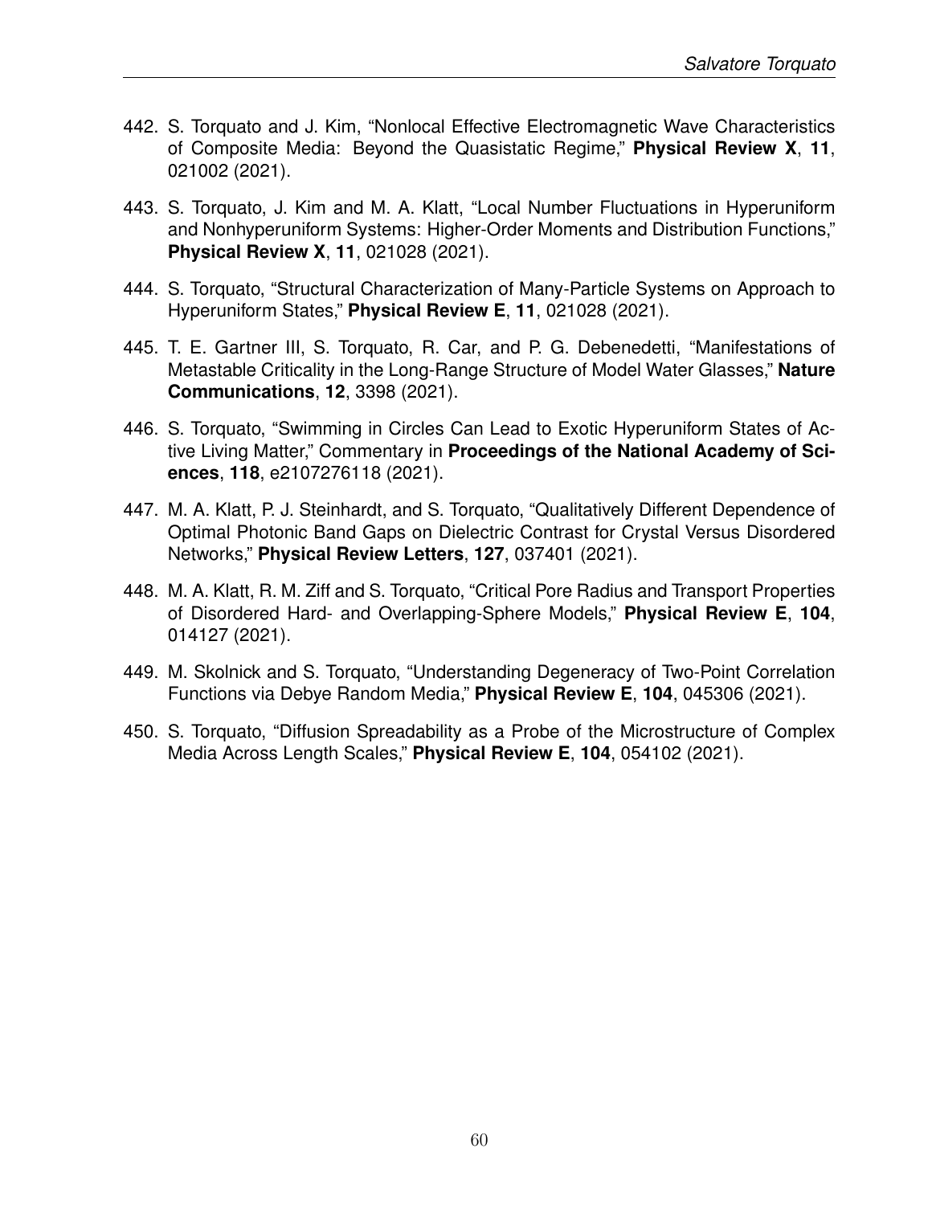442. S. Torquato and J. Kim, "Nonlocal Effective Electromagnetic Wave Characteristics of Composite Media: Beyond the Quasistatic Regime," **Physical Review X**, **11**, 021002 (2021).

443. S. Torquato, J. Kim and M. A. Klatt, "Local Number Fluctuations in Hyperuniform and Nonhyperuniform Systems: Higher-Order Moments and Distribution Functions," **Physical Review X**, **11**, 021028 (2021).

444. S. Torquato, "Structural Characterization of Many-Particle Systems on Approach to Hyperuniform States," **Physical Review E**, **11**, 021028 (2021).

445. T. E. Gartner III, S. Torquato, R. Car, and P. G. Debenedetti, "Manifestations of Metastable Criticality in the Long-Range Structure of Model Water Glasses," **Nature Communications**, **12**, 3398 (2021).

446. S. Torquato, "Swimming in Circles Can Lead to Exotic Hyperuniform States of Active Living Matter," Commentary in **Proceedings of the National Academy of Sciences**, **118**, e2107276118 (2021).

447. M. A. Klatt, P. J. Steinhardt, and S. Torquato, "Qualitatively Different Dependence of Optimal Photonic Band Gaps on Dielectric Contrast for Crystal Versus Disordered Networks," **Physical Review Letters**, **127**, 037401 (2021).

448. M. A. Klatt, R. M. Ziff and S. Torquato, "Critical Pore Radius and Transport Properties of Disordered Hard- and Overlapping-Sphere Models," **Physical Review E**, **104**, 014127 (2021).

449. M. Skolnick and S. Torquato, "Understanding Degeneracy of Two-Point Correlation Functions via Debye Random Media," **Physical Review E**, **104**, 045306 (2021).

450. S. Torquato, "Diffusion Spreadability as a Probe of the Microstructure of Complex Media Across Length Scales," **Physical Review E**, **104**, 054102 (2021).